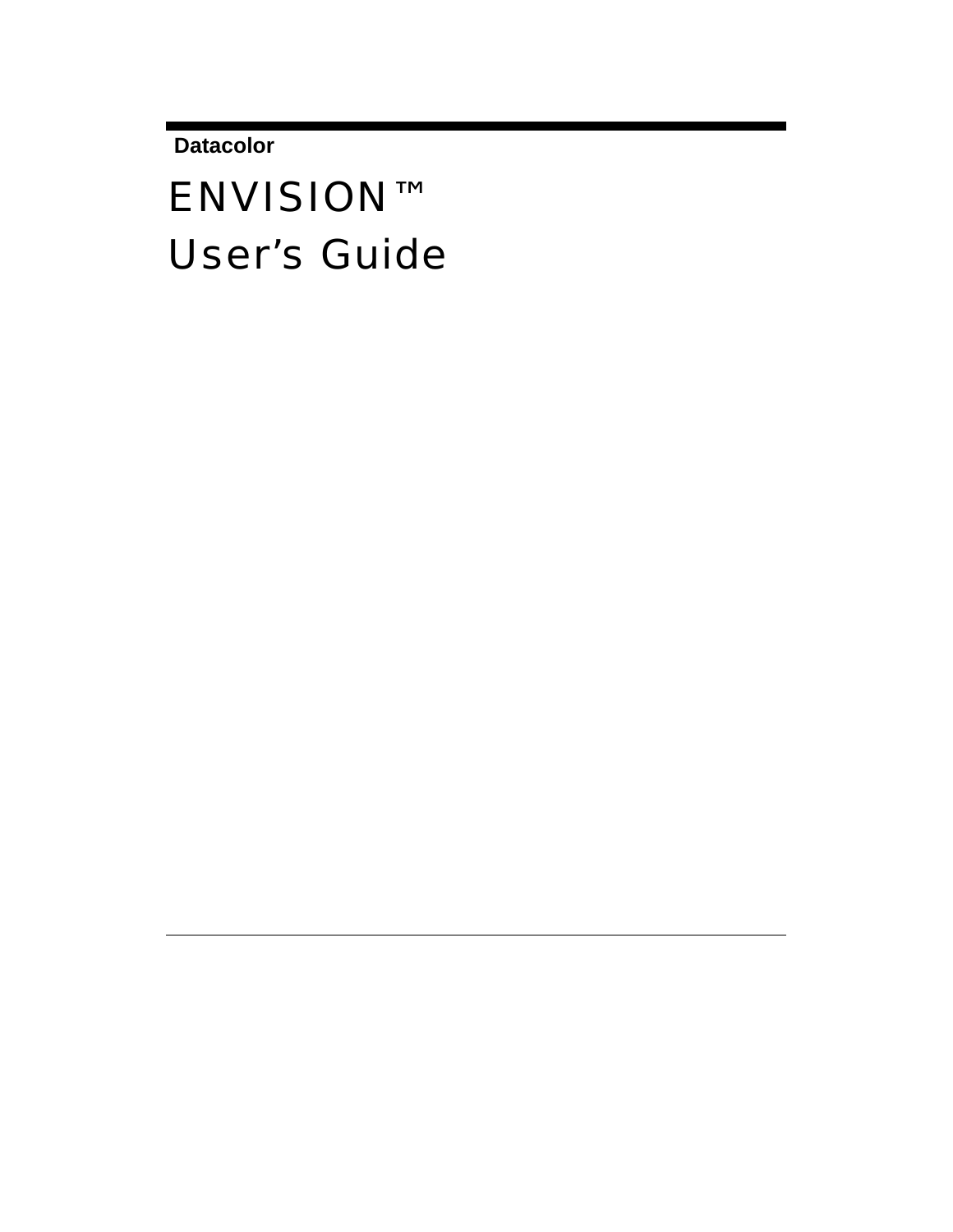**Datacolor**

# ENVISION™
# User's Guide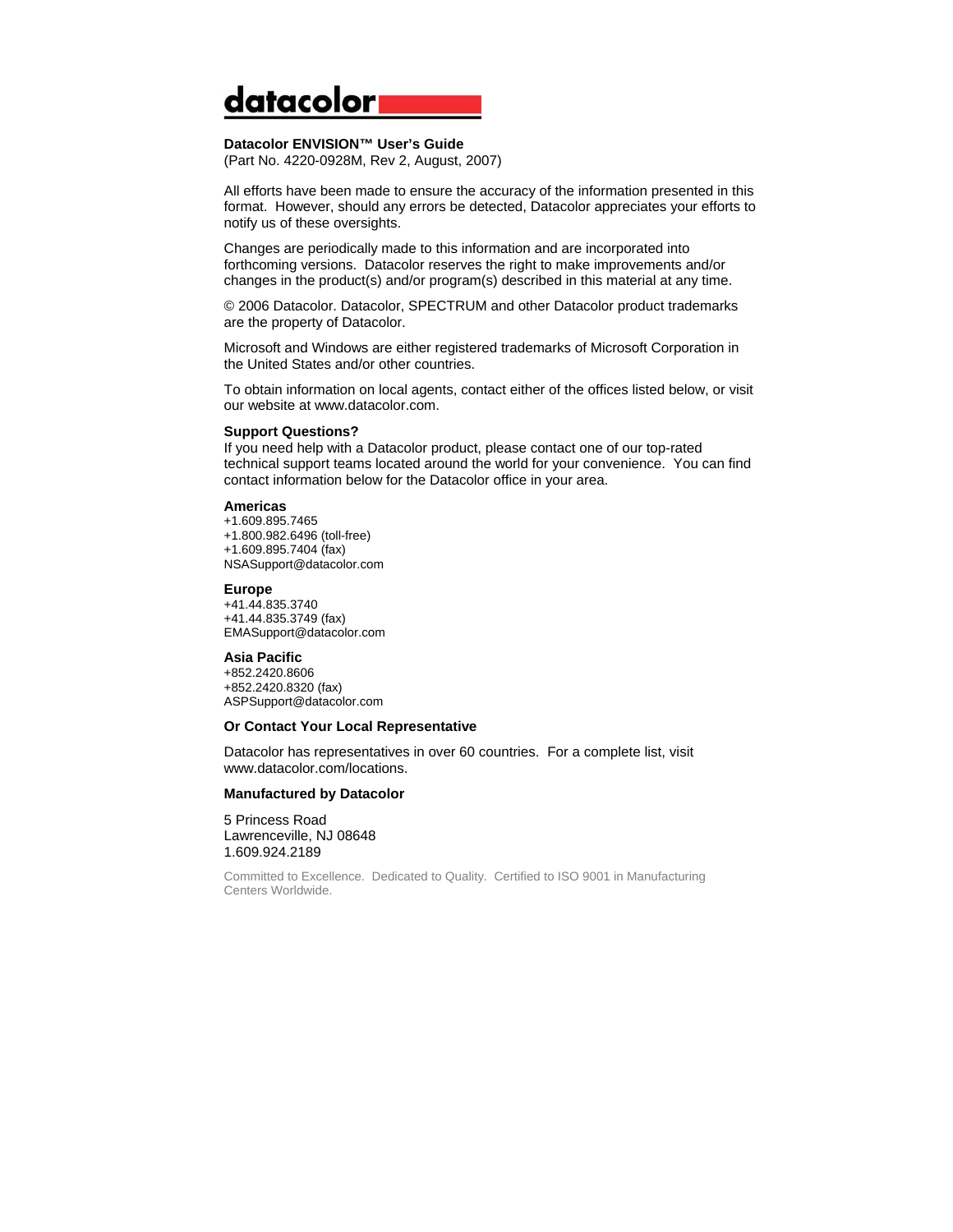**Datacolor ENVISION™ User's Guide**
(Part No. 4220-0928M, Rev 2, August, 2007)

All efforts have been made to ensure the accuracy of the information presented in this format. However, should any errors be detected, Datacolor appreciates your efforts to notify us of these oversights.

Changes are periodically made to this information and are incorporated into forthcoming versions. Datacolor reserves the right to make improvements and/or changes in the product(s) and/or program(s) described in this material at any time.

© 2006 Datacolor. Datacolor, SPECTRUM and other Datacolor product trademarks are the property of Datacolor.

Microsoft and Windows are either registered trademarks of Microsoft Corporation in the United States and/or other countries.

To obtain information on local agents, contact either of the offices listed below, or visit our website at www.datacolor.com.

**Support Questions?**
If you need help with a Datacolor product, please contact one of our top-rated technical support teams located around the world for your convenience. You can find contact information below for the Datacolor office in your area.

**Americas**
+1.609.895.7465
+1.800.982.6496 (toll-free)
+1.609.895.7404 (fax)
NSASupport@datacolor.com

**Europe**
+41.44.835.3740
+41.44.835.3749 (fax)
EMASupport@datacolor.com

**Asia Pacific**
+852.2420.8606
+852.2420.8320 (fax)
ASPSupport@datacolor.com

**Or Contact Your Local Representative**

Datacolor has representatives in over 60 countries. For a complete list, visit www.datacolor.com/locations.

**Manufactured by Datacolor**

5 Princess Road
Lawrenceville, NJ 08648
1.609.924.2189

Committed to Excellence. Dedicated to Quality. Certified to ISO 9001 in Manufacturing Centers Worldwide.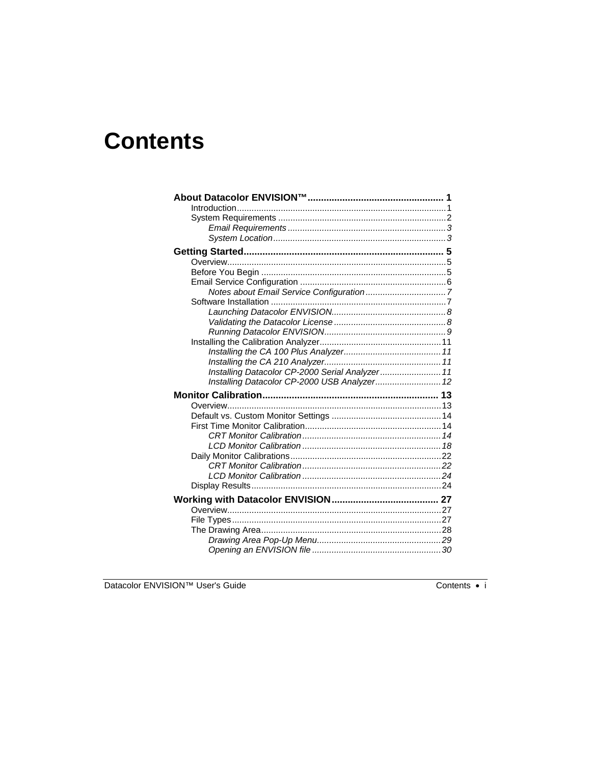# Contents

**About Datacolor ENVISION™ .................................................. 1**

Introduction ..................................................................................... 1

System Requirements ..................................................................... 2

*Email Requirements ................................................................. 3*

*System Location ....................................................................... 3*

**Getting Started .......................................................................... 5**

Overview .......................................................................................... 5

Before You Begin ............................................................................ 5

Email Service Configuration ............................................................ 6

*Notes about Email Service Configuration ................................. 7*

Software Installation ......................................................................... 7

*Launching Datacolor ENVISION ............................................... 8*

*Validating the Datacolor License .............................................. 8*

*Running Datacolor ENVISION .................................................. 9*

Installing the Calibration Analyzer .................................................. 11

*Installing the CA 100 Plus Analyzer ........................................ 11*

*Installing the CA 210 Analyzer ................................................ 11*

*Installing Datacolor CP-2000 Serial Analyzer ......................... 11*

*Installing Datacolor CP-2000 USB Analyzer ........................... 12*

**Monitor Calibration ................................................................. 13**

Overview ........................................................................................ 13

Default vs. Custom Monitor Settings ............................................. 14

First Time Monitor Calibration ........................................................ 14

*CRT Monitor Calibration ......................................................... 14*

*LCD Monitor Calibration ......................................................... 18*

Daily Monitor Calibrations .............................................................. 22

*CRT Monitor Calibration ......................................................... 22*

*LCD Monitor Calibration ......................................................... 24*

Display Results .............................................................................. 24

**Working with Datacolor ENVISION ........................................ 27**

Overview ........................................................................................ 27

File Types ...................................................................................... 27

The Drawing Area .......................................................................... 28

*Drawing Area Pop-Up Menu ................................................... 29*

*Opening an ENVISION file ..................................................... 30*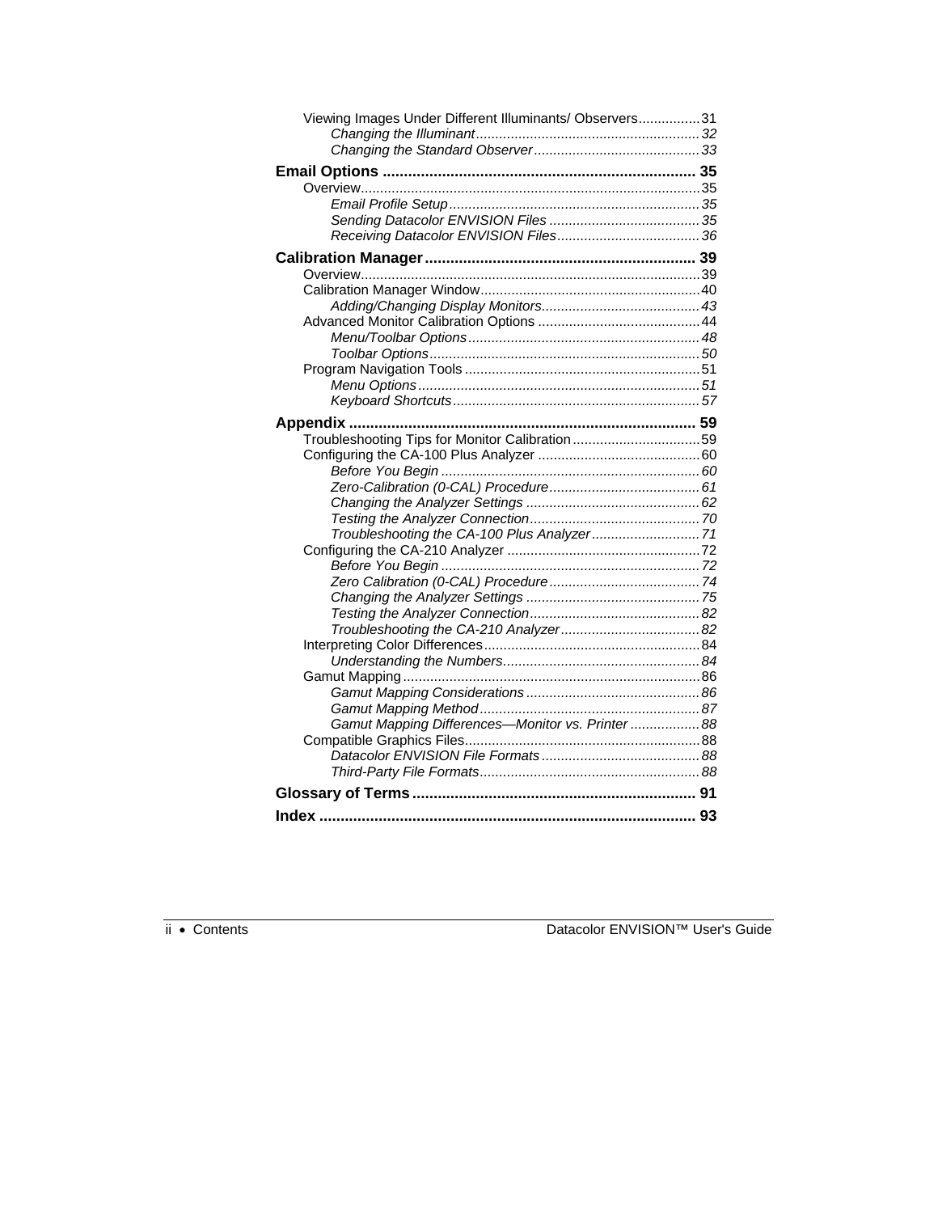Viewing Images Under Different Illuminants/ Observers................31

*Changing the Illuminant*..........................................................*32*

*Changing the Standard Observer*...........................................*33*

**Email Options ......................................................................... 35**

Overview......................................................................................35

*Email Profile Setup*.................................................................*35*

*Sending Datacolor ENVISION Files*.......................................*35*

*Receiving Datacolor ENVISION Files*.....................................*36*

**Calibration Manager............................................................... 39**

Overview......................................................................................39

Calibration Manager Window.........................................................40

*Adding/Changing Display Monitors*.........................................*43*

Advanced Monitor Calibration Options ..........................................44

*Menu/Toolbar Options*............................................................*48*

*Toolbar Options*......................................................................*50*

Program Navigation Tools .............................................................51

*Menu Options*.........................................................................*51*

*Keyboard Shortcuts*................................................................*57*

**Appendix ................................................................................ 59**

Troubleshooting Tips for Monitor Calibration.................................59

Configuring the CA-100 Plus Analyzer ..........................................60

*Before You Begin*...................................................................*60*

*Zero-Calibration (0-CAL) Procedure*.......................................*61*

*Changing the Analyzer Settings*.............................................*62*

*Testing the Analyzer Connection*............................................*70*

*Troubleshooting the CA-100 Plus Analyzer*............................*71*

Configuring the CA-210 Analyzer ..................................................72

*Before You Begin*...................................................................*72*

*Zero Calibration (0-CAL) Procedure*.......................................*74*

*Changing the Analyzer Settings*.............................................*75*

*Testing the Analyzer Connection*............................................*82*

*Troubleshooting the CA-210 Analyzer*....................................*82*

Interpreting Color Differences........................................................84

*Understanding the Numbers*...................................................*84*

Gamut Mapping.............................................................................86

*Gamut Mapping Considerations*.............................................*86*

*Gamut Mapping Method*.........................................................*87*

*Gamut Mapping Differences—Monitor vs. Printer*..................*88*

Compatible Graphics Files.............................................................88

*Datacolor ENVISION File Formats*.........................................*88*

*Third-Party File Formats*.........................................................*88*

**Glossary of Terms.................................................................. 91**

**Index ....................................................................................... 93**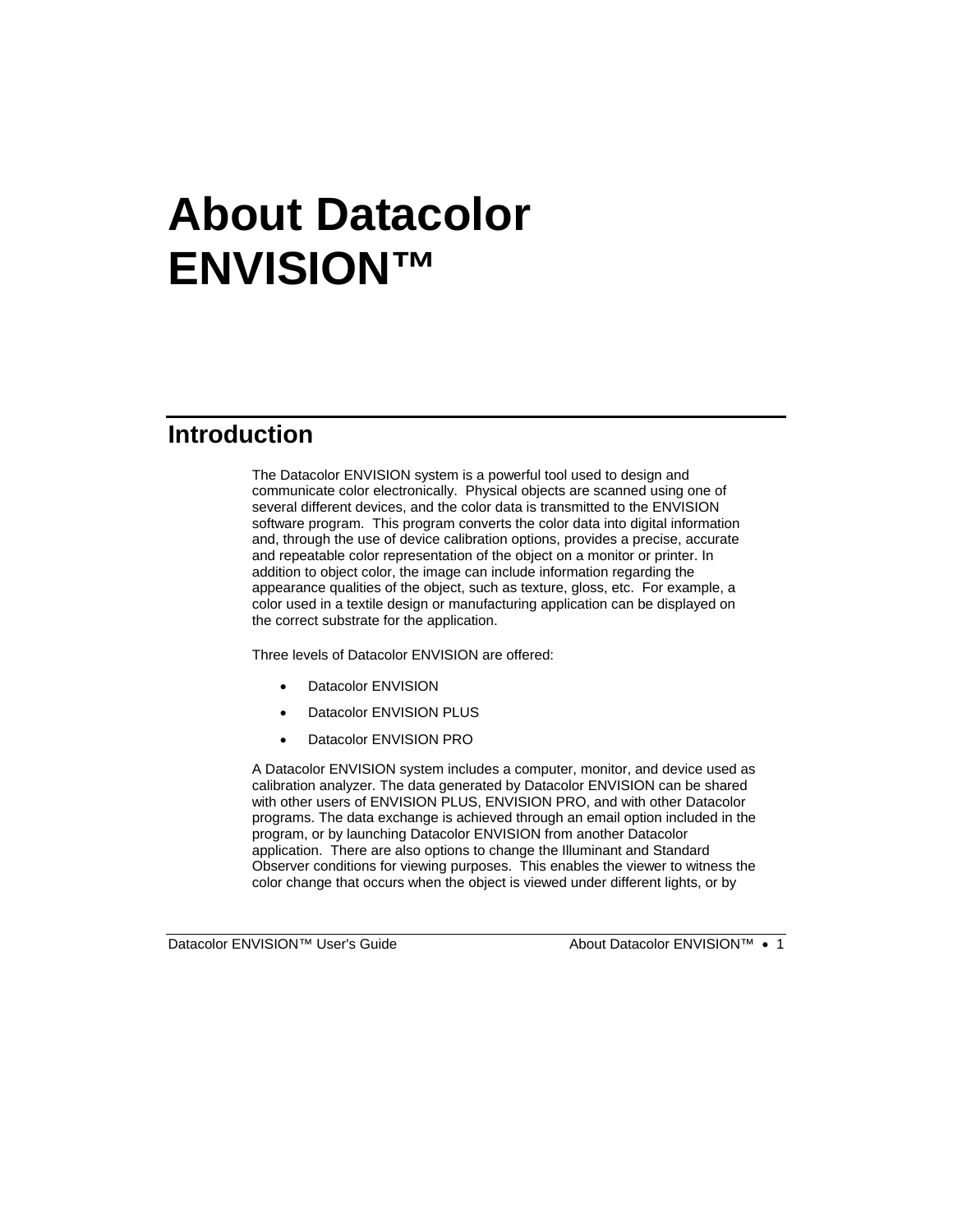# About Datacolor ENVISION™

## Introduction

The Datacolor ENVISION system is a powerful tool used to design and communicate color electronically. Physical objects are scanned using one of several different devices, and the color data is transmitted to the ENVISION software program. This program converts the color data into digital information and, through the use of device calibration options, provides a precise, accurate and repeatable color representation of the object on a monitor or printer. In addition to object color, the image can include information regarding the appearance qualities of the object, such as texture, gloss, etc. For example, a color used in a textile design or manufacturing application can be displayed on the correct substrate for the application.

Three levels of Datacolor ENVISION are offered:

- Datacolor ENVISION
- Datacolor ENVISION PLUS
- Datacolor ENVISION PRO

A Datacolor ENVISION system includes a computer, monitor, and device used as calibration analyzer. The data generated by Datacolor ENVISION can be shared with other users of ENVISION PLUS, ENVISION PRO, and with other Datacolor programs. The data exchange is achieved through an email option included in the program, or by launching Datacolor ENVISION from another Datacolor application. There are also options to change the Illuminant and Standard Observer conditions for viewing purposes. This enables the viewer to witness the color change that occurs when the object is viewed under different lights, or by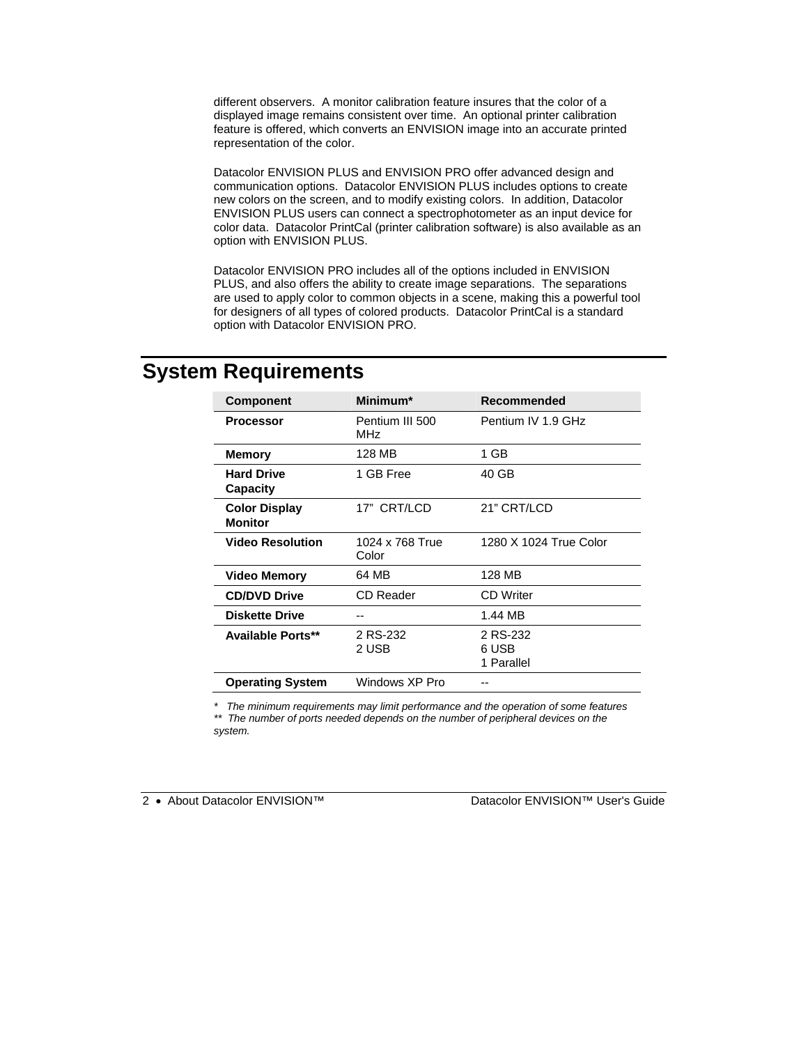different observers. A monitor calibration feature insures that the color of a displayed image remains consistent over time. An optional printer calibration feature is offered, which converts an ENVISION image into an accurate printed representation of the color.

Datacolor ENVISION PLUS and ENVISION PRO offer advanced design and communication options. Datacolor ENVISION PLUS includes options to create new colors on the screen, and to modify existing colors. In addition, Datacolor ENVISION PLUS users can connect a spectrophotometer as an input device for color data. Datacolor PrintCal (printer calibration software) is also available as an option with ENVISION PLUS.

Datacolor ENVISION PRO includes all of the options included in ENVISION PLUS, and also offers the ability to create image separations. The separations are used to apply color to common objects in a scene, making this a powerful tool for designers of all types of colored products. Datacolor PrintCal is a standard option with Datacolor ENVISION PRO.

# System Requirements

| Component | Minimum* | Recommended |
|---|---|---|
| **Processor** | Pentium III 500 MHz | Pentium IV 1.9 GHz |
| **Memory** | 128 MB | 1 GB |
| **Hard Drive Capacity** | 1 GB Free | 40 GB |
| **Color Display Monitor** | 17" CRT/LCD | 21" CRT/LCD |
| **Video Resolution** | 1024 x 768 True Color | 1280 X 1024 True Color |
| **Video Memory** | 64 MB | 128 MB |
| **CD/DVD Drive** | CD Reader | CD Writer |
| **Diskette Drive** | -- | 1.44 MB |
| **Available Ports**** | 2 RS-232<br>2 USB | 2 RS-232<br>6 USB<br>1 Parallel |
| **Operating System** | Windows XP Pro | -- |

*\* The minimum requirements may limit performance and the operation of some features*
*\*\* The number of ports needed depends on the number of peripheral devices on the system.*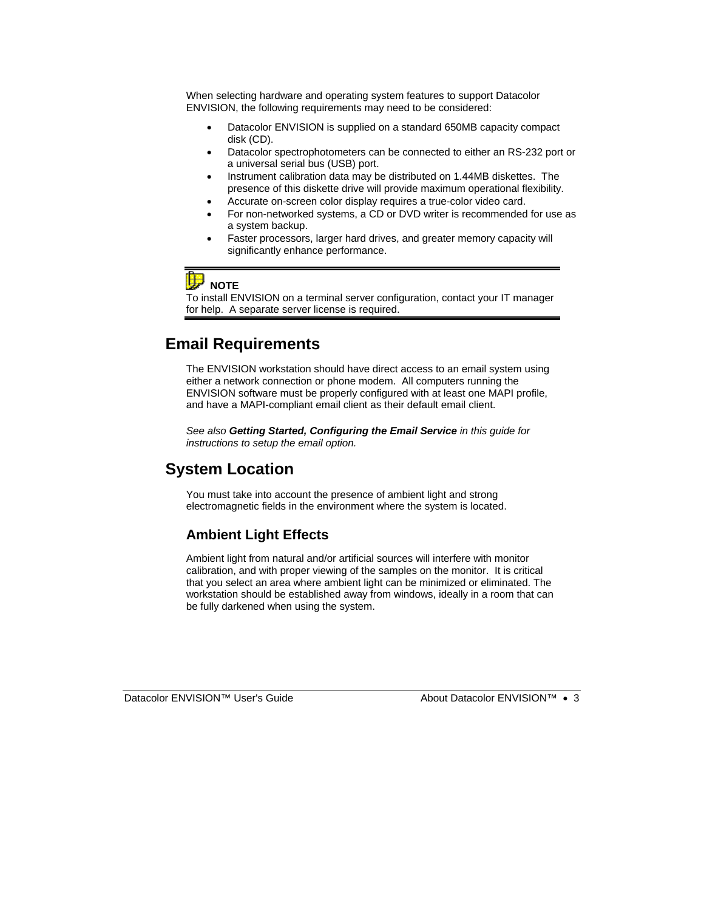When selecting hardware and operating system features to support Datacolor ENVISION, the following requirements may need to be considered:

- Datacolor ENVISION is supplied on a standard 650MB capacity compact disk (CD).
- Datacolor spectrophotometers can be connected to either an RS-232 port or a universal serial bus (USB) port.
- Instrument calibration data may be distributed on 1.44MB diskettes. The presence of this diskette drive will provide maximum operational flexibility.
- Accurate on-screen color display requires a true-color video card.
- For non-networked systems, a CD or DVD writer is recommended for use as a system backup.
- Faster processors, larger hard drives, and greater memory capacity will significantly enhance performance.

---

**NOTE**

To install ENVISION on a terminal server configuration, contact your IT manager for help. A separate server license is required.

---

## Email Requirements

The ENVISION workstation should have direct access to an email system using either a network connection or phone modem. All computers running the ENVISION software must be properly configured with at least one MAPI profile, and have a MAPI-compliant email client as their default email client.

*See also **Getting Started, Configuring the Email Service** in this guide for instructions to setup the email option.*

## System Location

You must take into account the presence of ambient light and strong electromagnetic fields in the environment where the system is located.

### Ambient Light Effects

Ambient light from natural and/or artificial sources will interfere with monitor calibration, and with proper viewing of the samples on the monitor. It is critical that you select an area where ambient light can be minimized or eliminated. The workstation should be established away from windows, ideally in a room that can be fully darkened when using the system.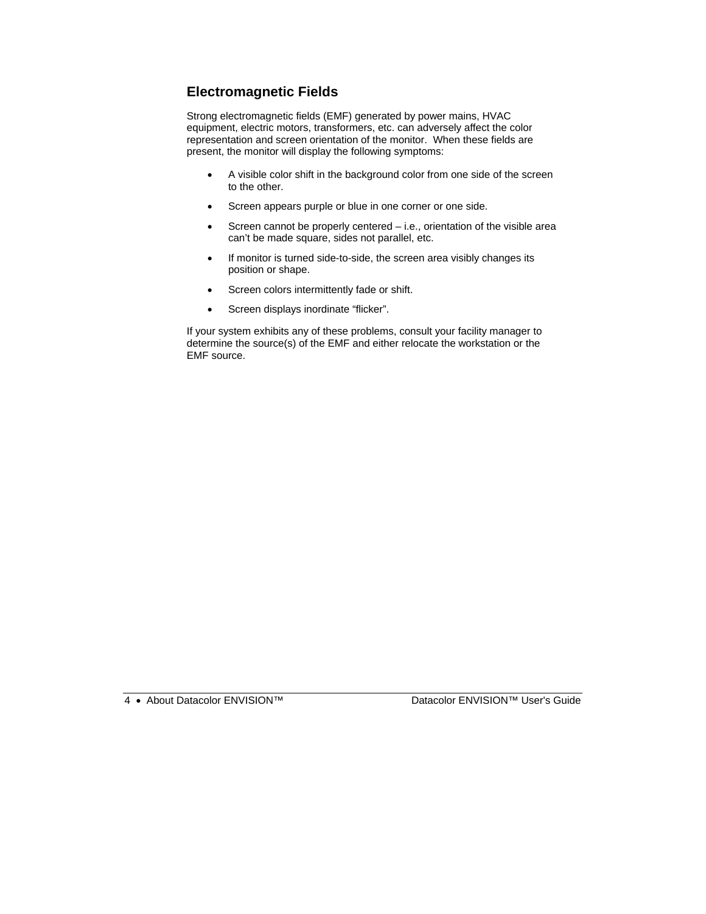## Electromagnetic Fields

Strong electromagnetic fields (EMF) generated by power mains, HVAC equipment, electric motors, transformers, etc. can adversely affect the color representation and screen orientation of the monitor. When these fields are present, the monitor will display the following symptoms:

- A visible color shift in the background color from one side of the screen to the other.
- Screen appears purple or blue in one corner or one side.
- Screen cannot be properly centered – i.e., orientation of the visible area can't be made square, sides not parallel, etc.
- If monitor is turned side-to-side, the screen area visibly changes its position or shape.
- Screen colors intermittently fade or shift.
- Screen displays inordinate "flicker".

If your system exhibits any of these problems, consult your facility manager to determine the source(s) of the EMF and either relocate the workstation or the EMF source.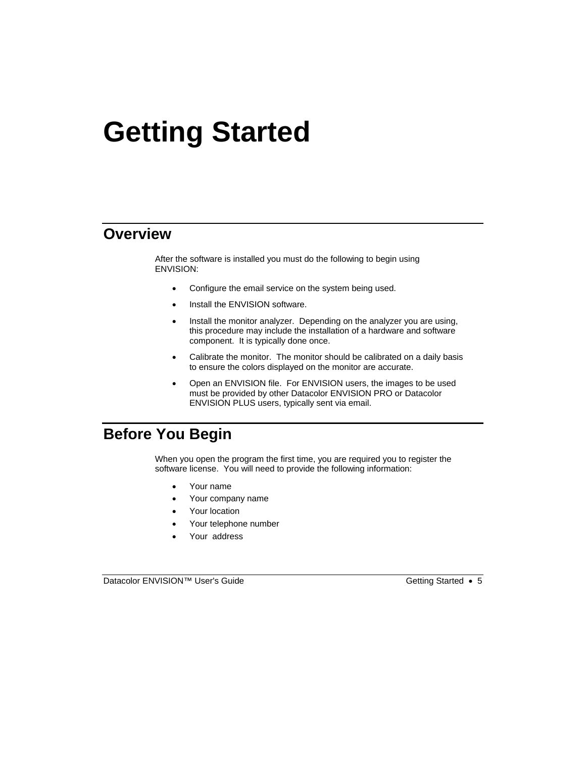# Getting Started

## Overview

After the software is installed you must do the following to begin using ENVISION:

- Configure the email service on the system being used.
- Install the ENVISION software.
- Install the monitor analyzer. Depending on the analyzer you are using, this procedure may include the installation of a hardware and software component. It is typically done once.
- Calibrate the monitor. The monitor should be calibrated on a daily basis to ensure the colors displayed on the monitor are accurate.
- Open an ENVISION file. For ENVISION users, the images to be used must be provided by other Datacolor ENVISION PRO or Datacolor ENVISION PLUS users, typically sent via email.

## Before You Begin

When you open the program the first time, you are required you to register the software license. You will need to provide the following information:

- Your name
- Your company name
- Your location
- Your telephone number
- Your address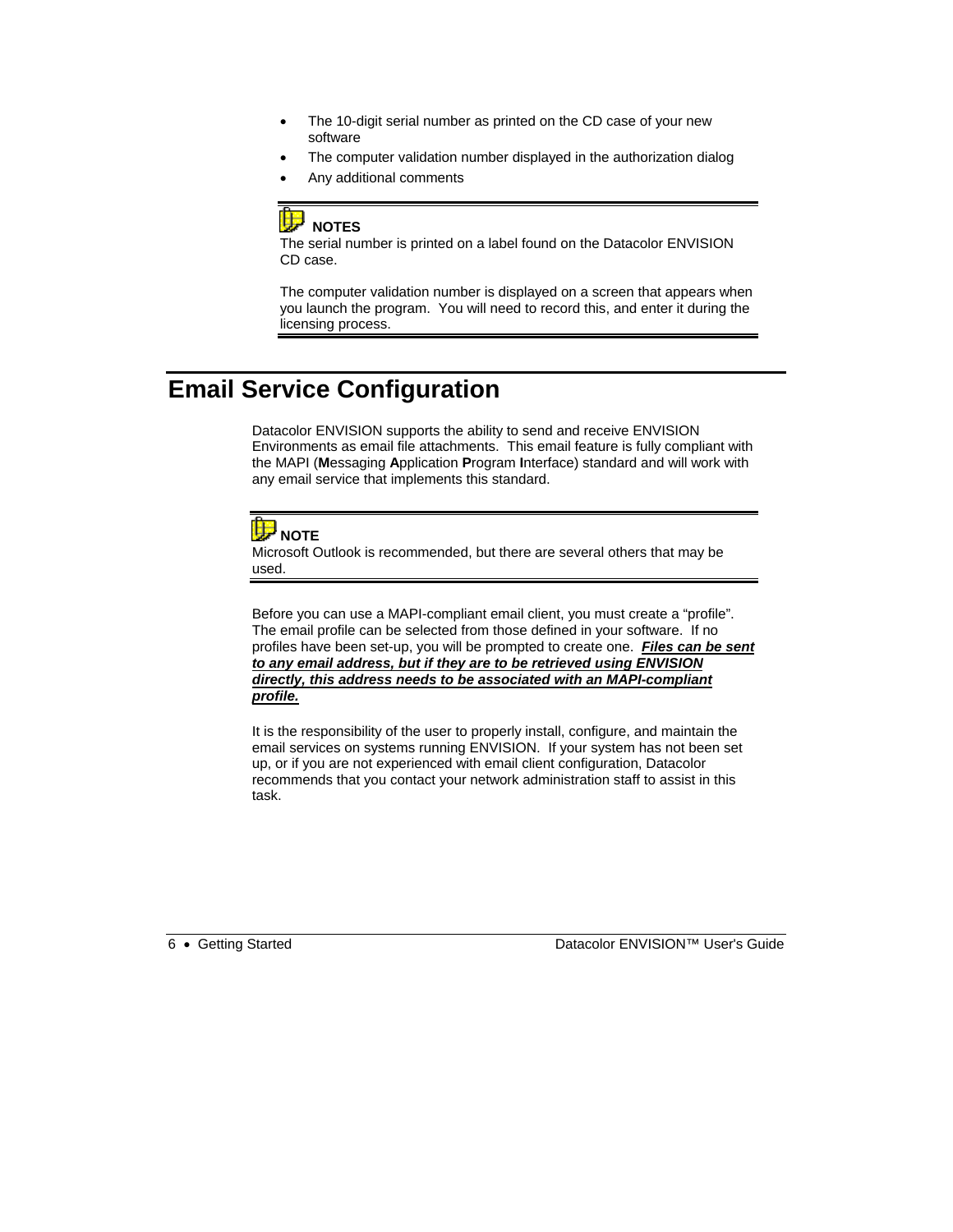- The 10-digit serial number as printed on the CD case of your new software
- The computer validation number displayed in the authorization dialog
- Any additional comments

**NOTES**

The serial number is printed on a label found on the Datacolor ENVISION CD case.

The computer validation number is displayed on a screen that appears when you launch the program. You will need to record this, and enter it during the licensing process.

# Email Service Configuration

Datacolor ENVISION supports the ability to send and receive ENVISION Environments as email file attachments. This email feature is fully compliant with the MAPI (**M**essaging **A**pplication **P**rogram **I**nterface) standard and will work with any email service that implements this standard.

**NOTE**

Microsoft Outlook is recommended, but there are several others that may be used.

Before you can use a MAPI-compliant email client, you must create a "profile". The email profile can be selected from those defined in your software. If no profiles have been set-up, you will be prompted to create one. ***Files can be sent to any email address, but if they are to be retrieved using ENVISION directly, this address needs to be associated with an MAPI-compliant profile.***

It is the responsibility of the user to properly install, configure, and maintain the email services on systems running ENVISION. If your system has not been set up, or if you are not experienced with email client configuration, Datacolor recommends that you contact your network administration staff to assist in this task.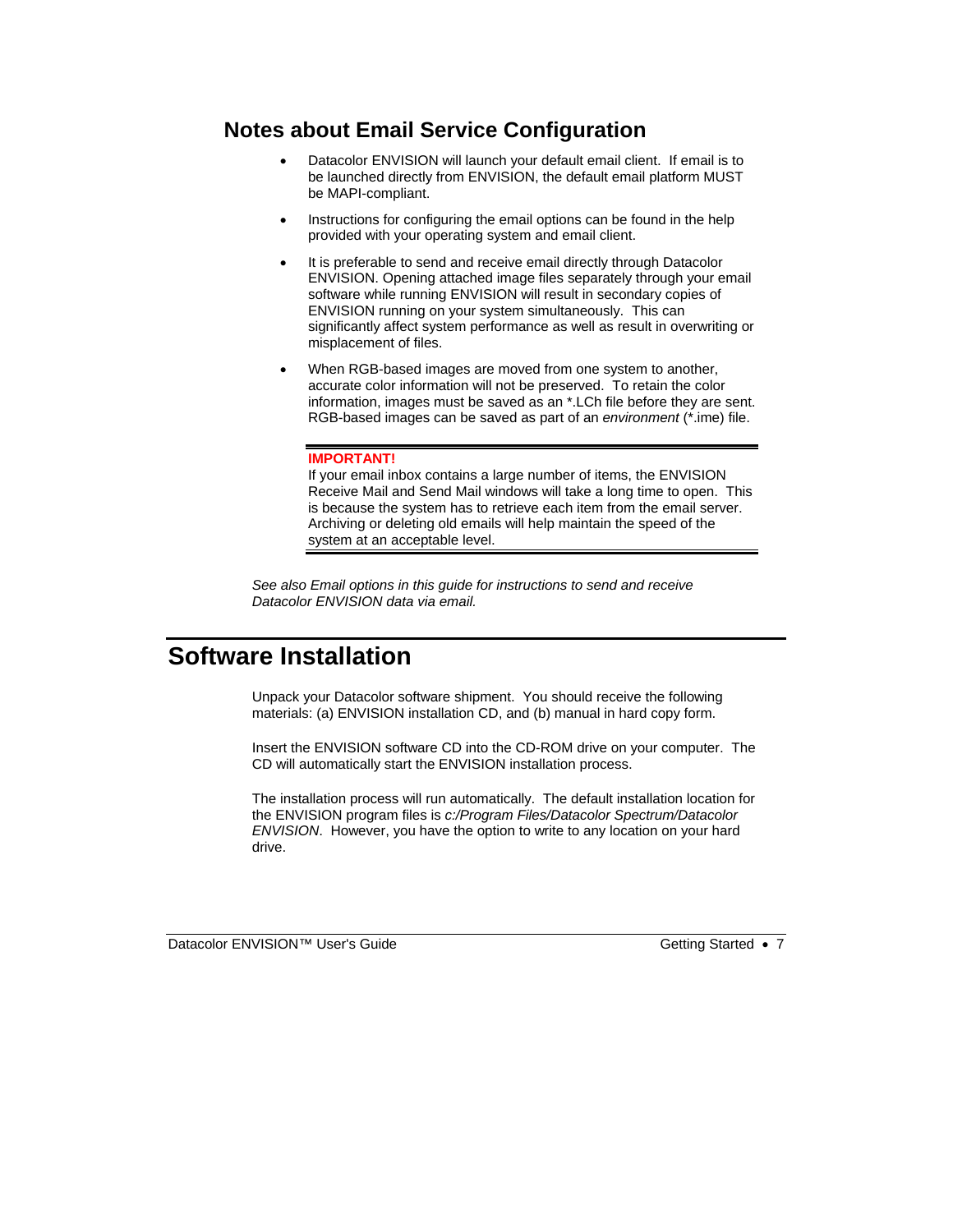## Notes about Email Service Configuration

- Datacolor ENVISION will launch your default email client. If email is to be launched directly from ENVISION, the default email platform MUST be MAPI-compliant.
- Instructions for configuring the email options can be found in the help provided with your operating system and email client.
- It is preferable to send and receive email directly through Datacolor ENVISION. Opening attached image files separately through your email software while running ENVISION will result in secondary copies of ENVISION running on your system simultaneously. This can significantly affect system performance as well as result in overwriting or misplacement of files.
- When RGB-based images are moved from one system to another, accurate color information will not be preserved. To retain the color information, images must be saved as an *.LCh file before they are sent. RGB-based images can be saved as part of an *environment* (*.ime) file.

**IMPORTANT!**
If your email inbox contains a large number of items, the ENVISION Receive Mail and Send Mail windows will take a long time to open. This is because the system has to retrieve each item from the email server. Archiving or deleting old emails will help maintain the speed of the system at an acceptable level.

*See also Email options in this guide for instructions to send and receive Datacolor ENVISION data via email.*

# Software Installation

Unpack your Datacolor software shipment. You should receive the following materials: (a) ENVISION installation CD, and (b) manual in hard copy form.

Insert the ENVISION software CD into the CD-ROM drive on your computer. The CD will automatically start the ENVISION installation process.

The installation process will run automatically. The default installation location for the ENVISION program files is *c:/Program Files/Datacolor Spectrum/Datacolor ENVISION*. However, you have the option to write to any location on your hard drive.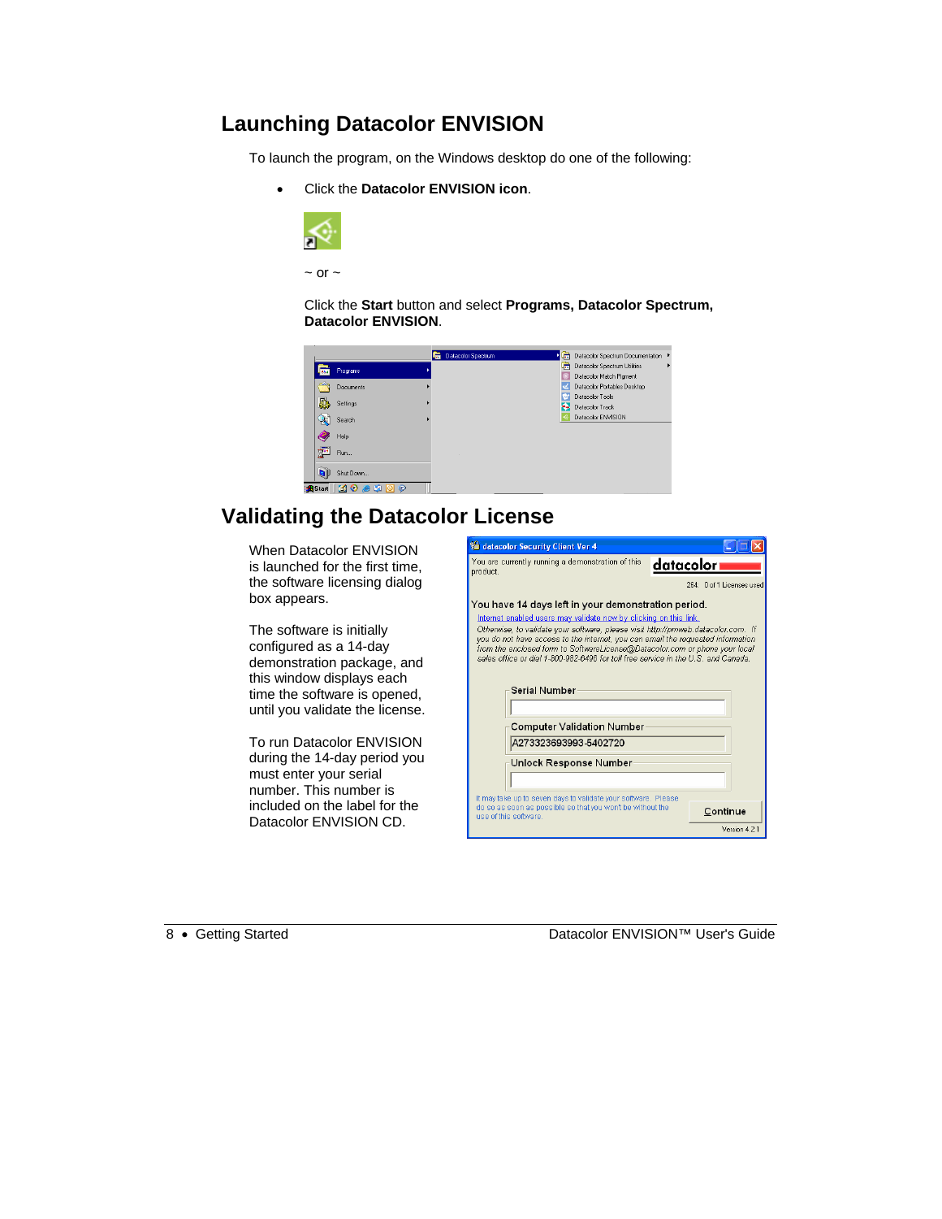## Launching Datacolor ENVISION

To launch the program, on the Windows desktop do one of the following:

- Click the **Datacolor ENVISION icon**.

  ~ or ~

  Click the **Start** button and select **Programs, Datacolor Spectrum, Datacolor ENVISION**.

## Validating the Datacolor License

When Datacolor ENVISION is launched for the first time, the software licensing dialog box appears.

The software is initially configured as a 14-day demonstration package, and this window displays each time the software is opened, until you validate the license.

To run Datacolor ENVISION during the 14-day period you must enter your serial number. This number is included on the label for the Datacolor ENVISION CD.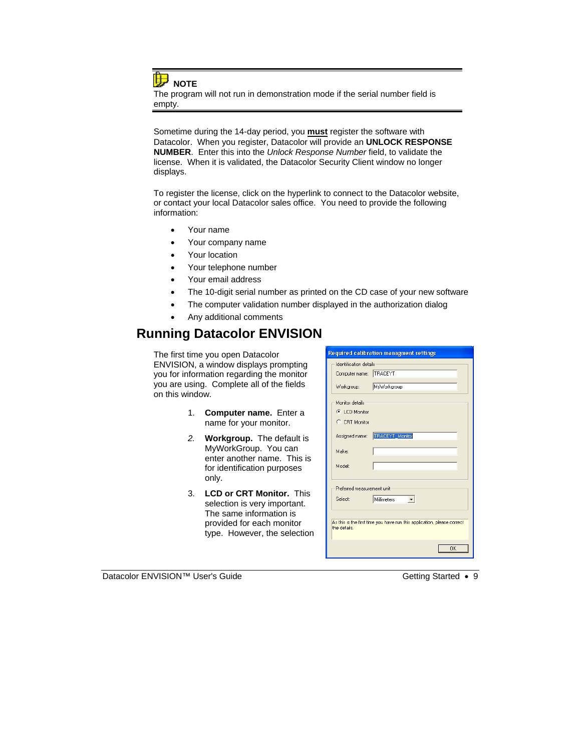**NOTE**

The program will not run in demonstration mode if the serial number field is empty.

Sometime during the 14-day period, you **must** register the software with Datacolor. When you register, Datacolor will provide an **UNLOCK RESPONSE NUMBER**. Enter this into the *Unlock Response Number* field, to validate the license. When it is validated, the Datacolor Security Client window no longer displays.

To register the license, click on the hyperlink to connect to the Datacolor website, or contact your local Datacolor sales office. You need to provide the following information:

- Your name
- Your company name
- Your location
- Your telephone number
- Your email address
- The 10-digit serial number as printed on the CD case of your new software
- The computer validation number displayed in the authorization dialog
- Any additional comments

## Running Datacolor ENVISION

The first time you open Datacolor ENVISION, a window displays prompting you for information regarding the monitor you are using. Complete all of the fields on this window.

1. **Computer name.** Enter a name for your monitor.
2. **Workgroup.** The default is MyWorkGroup. You can enter another name. This is for identification purposes only.
3. **LCD or CRT Monitor.** This selection is very important. The same information is provided for each monitor type. However, the selection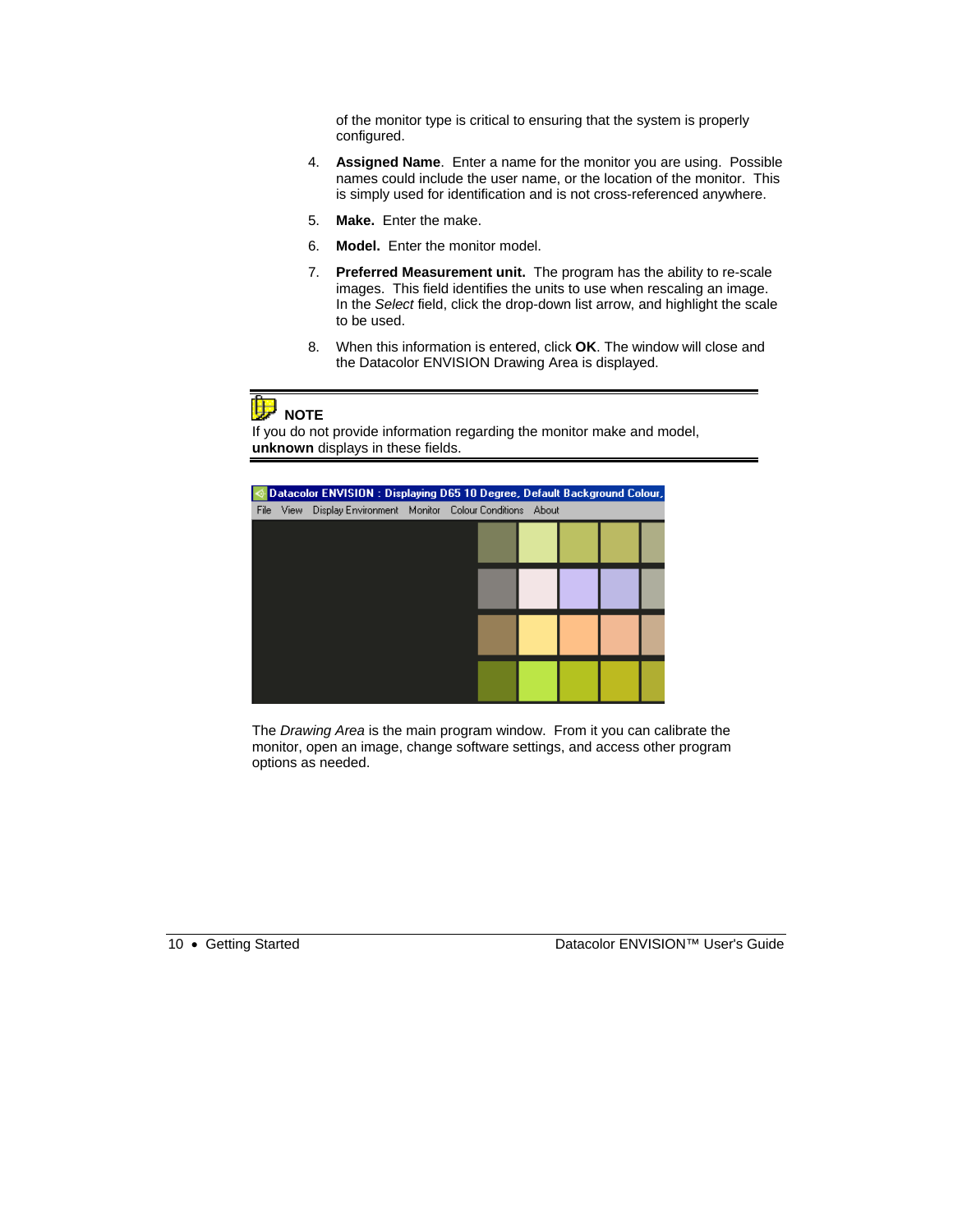of the monitor type is critical to ensuring that the system is properly configured.

4. **Assigned Name**. Enter a name for the monitor you are using. Possible names could include the user name, or the location of the monitor. This is simply used for identification and is not cross-referenced anywhere.

5. **Make.** Enter the make.

6. **Model.** Enter the monitor model.

7. **Preferred Measurement unit.** The program has the ability to re-scale images. This field identifies the units to use when rescaling an image. In the *Select* field, click the drop-down list arrow, and highlight the scale to be used.

8. When this information is entered, click **OK**. The window will close and the Datacolor ENVISION Drawing Area is displayed.

---

**NOTE**

If you do not provide information regarding the monitor make and model, **unknown** displays in these fields.

---

The *Drawing Area* is the main program window. From it you can calibrate the monitor, open an image, change software settings, and access other program options as needed.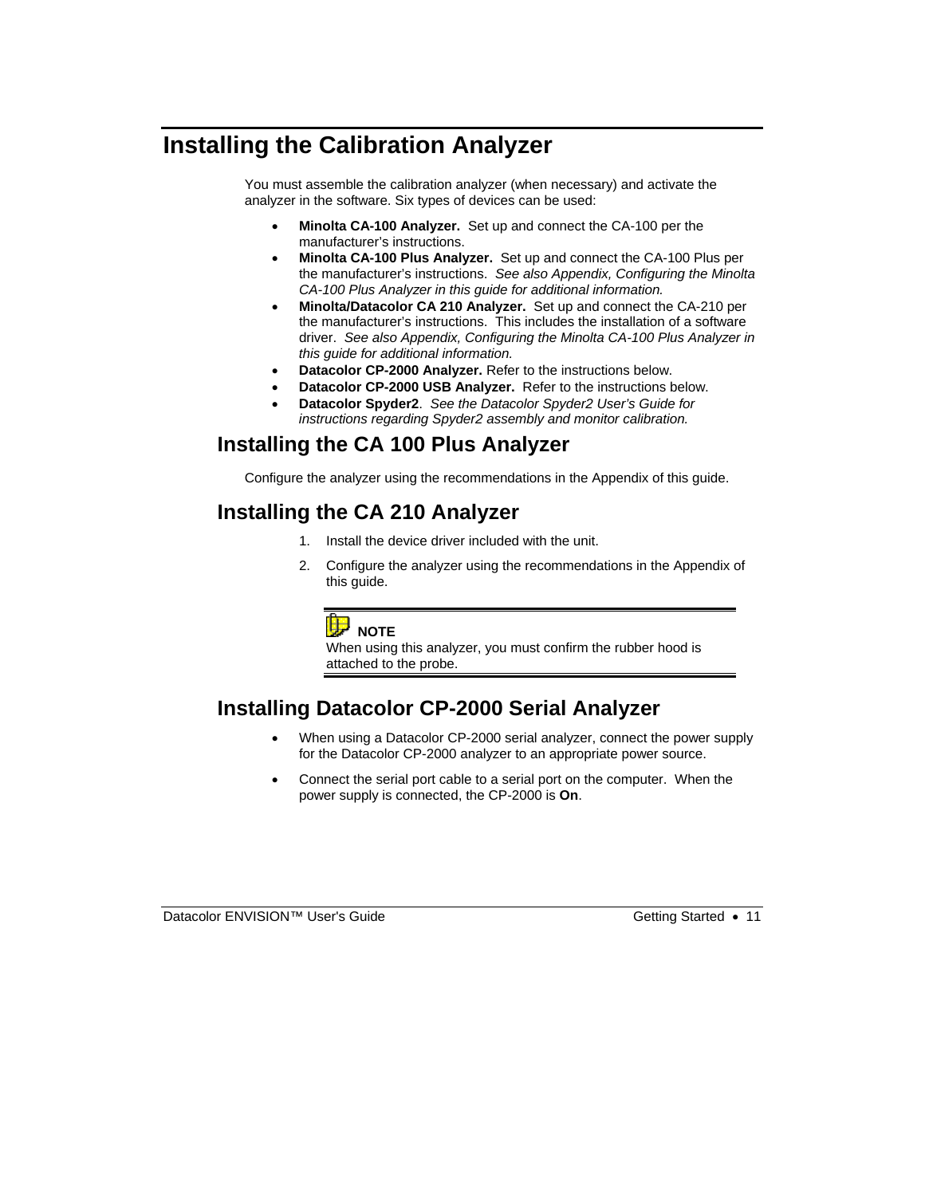# Installing the Calibration Analyzer

You must assemble the calibration analyzer (when necessary) and activate the analyzer in the software. Six types of devices can be used:

- **Minolta CA-100 Analyzer.** Set up and connect the CA-100 per the manufacturer's instructions.
- **Minolta CA-100 Plus Analyzer.** Set up and connect the CA-100 Plus per the manufacturer's instructions. *See also Appendix, Configuring the Minolta CA-100 Plus Analyzer in this guide for additional information.*
- **Minolta/Datacolor CA 210 Analyzer.** Set up and connect the CA-210 per the manufacturer's instructions. This includes the installation of a software driver. *See also Appendix, Configuring the Minolta CA-100 Plus Analyzer in this guide for additional information.*
- **Datacolor CP-2000 Analyzer.** Refer to the instructions below.
- **Datacolor CP-2000 USB Analyzer.** Refer to the instructions below.
- **Datacolor Spyder2**. *See the Datacolor Spyder2 User's Guide for instructions regarding Spyder2 assembly and monitor calibration.*

## Installing the CA 100 Plus Analyzer

Configure the analyzer using the recommendations in the Appendix of this guide.

## Installing the CA 210 Analyzer

1. Install the device driver included with the unit.
2. Configure the analyzer using the recommendations in the Appendix of this guide.

> **NOTE**
> When using this analyzer, you must confirm the rubber hood is attached to the probe.

## Installing Datacolor CP-2000 Serial Analyzer

- When using a Datacolor CP-2000 serial analyzer, connect the power supply for the Datacolor CP-2000 analyzer to an appropriate power source.
- Connect the serial port cable to a serial port on the computer. When the power supply is connected, the CP-2000 is **On**.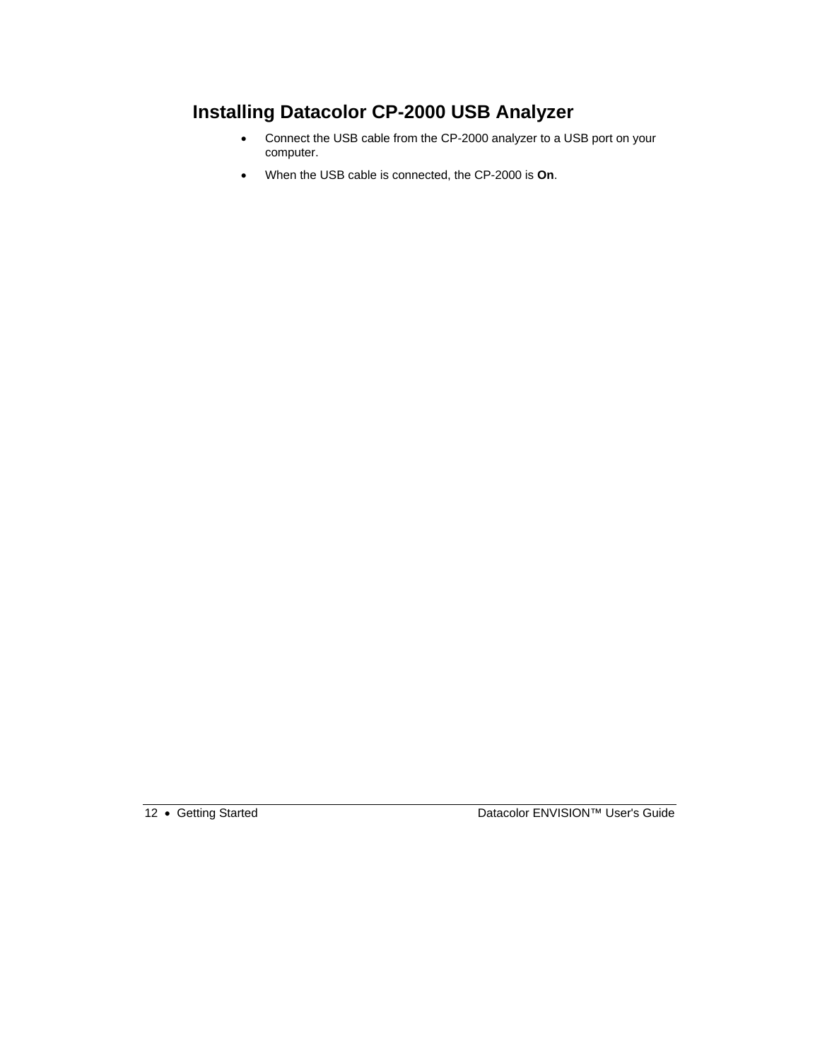## Installing Datacolor CP-2000 USB Analyzer

- Connect the USB cable from the CP-2000 analyzer to a USB port on your computer.
- When the USB cable is connected, the CP-2000 is **On**.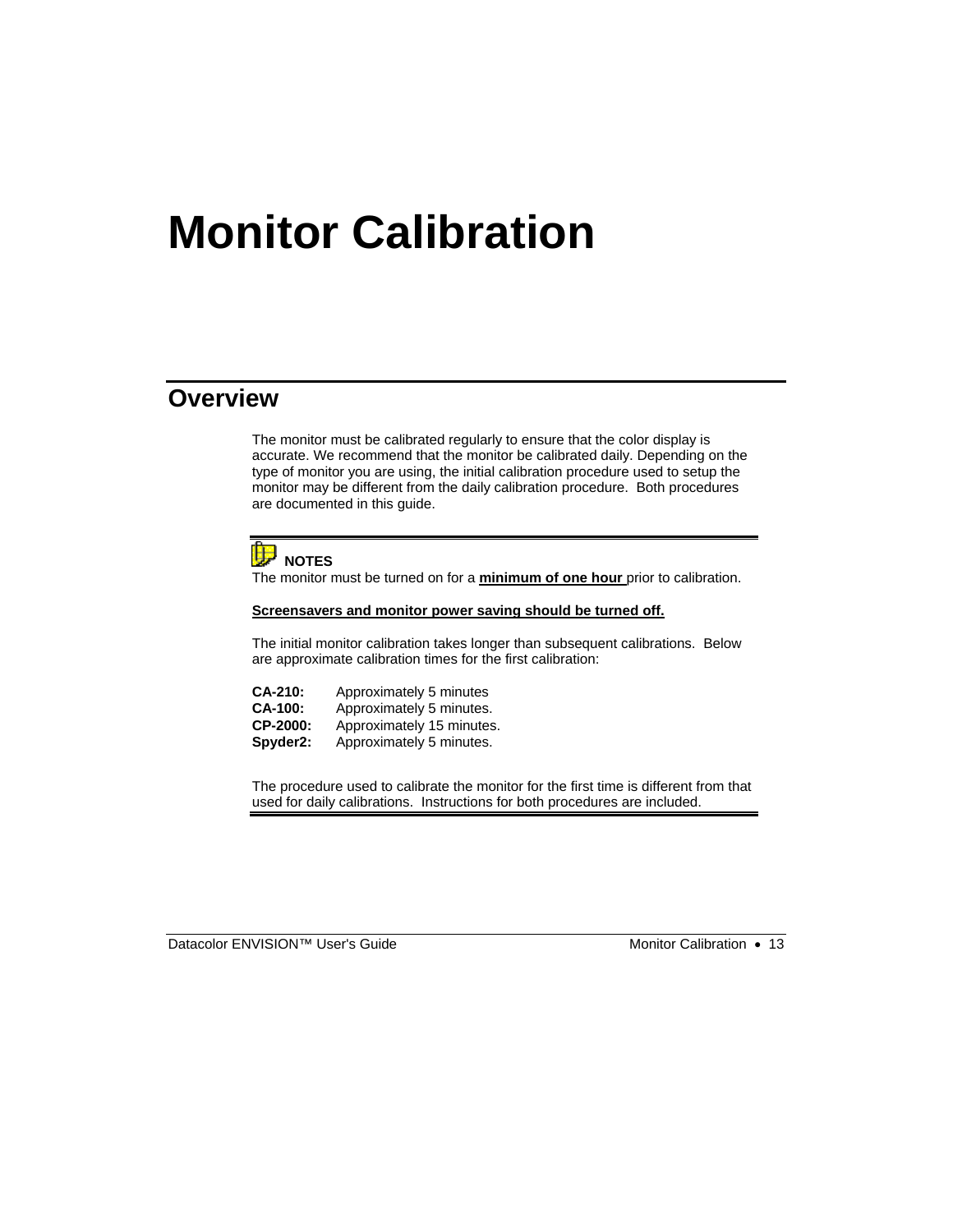# Monitor Calibration

## Overview

The monitor must be calibrated regularly to ensure that the color display is accurate. We recommend that the monitor be calibrated daily. Depending on the type of monitor you are using, the initial calibration procedure used to setup the monitor may be different from the daily calibration procedure. Both procedures are documented in this guide.

**NOTES**

The monitor must be turned on for a **minimum of one hour** prior to calibration.

**Screensavers and monitor power saving should be turned off.**

The initial monitor calibration takes longer than subsequent calibrations. Below are approximate calibration times for the first calibration:

**CA-210:** Approximately 5 minutes
**CA-100:** Approximately 5 minutes.
**CP-2000:** Approximately 15 minutes.
**Spyder2:** Approximately 5 minutes.

The procedure used to calibrate the monitor for the first time is different from that used for daily calibrations. Instructions for both procedures are included.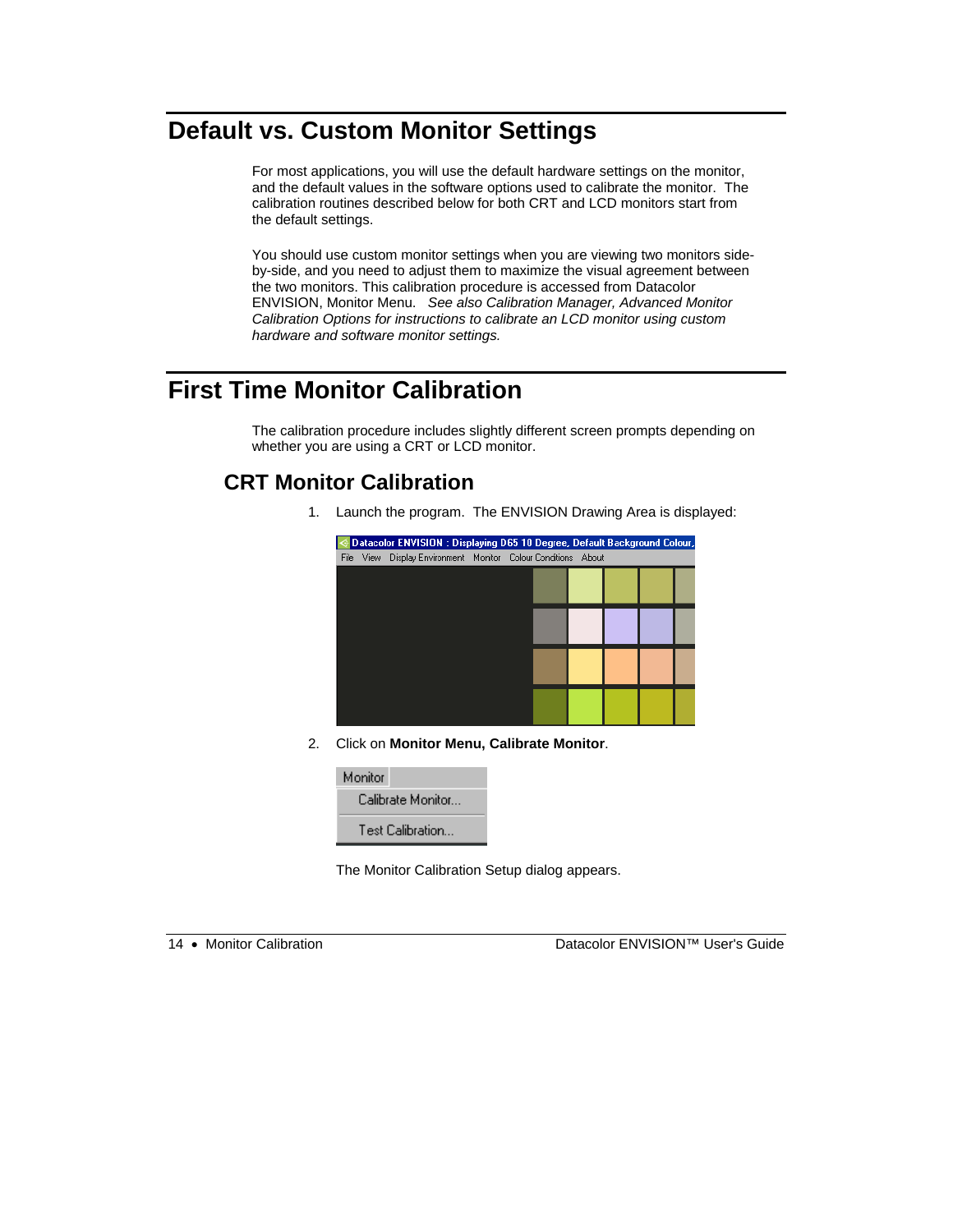# Default vs. Custom Monitor Settings

For most applications, you will use the default hardware settings on the monitor, and the default values in the software options used to calibrate the monitor. The calibration routines described below for both CRT and LCD monitors start from the default settings.

You should use custom monitor settings when you are viewing two monitors side-by-side, and you need to adjust them to maximize the visual agreement between the two monitors. This calibration procedure is accessed from Datacolor ENVISION, Monitor Menu. *See also Calibration Manager, Advanced Monitor Calibration Options for instructions to calibrate an LCD monitor using custom hardware and software monitor settings.*

# First Time Monitor Calibration

The calibration procedure includes slightly different screen prompts depending on whether you are using a CRT or LCD monitor.

## CRT Monitor Calibration

1. Launch the program. The ENVISION Drawing Area is displayed:

2. Click on **Monitor Menu, Calibrate Monitor**.

   The Monitor Calibration Setup dialog appears.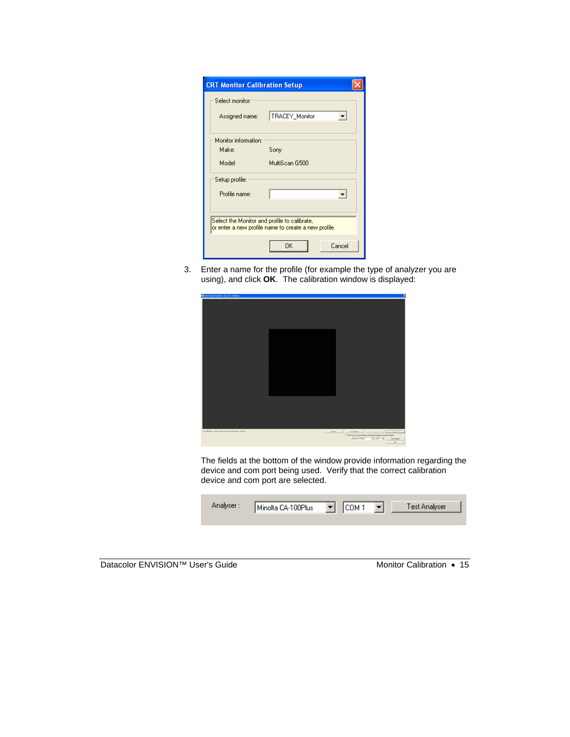3. Enter a name for the profile (for example the type of analyzer you are using), and click **OK**. The calibration window is displayed:

The fields at the bottom of the window provide information regarding the device and com port being used. Verify that the correct calibration device and com port are selected.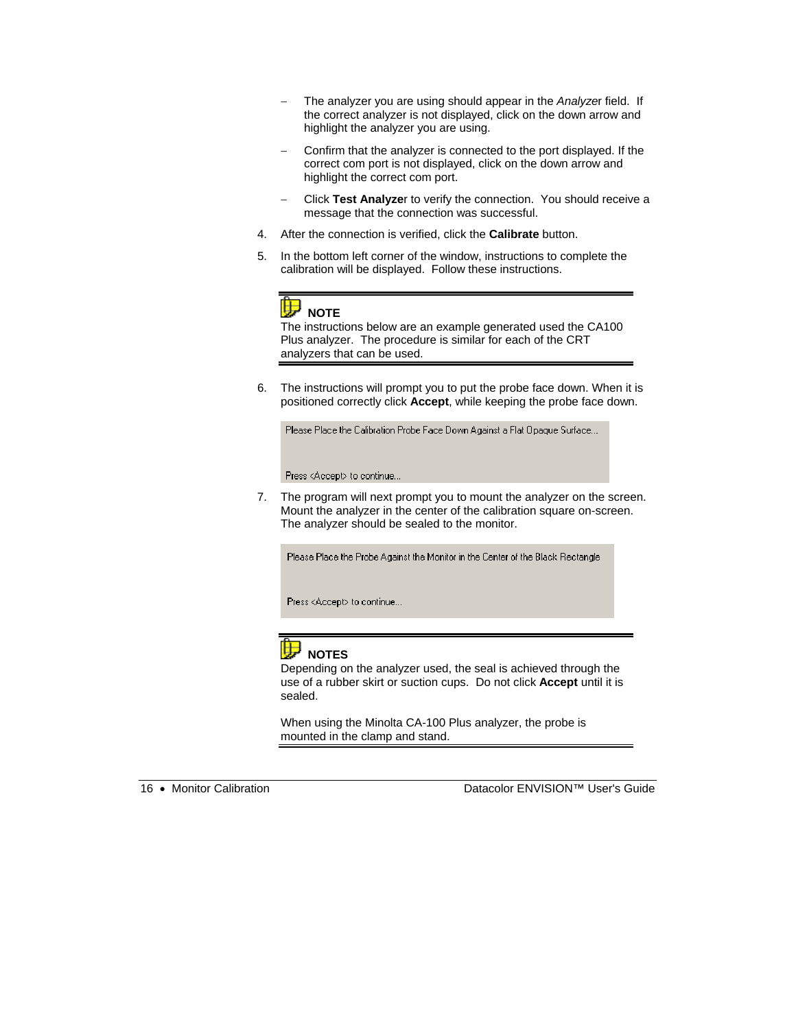- The analyzer you are using should appear in the *Analyze*r field. If the correct analyzer is not displayed, click on the down arrow and highlight the analyzer you are using.
- Confirm that the analyzer is connected to the port displayed. If the correct com port is not displayed, click on the down arrow and highlight the correct com port.
- Click **Test Analyze**r to verify the connection. You should receive a message that the connection was successful.

4. After the connection is verified, click the **Calibrate** button.
5. In the bottom left corner of the window, instructions to complete the calibration will be displayed. Follow these instructions.

> **NOTE**
> The instructions below are an example generated used the CA100 Plus analyzer. The procedure is similar for each of the CRT analyzers that can be used.

6. The instructions will prompt you to put the probe face down. When it is positioned correctly click **Accept**, while keeping the probe face down.

```
Please Place the Calibration Probe Face Down Against a Flat Opaque Surface...

Press <Accept> to continue...
```

7. The program will next prompt you to mount the analyzer on the screen. Mount the analyzer in the center of the calibration square on-screen. The analyzer should be sealed to the monitor.

```
Please Place the Probe Against the Monitor in the Center of the Black Rectangle

Press <Accept> to continue...
```

> **NOTES**
> Depending on the analyzer used, the seal is achieved through the use of a rubber skirt or suction cups. Do not click **Accept** until it is sealed.
>
> When using the Minolta CA-100 Plus analyzer, the probe is mounted in the clamp and stand.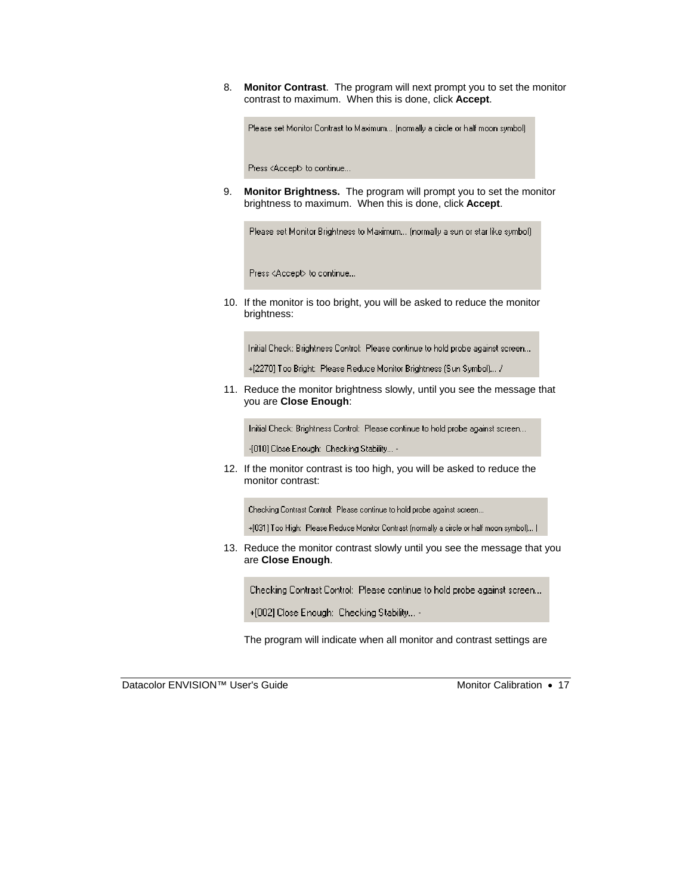8. **Monitor Contrast**. The program will next prompt you to set the monitor contrast to maximum. When this is done, click **Accept**.

   Please set Monitor Contrast to Maximum... (normally a circle or half moon symbol)

   Press <Accept> to continue...

9. **Monitor Brightness.** The program will prompt you to set the monitor brightness to maximum. When this is done, click **Accept**.

   Please set Monitor Brightness to Maximum... (normally a sun or star like symbol)

   Press <Accept> to continue...

10. If the monitor is too bright, you will be asked to reduce the monitor brightness:

    Initial Check: Brightness Control: Please continue to hold probe against screen...

    +[2270] Too Bright: Please Reduce Monitor Brightness (Sun Symbol)... /

11. Reduce the monitor brightness slowly, until you see the message that you are **Close Enough**:

    Initial Check: Brightness Control: Please continue to hold probe against screen...

    -[010] Close Enough: Checking Stability... -

12. If the monitor contrast is too high, you will be asked to reduce the monitor contrast:

    Checking Contrast Control: Please continue to hold probe against screen...

    +[031] Too High: Please Reduce Monitor Contrast (normally a circle or half moon symbol)... |

13. Reduce the monitor contrast slowly until you see the message that you are **Close Enough**.

    Checking Contrast Control: Please continue to hold probe against screen...

    +[002] Close Enough: Checking Stability... -

    The program will indicate when all monitor and contrast settings are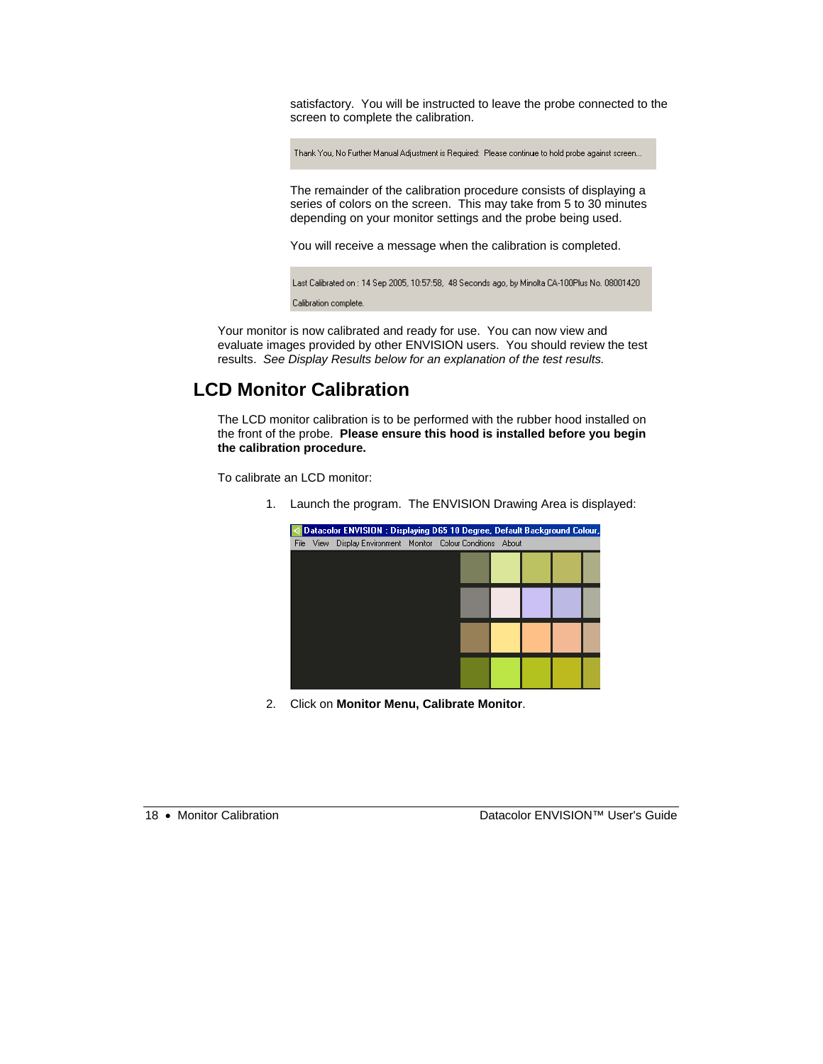satisfactory. You will be instructed to leave the probe connected to the screen to complete the calibration.

Thank You, No Further Manual Adjustment is Required: Please continue to hold probe against screen...

The remainder of the calibration procedure consists of displaying a series of colors on the screen. This may take from 5 to 30 minutes depending on your monitor settings and the probe being used.

You will receive a message when the calibration is completed.

Last Calibrated on : 14 Sep 2005, 10:57:58, 48 Seconds ago, by Minolta CA-100Plus No. 08001420

Calibration complete.

Your monitor is now calibrated and ready for use. You can now view and evaluate images provided by other ENVISION users. You should review the test results. *See Display Results below for an explanation of the test results.*

## LCD Monitor Calibration

The LCD monitor calibration is to be performed with the rubber hood installed on the front of the probe. **Please ensure this hood is installed before you begin the calibration procedure.**

To calibrate an LCD monitor:

1. Launch the program. The ENVISION Drawing Area is displayed:

Datacolor ENVISION : Displaying D65 10 Degree, Default Background Colour,

File View Display Environment Monitor Colour Conditions About

2. Click on **Monitor Menu, Calibrate Monitor**.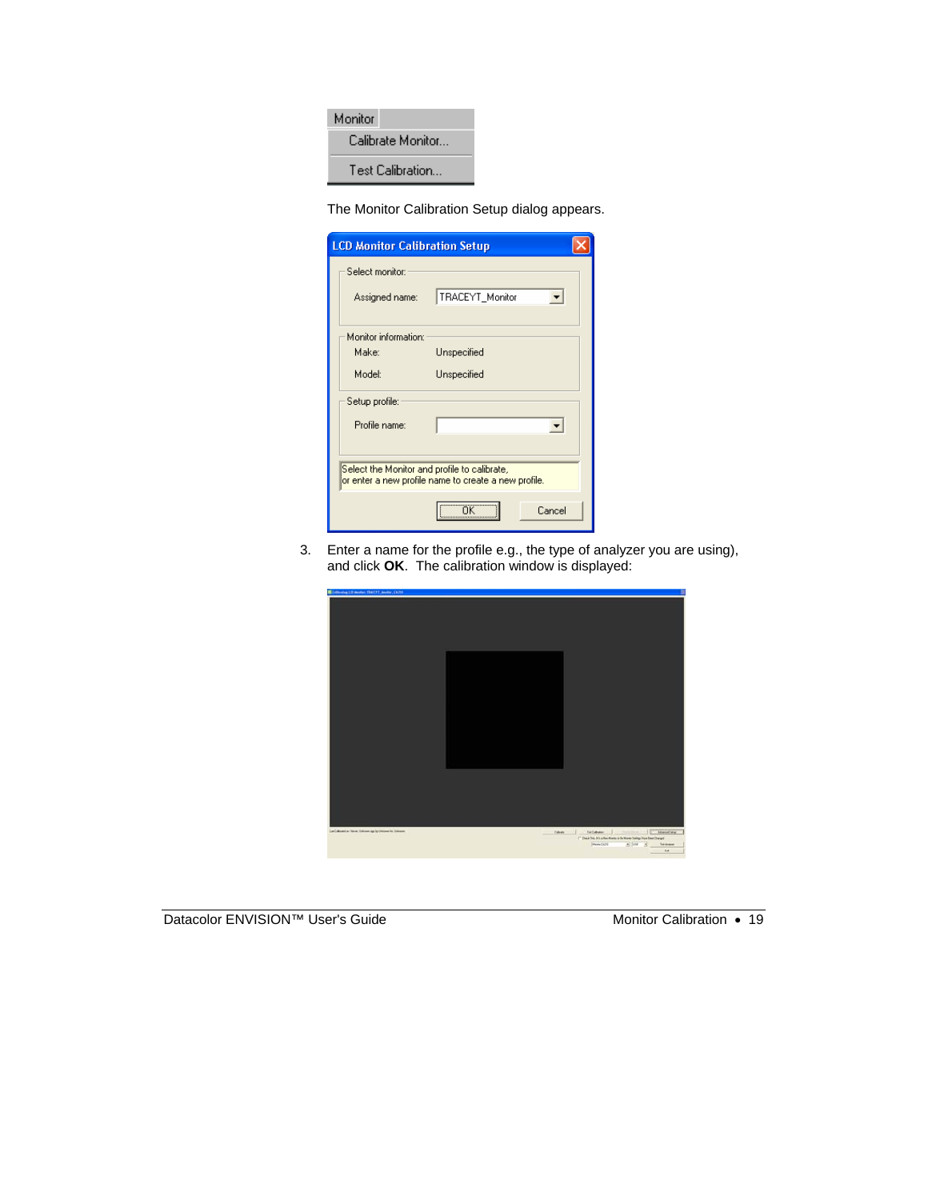The Monitor Calibration Setup dialog appears.

3. Enter a name for the profile e.g., the type of analyzer you are using), and click **OK**. The calibration window is displayed: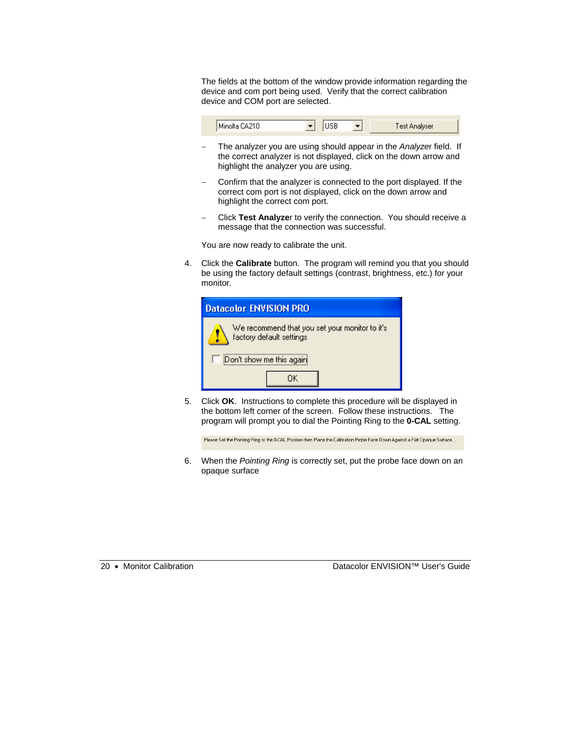The fields at the bottom of the window provide information regarding the device and com port being used. Verify that the correct calibration device and COM port are selected.

- The analyzer you are using should appear in the *Analyzer* field. If the correct analyzer is not displayed, click on the down arrow and highlight the analyzer you are using.
- Confirm that the analyzer is connected to the port displayed. If the correct com port is not displayed, click on the down arrow and highlight the correct com port.
- Click **Test Analyzer** to verify the connection. You should receive a message that the connection was successful.

You are now ready to calibrate the unit.

4. Click the **Calibrate** button. The program will remind you that you should be using the factory default settings (contrast, brightness, etc.) for your monitor.

5. Click **OK**. Instructions to complete this procedure will be displayed in the bottom left corner of the screen. Follow these instructions. The program will prompt you to dial the Pointing Ring to the **0-CAL** setting.

6. When the *Pointing Ring* is correctly set, put the probe face down on an opaque surface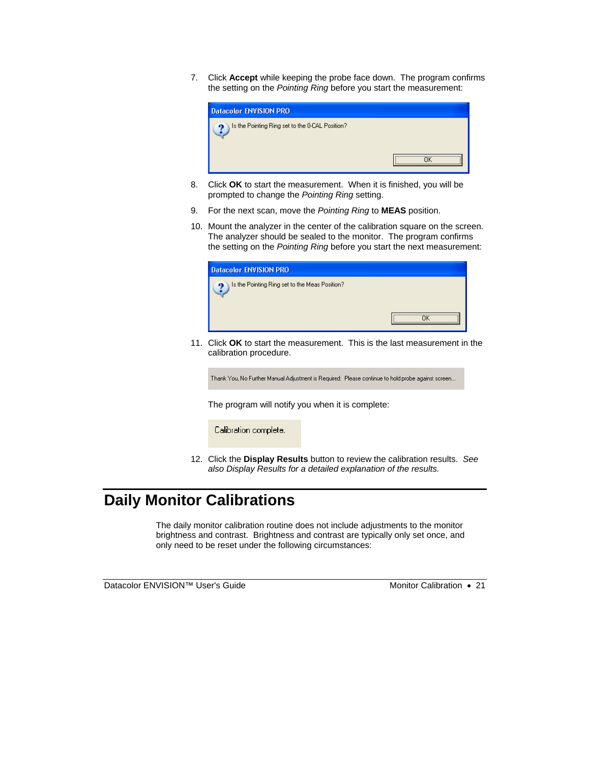7. Click **Accept** while keeping the probe face down. The program confirms the setting on the *Pointing Ring* before you start the measurement:

   Datacolor ENVISION PRO

   Is the Pointing Ring set to the 0-CAL Position?

   OK

8. Click **OK** to start the measurement. When it is finished, you will be prompted to change the *Pointing Ring* setting.

9. For the next scan, move the *Pointing Ring* to **MEAS** position.

10. Mount the analyzer in the center of the calibration square on the screen. The analyzer should be sealed to the monitor. The program confirms the setting on the *Pointing Ring* before you start the next measurement:

    Datacolor ENVISION PRO

    Is the Pointing Ring set to the Meas Position?

    OK

11. Click **OK** to start the measurement. This is the last measurement in the calibration procedure.

    Thank You, No Further Manual Adjustment is Required: Please continue to hold probe against screen...

    The program will notify you when it is complete:

    Calibration complete.

12. Click the **Display Results** button to review the calibration results. *See also Display Results for a detailed explanation of the results.*

## Daily Monitor Calibrations

The daily monitor calibration routine does not include adjustments to the monitor brightness and contrast. Brightness and contrast are typically only set once, and only need to be reset under the following circumstances: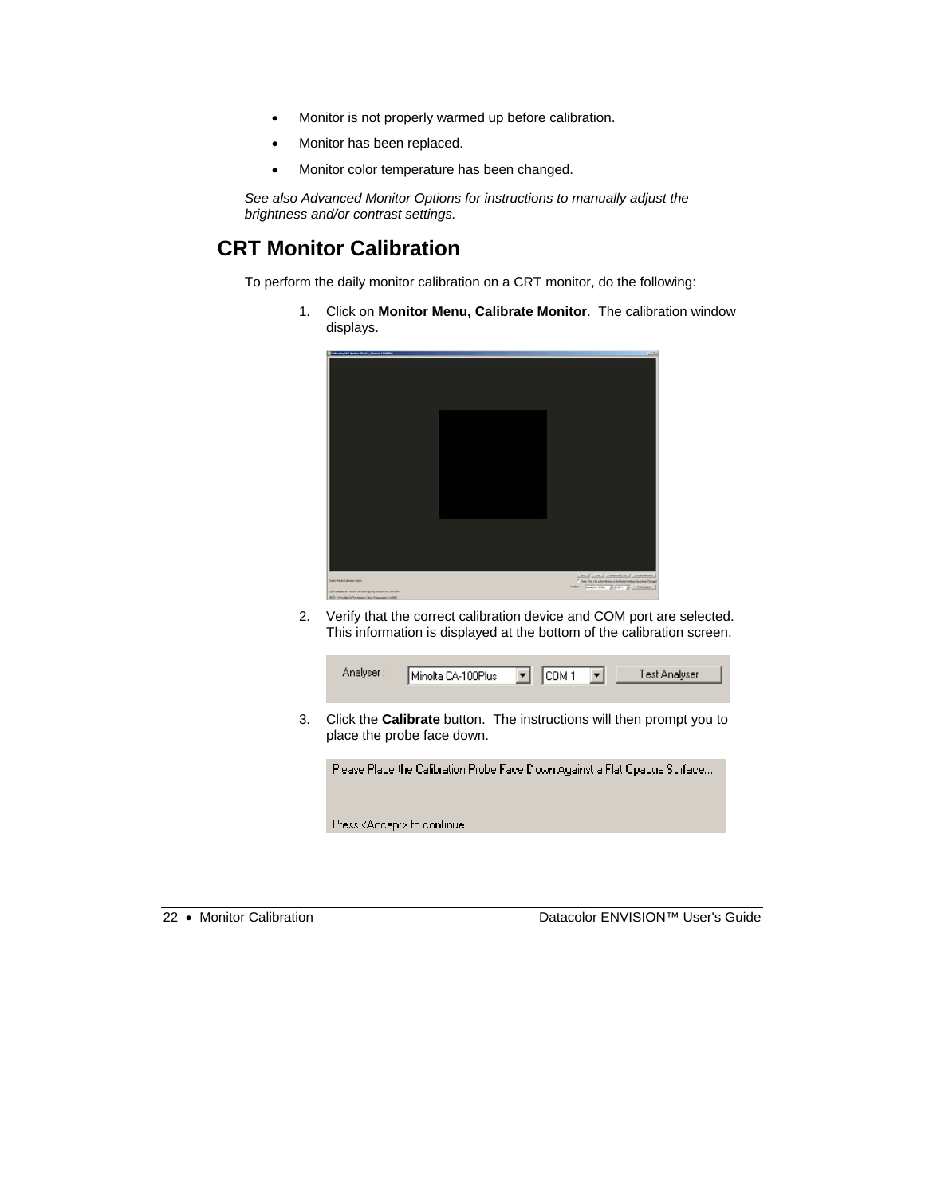- Monitor is not properly warmed up before calibration.
- Monitor has been replaced.
- Monitor color temperature has been changed.

*See also Advanced Monitor Options for instructions to manually adjust the brightness and/or contrast settings.*

## CRT Monitor Calibration

To perform the daily monitor calibration on a CRT monitor, do the following:

1. Click on **Monitor Menu, Calibrate Monitor**. The calibration window displays.

2. Verify that the correct calibration device and COM port are selected. This information is displayed at the bottom of the calibration screen.

3. Click the **Calibrate** button. The instructions will then prompt you to place the probe face down.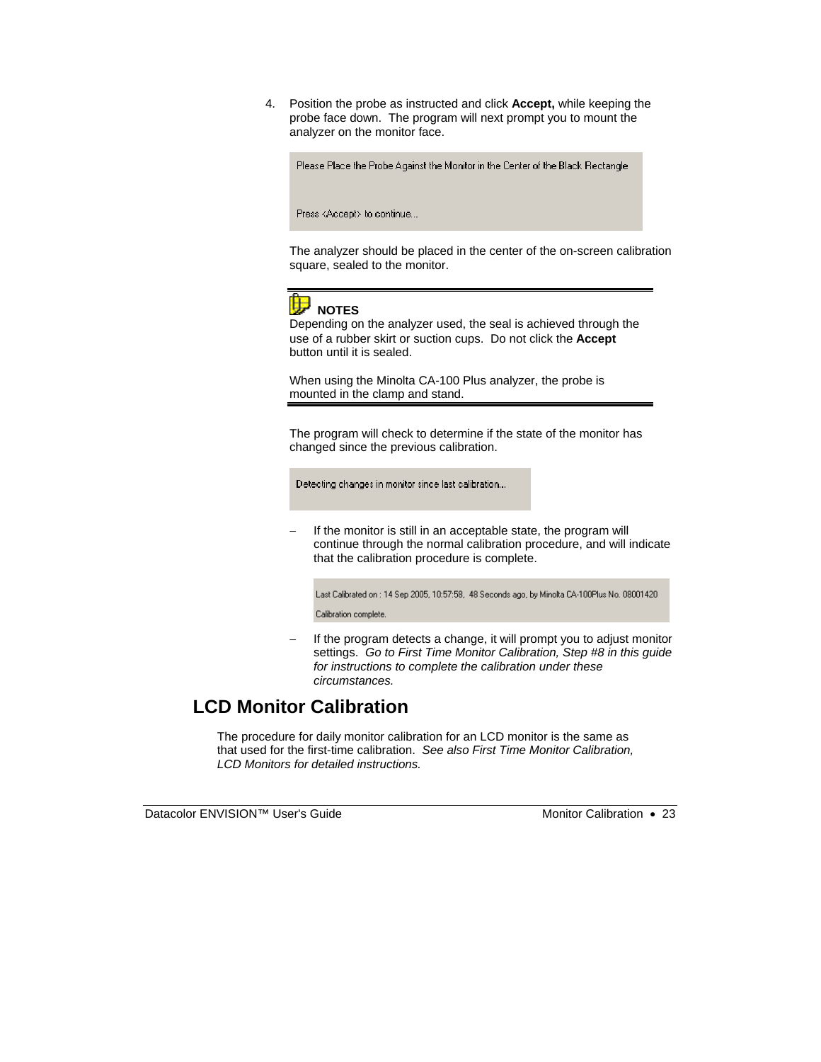4. Position the probe as instructed and click **Accept,** while keeping the probe face down. The program will next prompt you to mount the analyzer on the monitor face.

   Please Place the Probe Against the Monitor in the Center of the Black Rectangle

   Press <Accept> to continue...

   The analyzer should be placed in the center of the on-screen calibration square, sealed to the monitor.

   **NOTES**

   Depending on the analyzer used, the seal is achieved through the use of a rubber skirt or suction cups. Do not click the **Accept** button until it is sealed.

   When using the Minolta CA-100 Plus analyzer, the probe is mounted in the clamp and stand.

   The program will check to determine if the state of the monitor has changed since the previous calibration.

   Detecting changes in monitor since last calibration...

   - If the monitor is still in an acceptable state, the program will continue through the normal calibration procedure, and will indicate that the calibration procedure is complete.

     Last Calibrated on : 14 Sep 2005, 10:57:58, 48 Seconds ago, by Minolta CA-100Plus No. 08001420

     Calibration complete.

   - If the program detects a change, it will prompt you to adjust monitor settings. *Go to First Time Monitor Calibration, Step #8 in this guide for instructions to complete the calibration under these circumstances.*

## LCD Monitor Calibration

The procedure for daily monitor calibration for an LCD monitor is the same as that used for the first-time calibration. *See also First Time Monitor Calibration, LCD Monitors for detailed instructions.*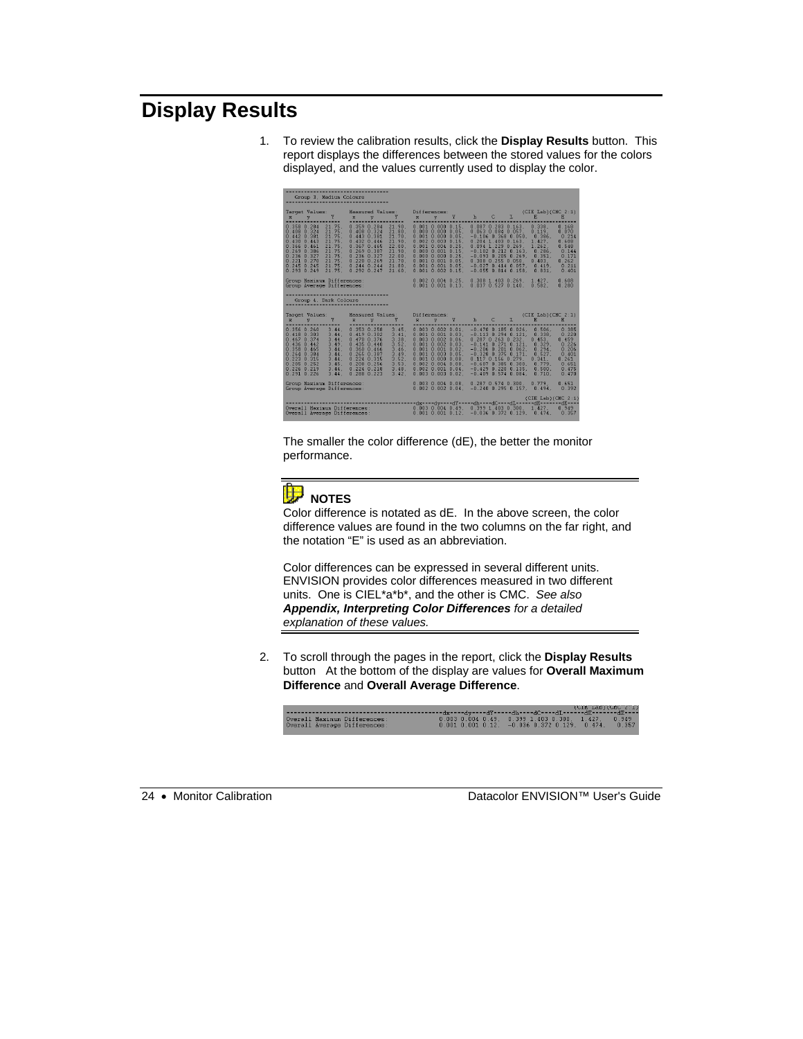# Display Results

1. To review the calibration results, click the **Display Results** button. This report displays the differences between the stored values for the colors displayed, and the values currently used to display the color.

   The smaller the color difference (dE), the better the monitor performance.

> **NOTES**
>
> Color difference is notated as dE. In the above screen, the color difference values are found in the two columns on the far right, and the notation "E" is used as an abbreviation.
>
> Color differences can be expressed in several different units. ENVISION provides color differences measured in two different units. One is CIEL*a*b*, and the other is CMC. *See also **Appendix, Interpreting Color Differences** for a detailed explanation of these values.*

2. To scroll through the pages in the report, click the **Display Results** button At the bottom of the display are values for **Overall Maximum Difference** and **Overall Average Difference**.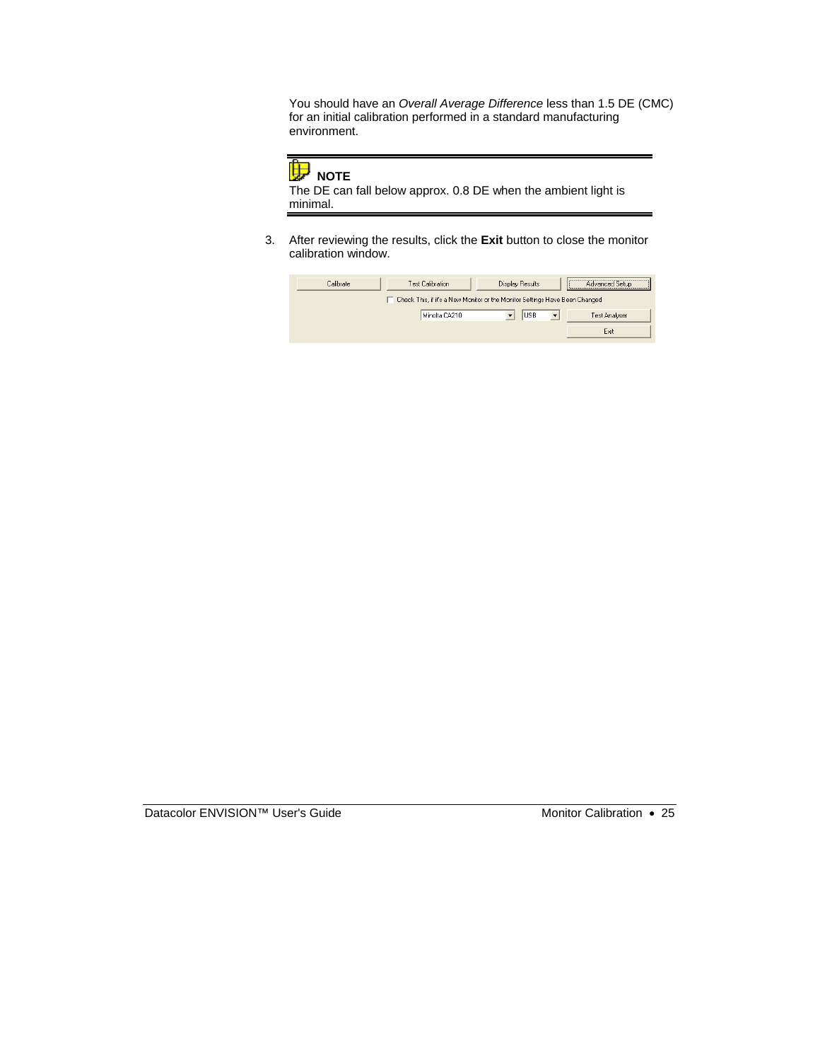You should have an *Overall Average Difference* less than 1.5 DE (CMC) for an initial calibration performed in a standard manufacturing environment.

**NOTE**

The DE can fall below approx. 0.8 DE when the ambient light is minimal.

3. After reviewing the results, click the **Exit** button to close the monitor calibration window.

Calibrate | Test Calibration | Display Results | Advanced Setup

Check This, if it's a New Monitor or the Monitor Settings Have Been Changed

Minolta CA210 | USB | Test Analyser

Exit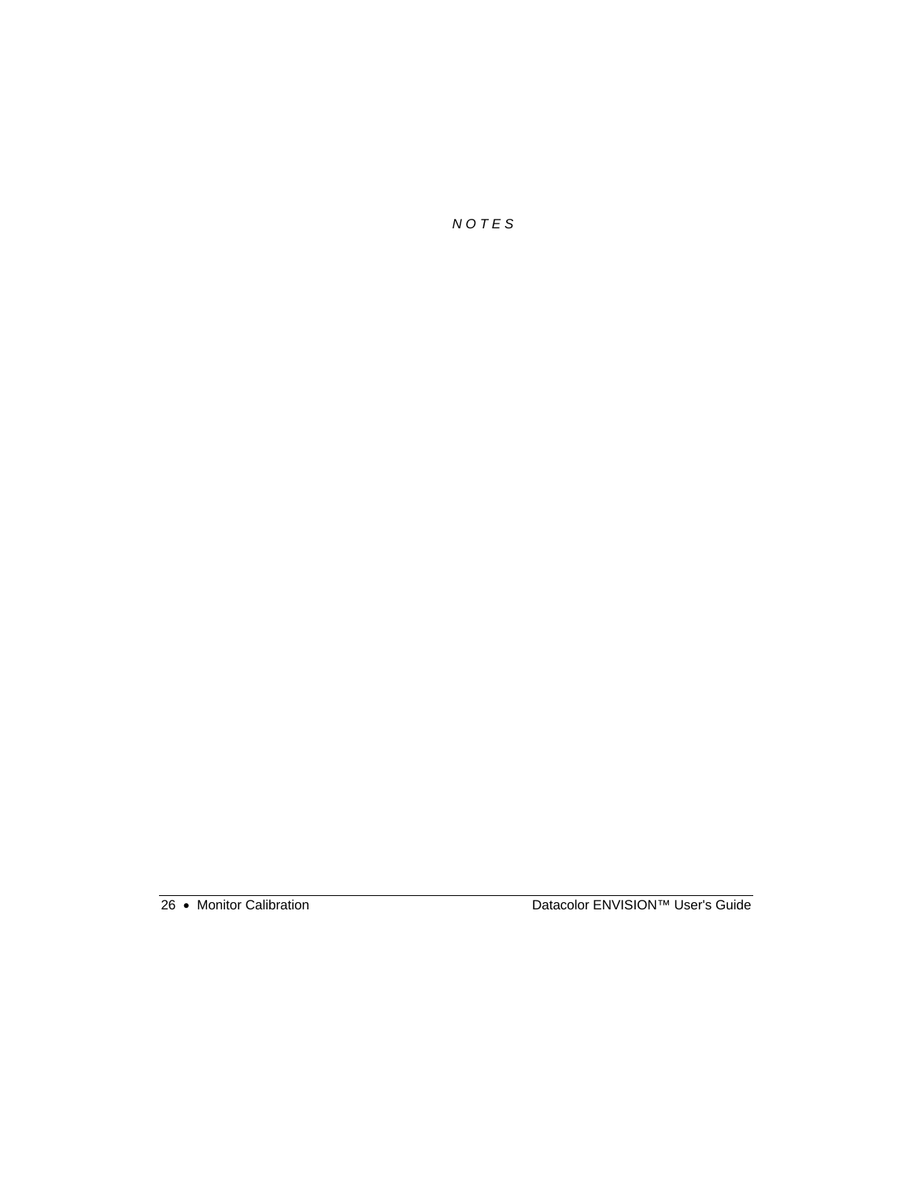*N O T E S*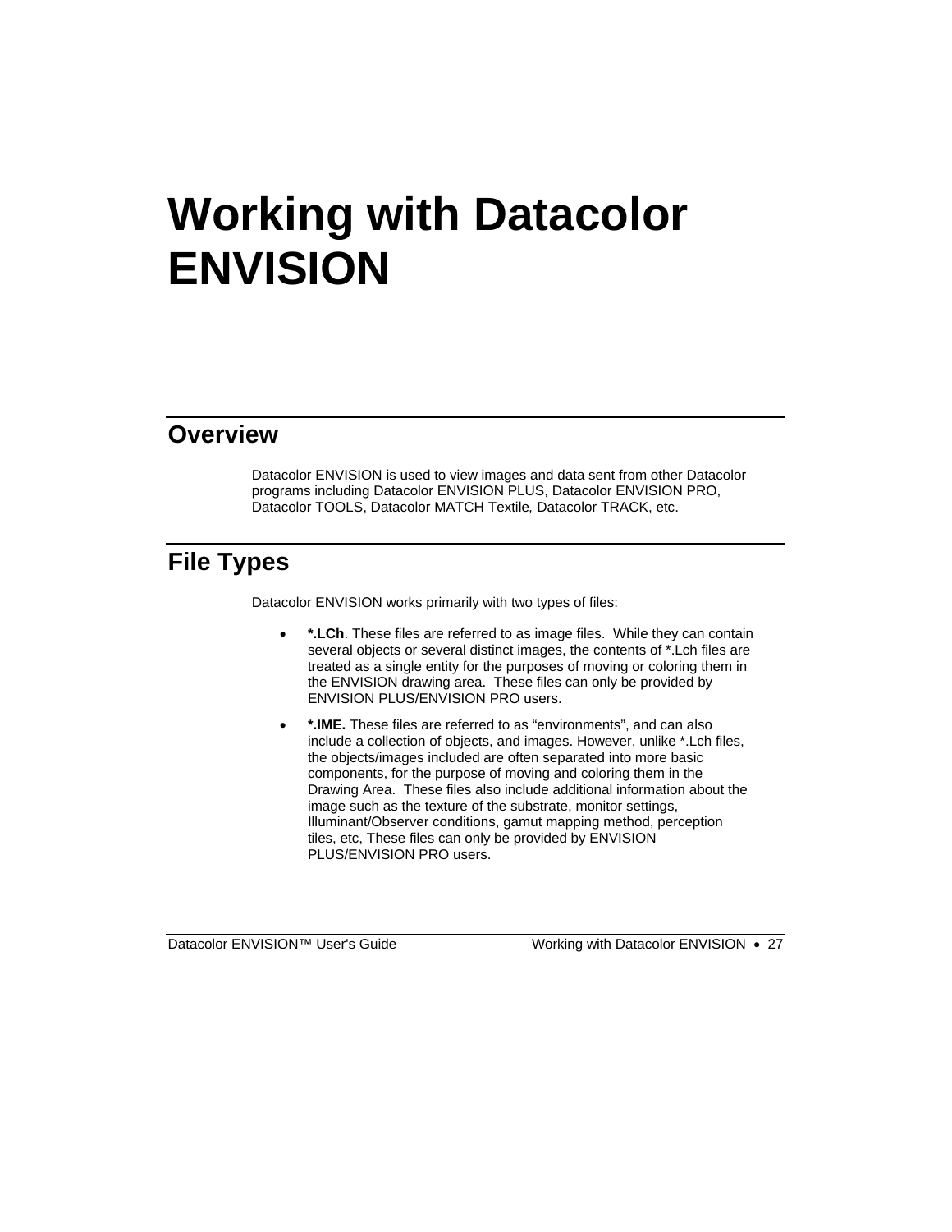# Working with Datacolor ENVISION

## Overview

Datacolor ENVISION is used to view images and data sent from other Datacolor programs including Datacolor ENVISION PLUS, Datacolor ENVISION PRO, Datacolor TOOLS, Datacolor MATCH Textile*,* Datacolor TRACK, etc.

## File Types

Datacolor ENVISION works primarily with two types of files:

- ***.LCh**. These files are referred to as image files. While they can contain several objects or several distinct images, the contents of *.Lch files are treated as a single entity for the purposes of moving or coloring them in the ENVISION drawing area. These files can only be provided by ENVISION PLUS/ENVISION PRO users.
- ***.IME.** These files are referred to as "environments", and can also include a collection of objects, and images. However, unlike *.Lch files, the objects/images included are often separated into more basic components, for the purpose of moving and coloring them in the Drawing Area. These files also include additional information about the image such as the texture of the substrate, monitor settings, Illuminant/Observer conditions, gamut mapping method, perception tiles, etc, These files can only be provided by ENVISION PLUS/ENVISION PRO users.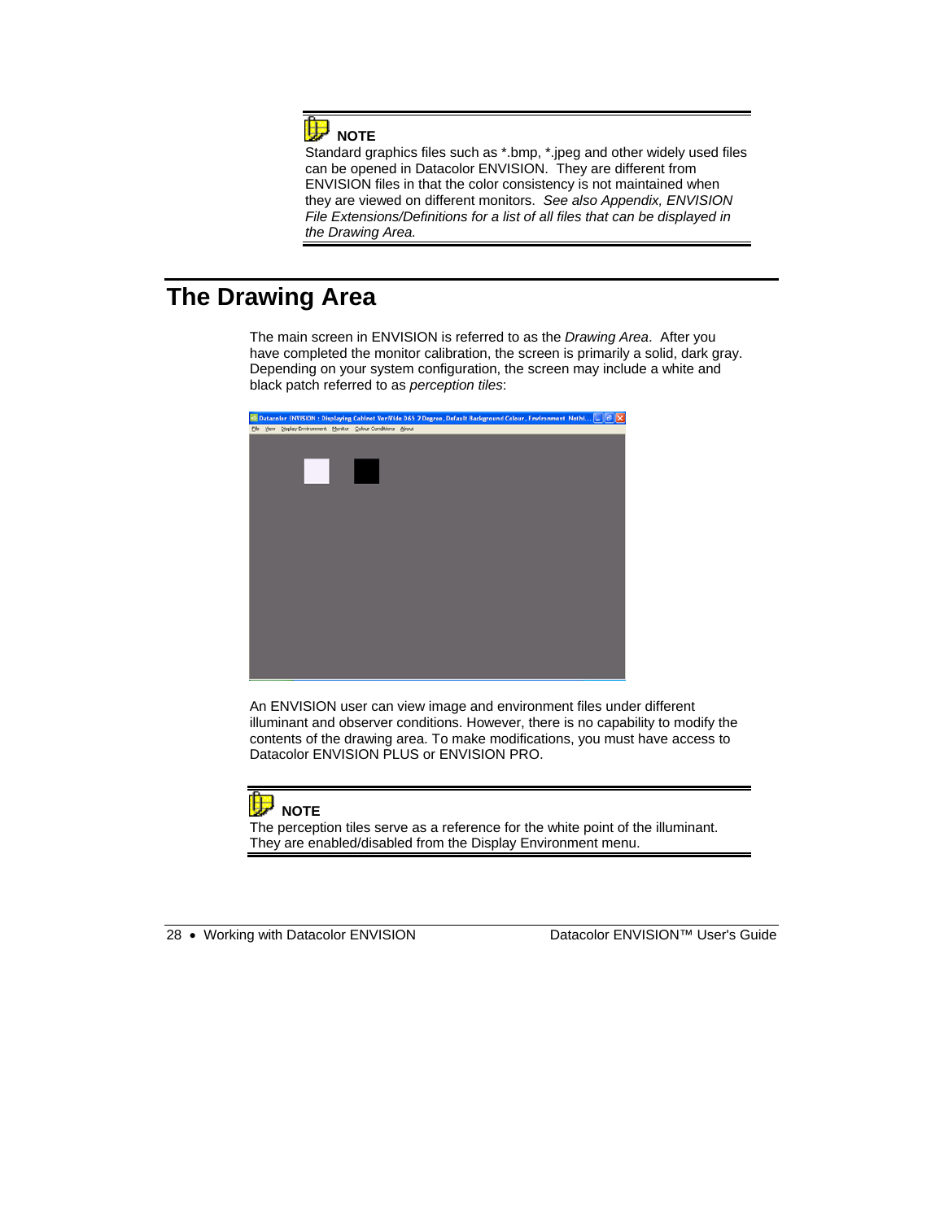**NOTE**

Standard graphics files such as *.bmp, *.jpeg and other widely used files can be opened in Datacolor ENVISION. They are different from ENVISION files in that the color consistency is not maintained when they are viewed on different monitors. *See also Appendix, ENVISION File Extensions/Definitions for a list of all files that can be displayed in the Drawing Area.*

# The Drawing Area

The main screen in ENVISION is referred to as the *Drawing Area*. After you have completed the monitor calibration, the screen is primarily a solid, dark gray. Depending on your system configuration, the screen may include a white and black patch referred to as *perception tiles*:

An ENVISION user can view image and environment files under different illuminant and observer conditions. However, there is no capability to modify the contents of the drawing area. To make modifications, you must have access to Datacolor ENVISION PLUS or ENVISION PRO.

**NOTE**

The perception tiles serve as a reference for the white point of the illuminant. They are enabled/disabled from the Display Environment menu.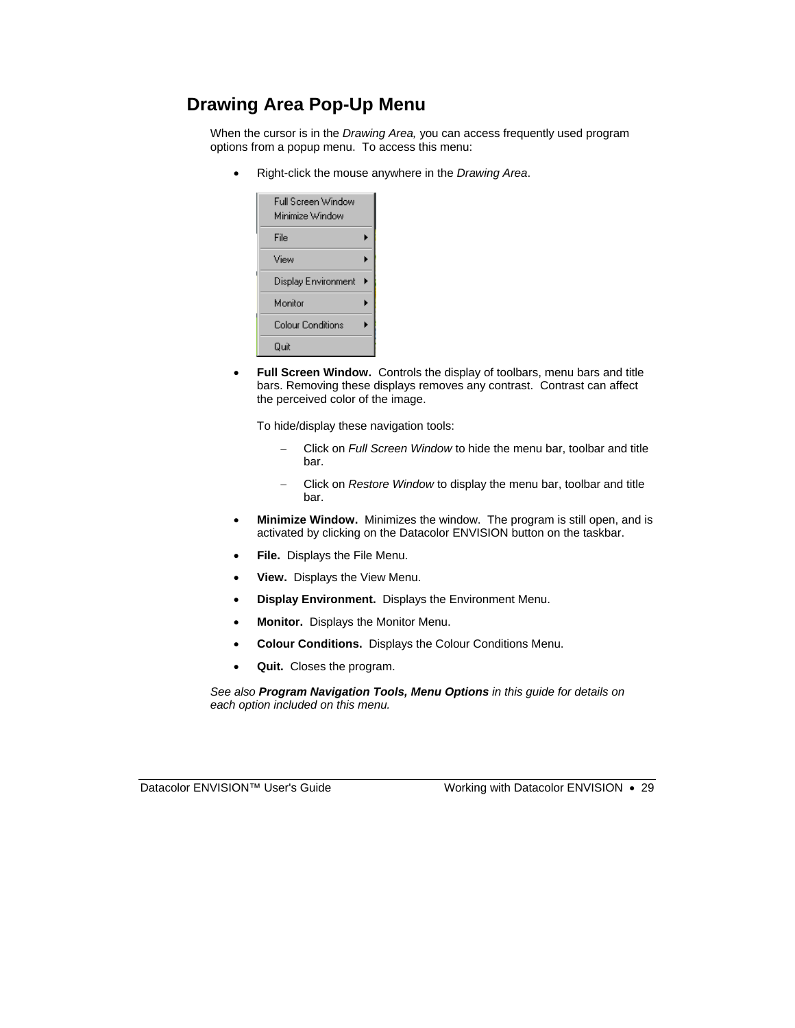## Drawing Area Pop-Up Menu

When the cursor is in the *Drawing Area,* you can access frequently used program options from a popup menu. To access this menu:

- Right-click the mouse anywhere in the *Drawing Area*.

- **Full Screen Window.** Controls the display of toolbars, menu bars and title bars. Removing these displays removes any contrast. Contrast can affect the perceived color of the image.

  To hide/display these navigation tools:

  - Click on *Full Screen Window* to hide the menu bar, toolbar and title bar.
  - Click on *Restore Window* to display the menu bar, toolbar and title bar.

- **Minimize Window.** Minimizes the window. The program is still open, and is activated by clicking on the Datacolor ENVISION button on the taskbar.
- **File.** Displays the File Menu.
- **View.** Displays the View Menu.
- **Display Environment.** Displays the Environment Menu.
- **Monitor.** Displays the Monitor Menu.
- **Colour Conditions.** Displays the Colour Conditions Menu.
- **Quit.** Closes the program.

*See also **Program Navigation Tools, Menu Options** in this guide for details on each option included on this menu.*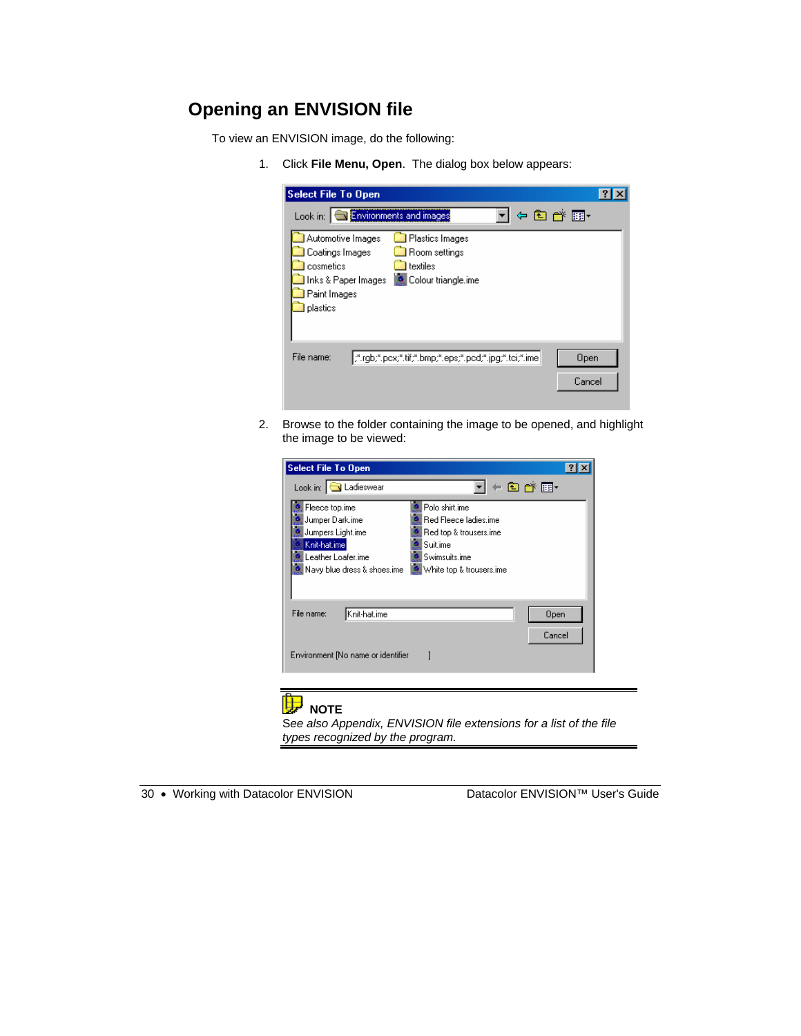## Opening an ENVISION file

To view an ENVISION image, do the following:

1. Click **File Menu, Open**. The dialog box below appears:

2. Browse to the folder containing the image to be opened, and highlight the image to be viewed:

**NOTE**

*See also Appendix, ENVISION file extensions for a list of the file types recognized by the program.*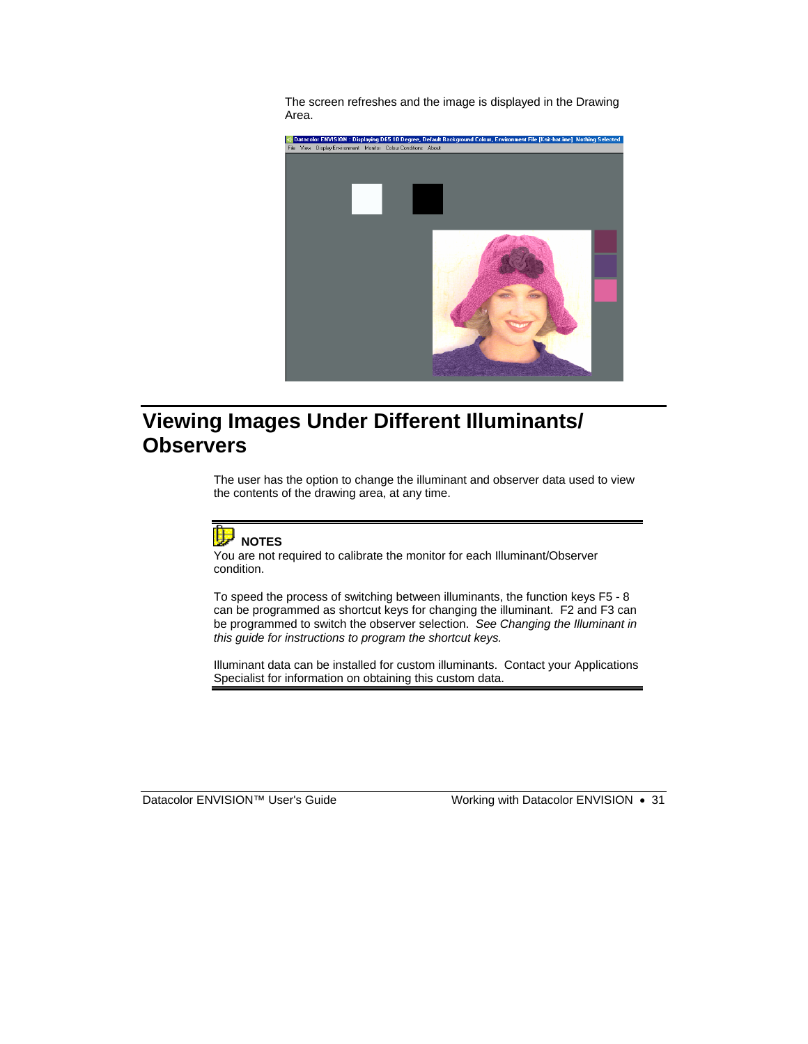The screen refreshes and the image is displayed in the Drawing Area.

# Viewing Images Under Different Illuminants/ Observers

The user has the option to change the illuminant and observer data used to view the contents of the drawing area, at any time.

**NOTES**

You are not required to calibrate the monitor for each Illuminant/Observer condition.

To speed the process of switching between illuminants, the function keys F5 - 8 can be programmed as shortcut keys for changing the illuminant. F2 and F3 can be programmed to switch the observer selection. *See Changing the Illuminant in this guide for instructions to program the shortcut keys.*

Illuminant data can be installed for custom illuminants. Contact your Applications Specialist for information on obtaining this custom data.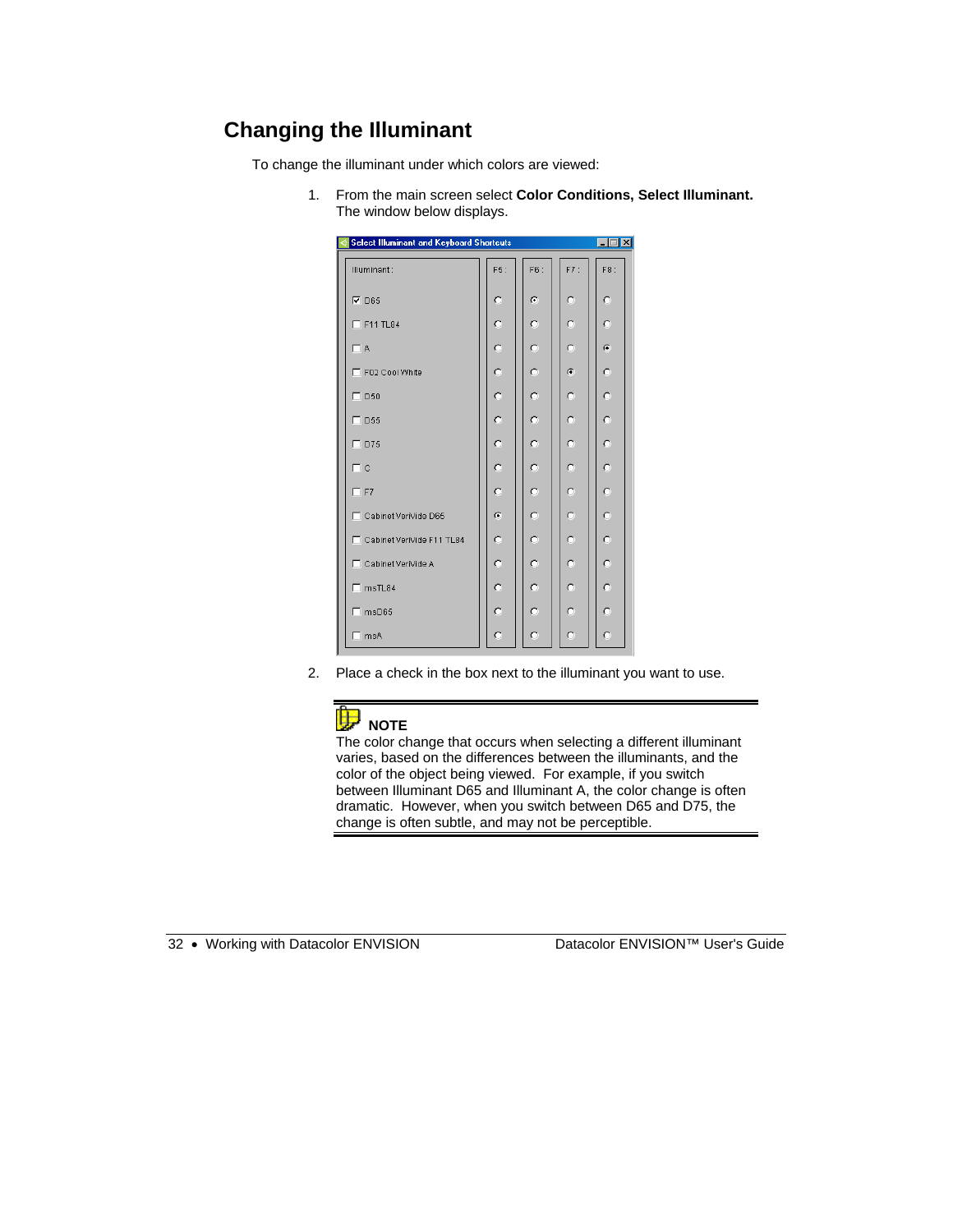## Changing the Illuminant

To change the illuminant under which colors are viewed:

1. From the main screen select **Color Conditions, Select Illuminant.** The window below displays.

2. Place a check in the box next to the illuminant you want to use.

> **NOTE**
>
> The color change that occurs when selecting a different illuminant varies, based on the differences between the illuminants, and the color of the object being viewed. For example, if you switch between Illuminant D65 and Illuminant A, the color change is often dramatic. However, when you switch between D65 and D75, the change is often subtle, and may not be perceptible.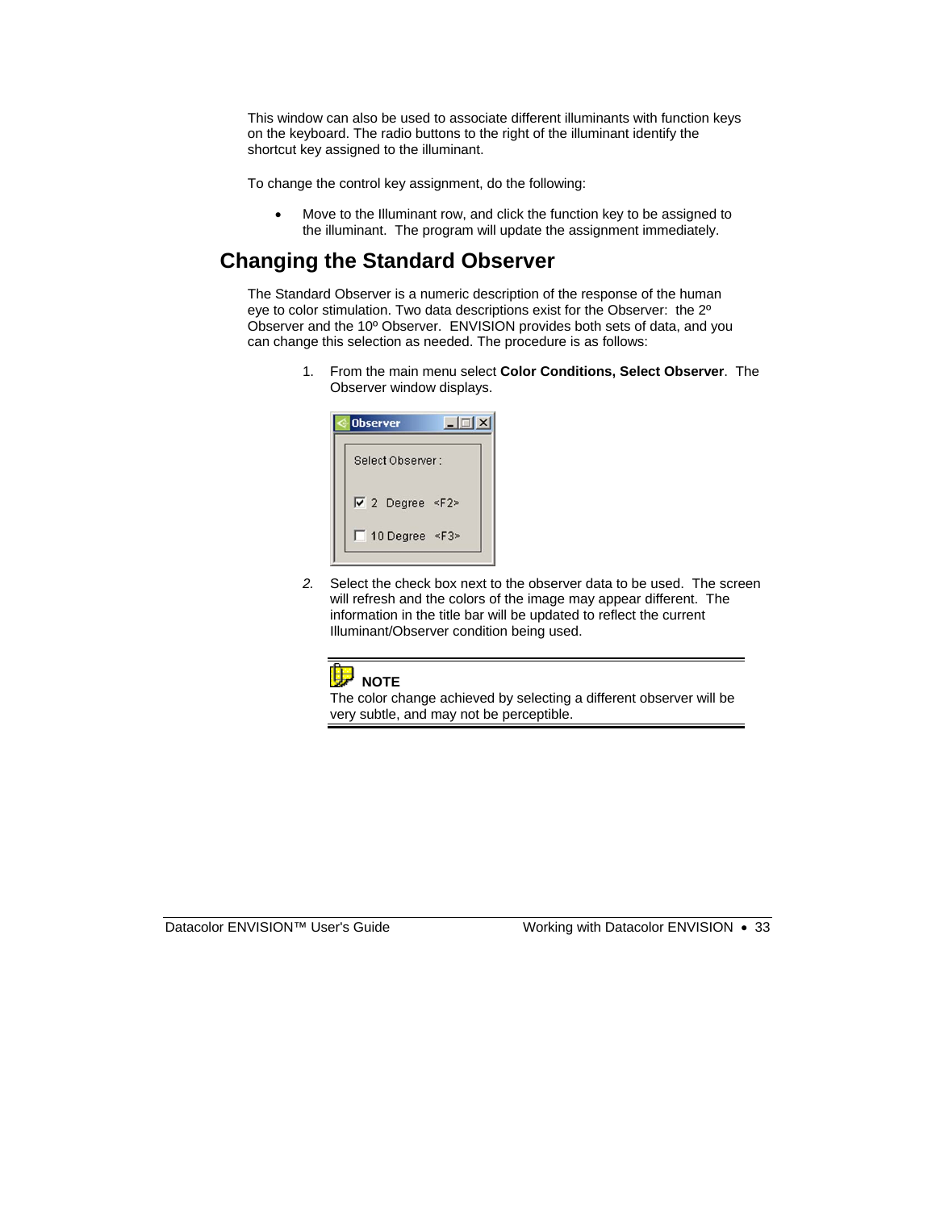This window can also be used to associate different illuminants with function keys on the keyboard. The radio buttons to the right of the illuminant identify the shortcut key assigned to the illuminant.

To change the control key assignment, do the following:

- Move to the Illuminant row, and click the function key to be assigned to the illuminant. The program will update the assignment immediately.

## Changing the Standard Observer

The Standard Observer is a numeric description of the response of the human eye to color stimulation. Two data descriptions exist for the Observer: the 2º Observer and the 10º Observer. ENVISION provides both sets of data, and you can change this selection as needed. The procedure is as follows:

1. From the main menu select **Color Conditions, Select Observer**. The Observer window displays.

2. Select the check box next to the observer data to be used. The screen will refresh and the colors of the image may appear different. The information in the title bar will be updated to reflect the current Illuminant/Observer condition being used.

**NOTE**

The color change achieved by selecting a different observer will be very subtle, and may not be perceptible.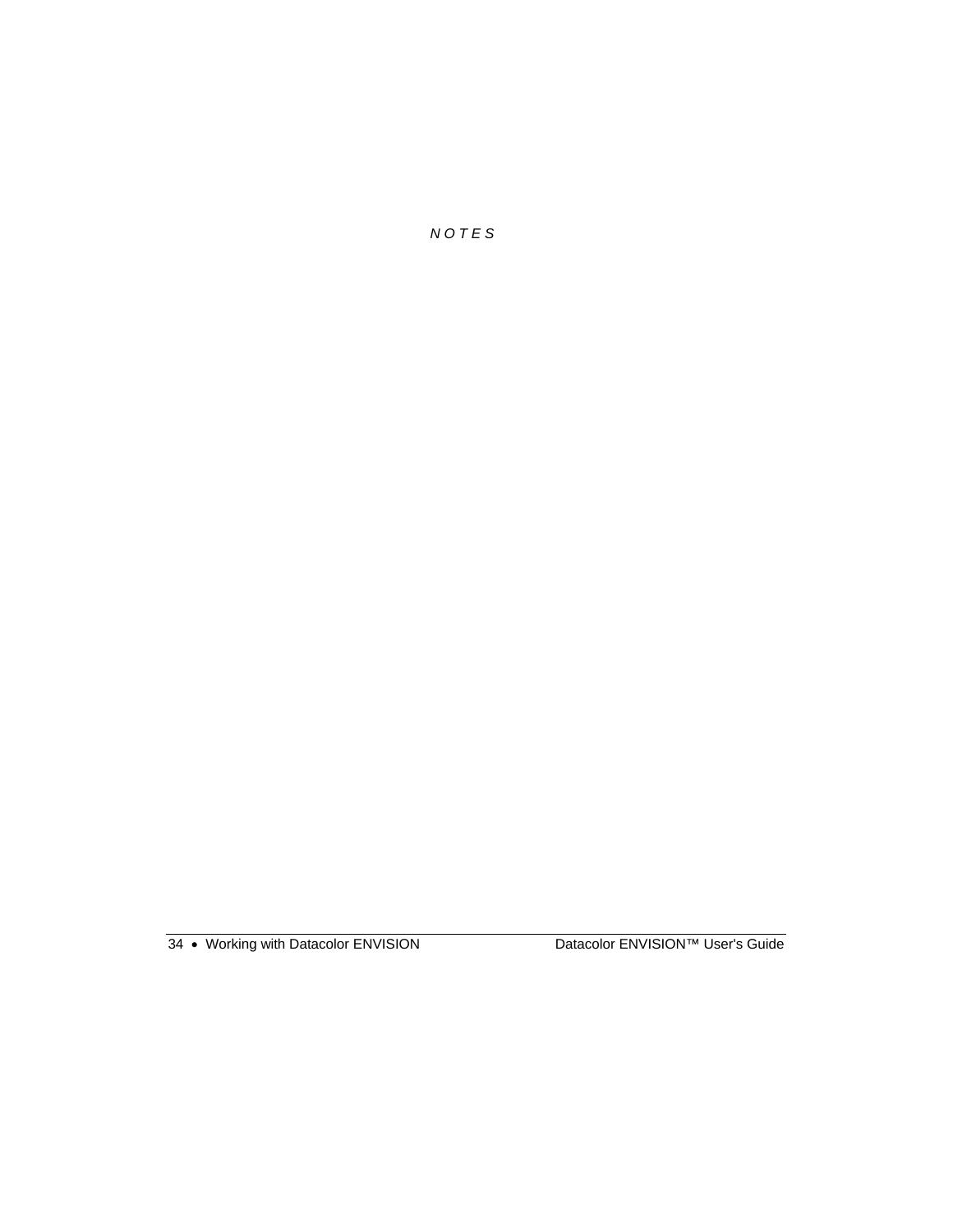*N O T E S*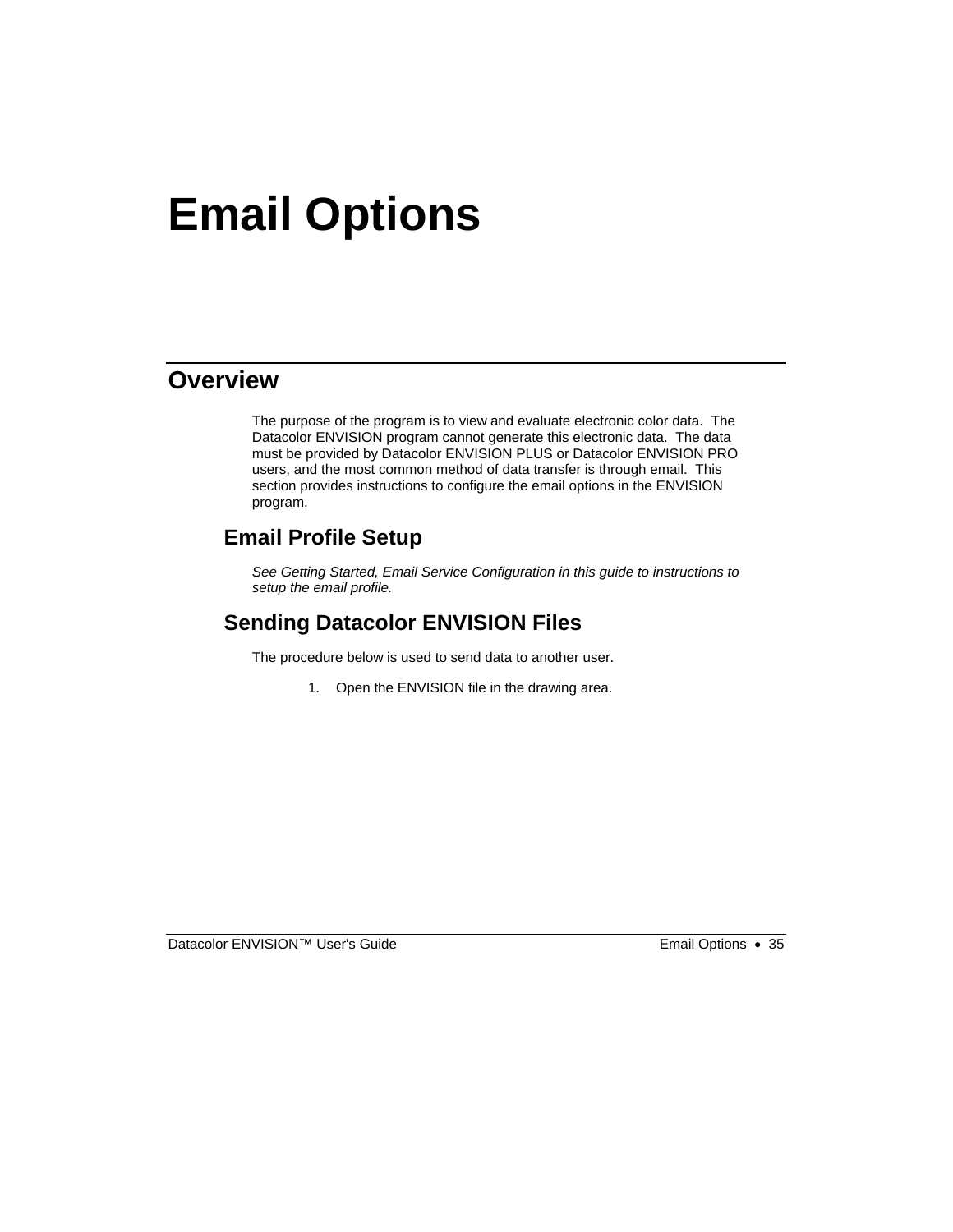# Email Options

## Overview

The purpose of the program is to view and evaluate electronic color data. The Datacolor ENVISION program cannot generate this electronic data. The data must be provided by Datacolor ENVISION PLUS or Datacolor ENVISION PRO users, and the most common method of data transfer is through email. This section provides instructions to configure the email options in the ENVISION program.

### Email Profile Setup

*See Getting Started, Email Service Configuration in this guide to instructions to setup the email profile.*

### Sending Datacolor ENVISION Files

The procedure below is used to send data to another user.

1. Open the ENVISION file in the drawing area.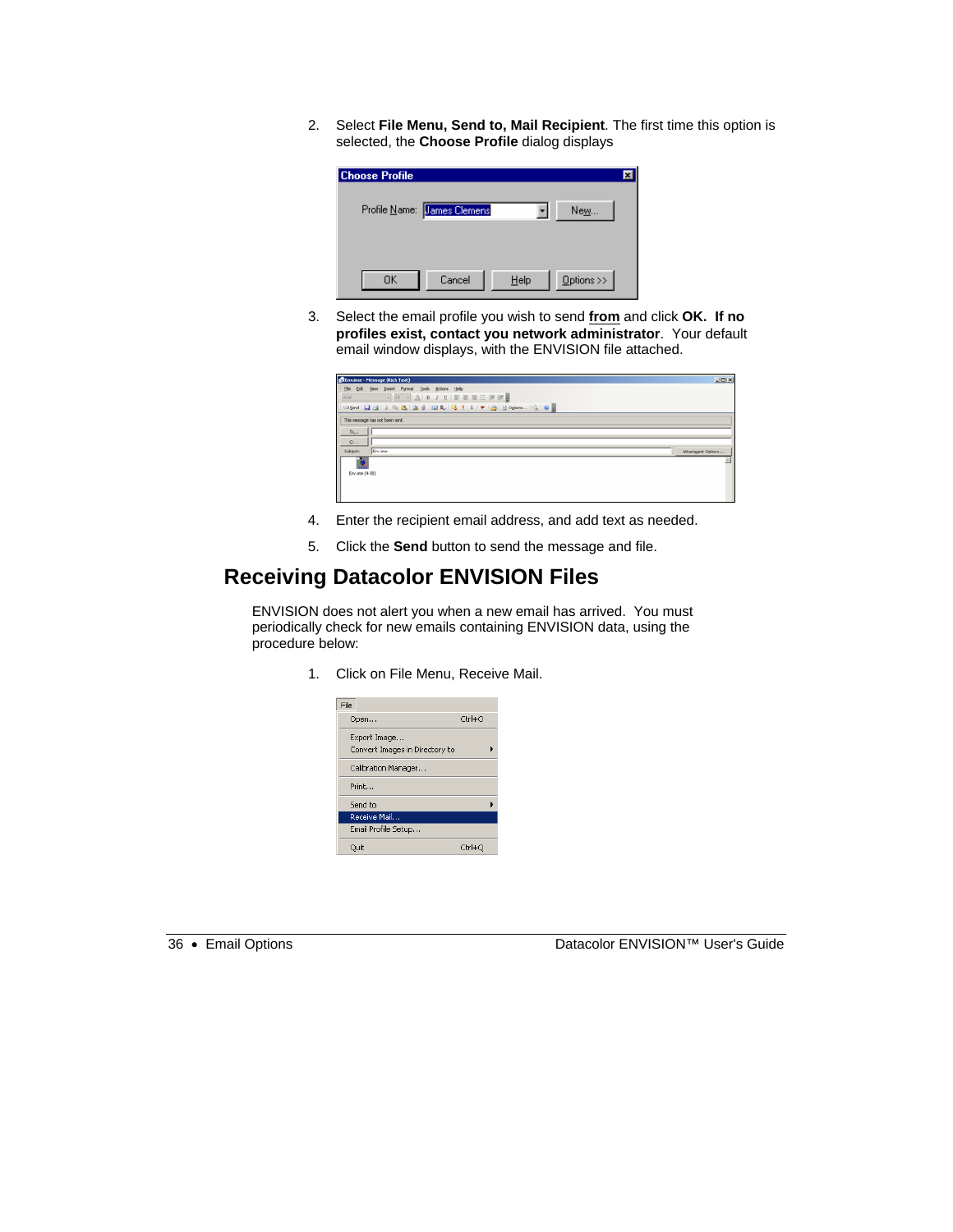2. Select **File Menu, Send to, Mail Recipient**. The first time this option is selected, the **Choose Profile** dialog displays

3. Select the email profile you wish to send **from** and click **OK. If no profiles exist, contact you network administrator**. Your default email window displays, with the ENVISION file attached.

4. Enter the recipient email address, and add text as needed.

5. Click the **Send** button to send the message and file.

## Receiving Datacolor ENVISION Files

ENVISION does not alert you when a new email has arrived. You must periodically check for new emails containing ENVISION data, using the procedure below:

1. Click on File Menu, Receive Mail.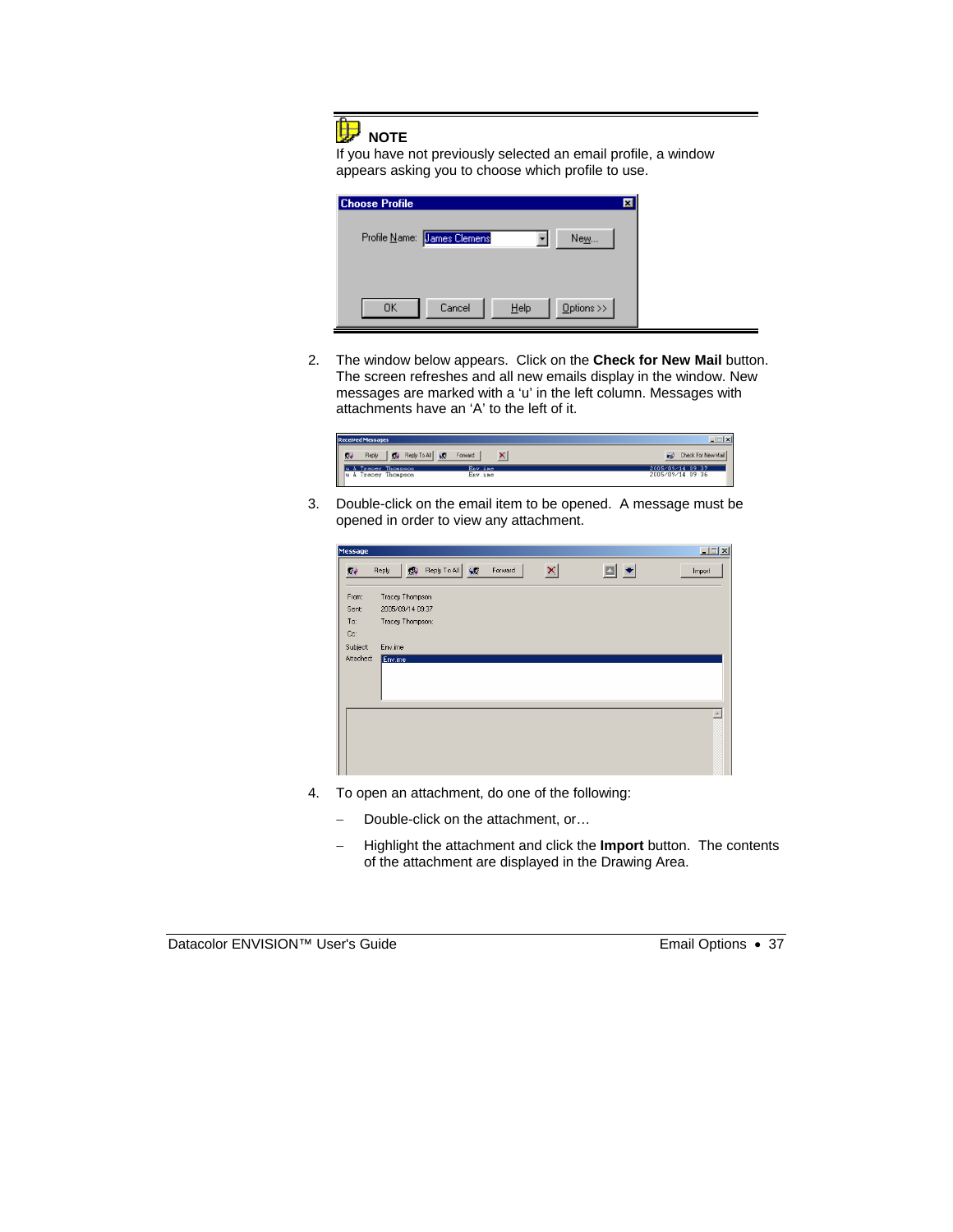**NOTE**

If you have not previously selected an email profile, a window appears asking you to choose which profile to use.

2. The window below appears. Click on the **Check for New Mail** button. The screen refreshes and all new emails display in the window. New messages are marked with a 'u' in the left column. Messages with attachments have an 'A' to the left of it.

3. Double-click on the email item to be opened. A message must be opened in order to view any attachment.

4. To open an attachment, do one of the following:

   – Double-click on the attachment, or…

   – Highlight the attachment and click the **Import** button. The contents of the attachment are displayed in the Drawing Area.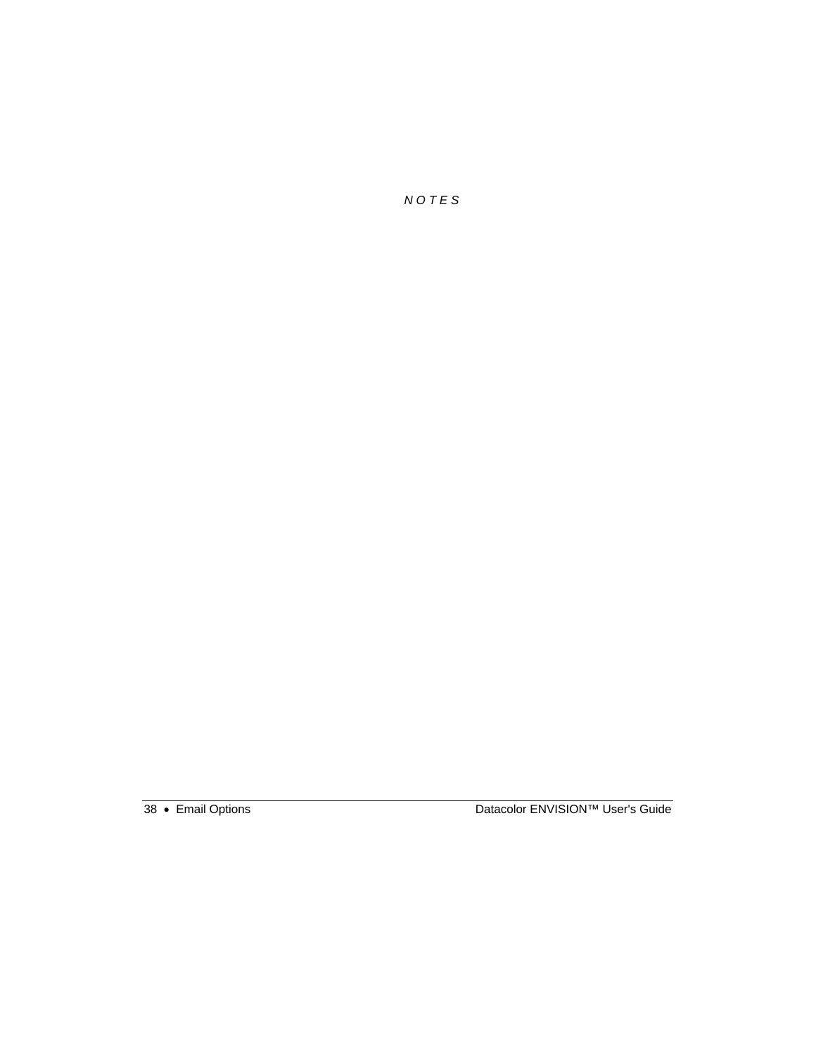*N O T E S*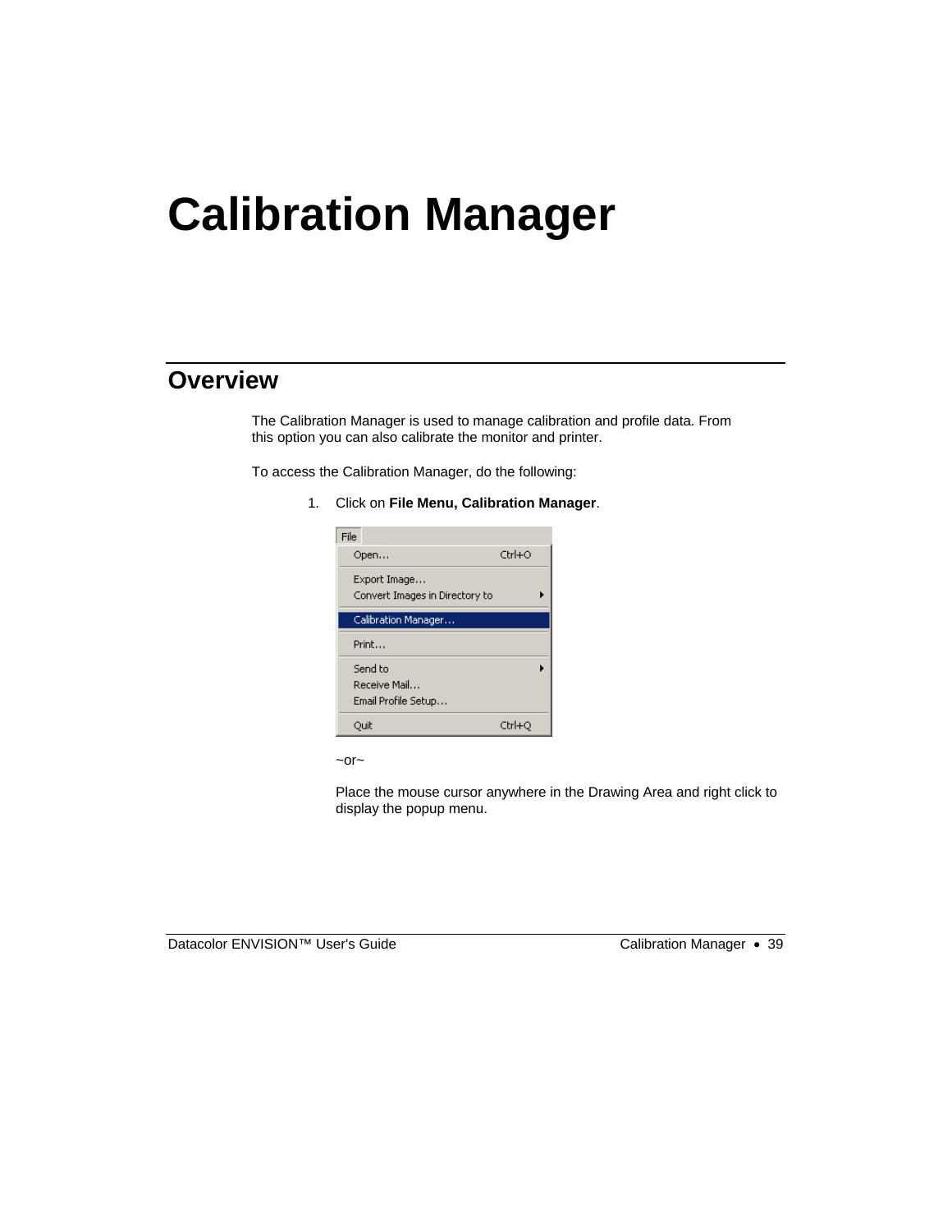# Calibration Manager

## Overview

The Calibration Manager is used to manage calibration and profile data. From this option you can also calibrate the monitor and printer.

To access the Calibration Manager, do the following:

1. Click on **File Menu, Calibration Manager**.

   ~or~

   Place the mouse cursor anywhere in the Drawing Area and right click to display the popup menu.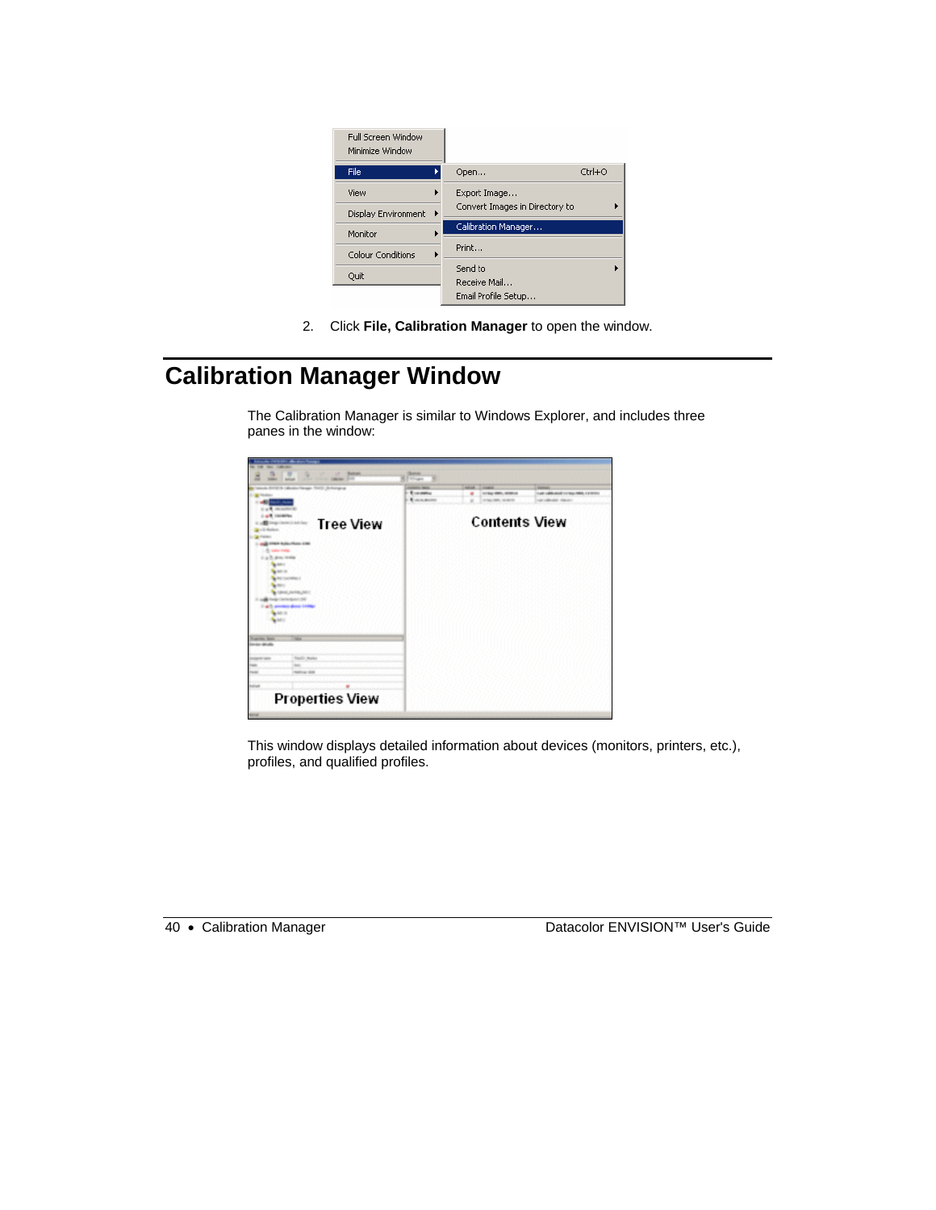2. Click **File, Calibration Manager** to open the window.

## Calibration Manager Window

The Calibration Manager is similar to Windows Explorer, and includes three panes in the window:

This window displays detailed information about devices (monitors, printers, etc.), profiles, and qualified profiles.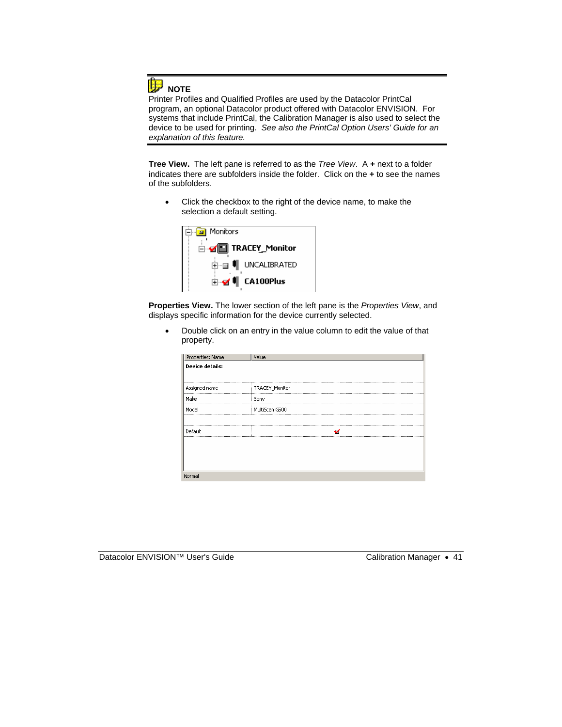**NOTE**

Printer Profiles and Qualified Profiles are used by the Datacolor PrintCal program, an optional Datacolor product offered with Datacolor ENVISION. For systems that include PrintCal, the Calibration Manager is also used to select the device to be used for printing. *See also the PrintCal Option Users' Guide for an explanation of this feature.*

**Tree View.** The left pane is referred to as the *Tree View*. A **+** next to a folder indicates there are subfolders inside the folder. Click on the **+** to see the names of the subfolders.

- Click the checkbox to the right of the device name, to make the selection a default setting.

**Properties View.** The lower section of the left pane is the *Properties View*, and displays specific information for the device currently selected.

- Double click on an entry in the value column to edit the value of that property.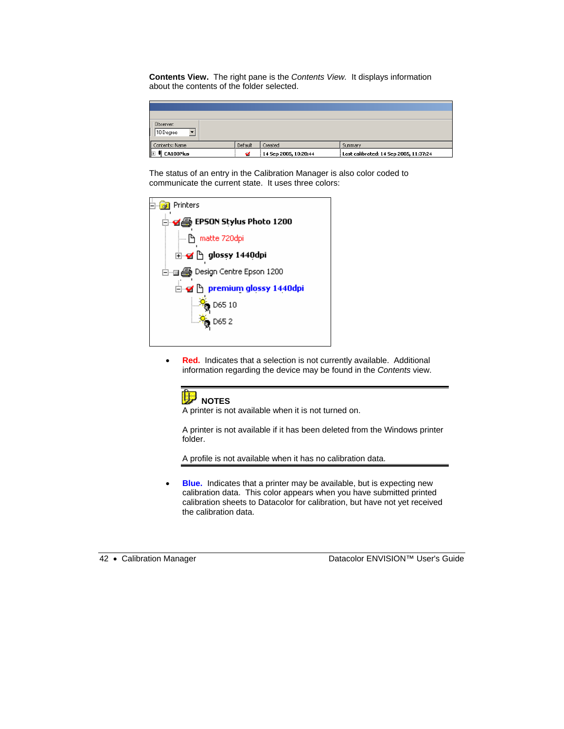**Contents View.** The right pane is the *Contents View.* It displays information about the contents of the folder selected.

The status of an entry in the Calibration Manager is also color coded to communicate the current state. It uses three colors:

- **Red.** Indicates that a selection is not currently available. Additional information regarding the device may be found in the *Contents* view.

**NOTES**

A printer is not available when it is not turned on.

A printer is not available if it has been deleted from the Windows printer folder.

A profile is not available when it has no calibration data.

- **Blue.** Indicates that a printer may be available, but is expecting new calibration data. This color appears when you have submitted printed calibration sheets to Datacolor for calibration, but have not yet received the calibration data.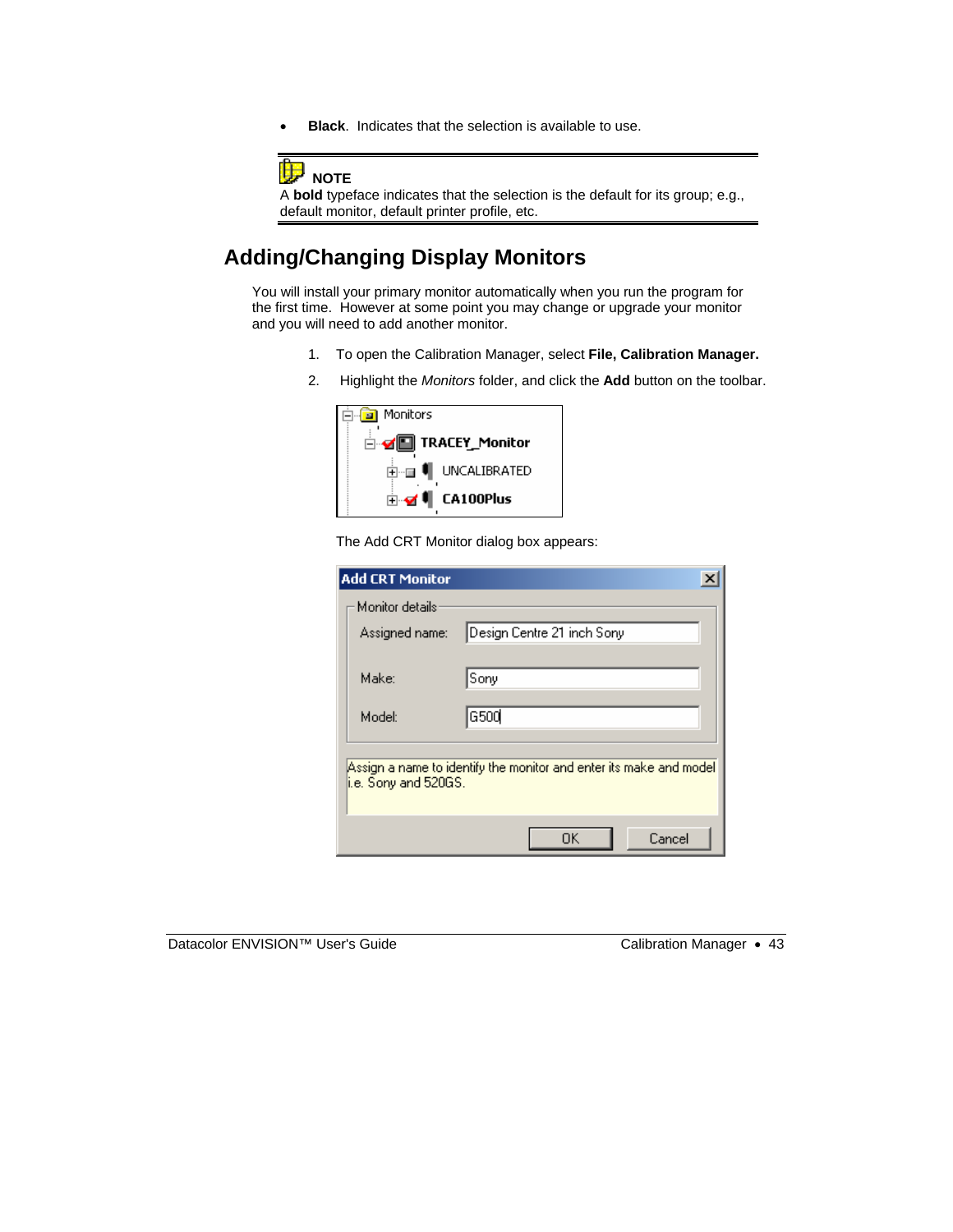- **Black**. Indicates that the selection is available to use.

---

**NOTE**
A **bold** typeface indicates that the selection is the default for its group; e.g., default monitor, default printer profile, etc.

---

## Adding/Changing Display Monitors

You will install your primary monitor automatically when you run the program for the first time. However at some point you may change or upgrade your monitor and you will need to add another monitor.

1. To open the Calibration Manager, select **File, Calibration Manager.**
2. Highlight the *Monitors* folder, and click the **Add** button on the toolbar.

The Add CRT Monitor dialog box appears: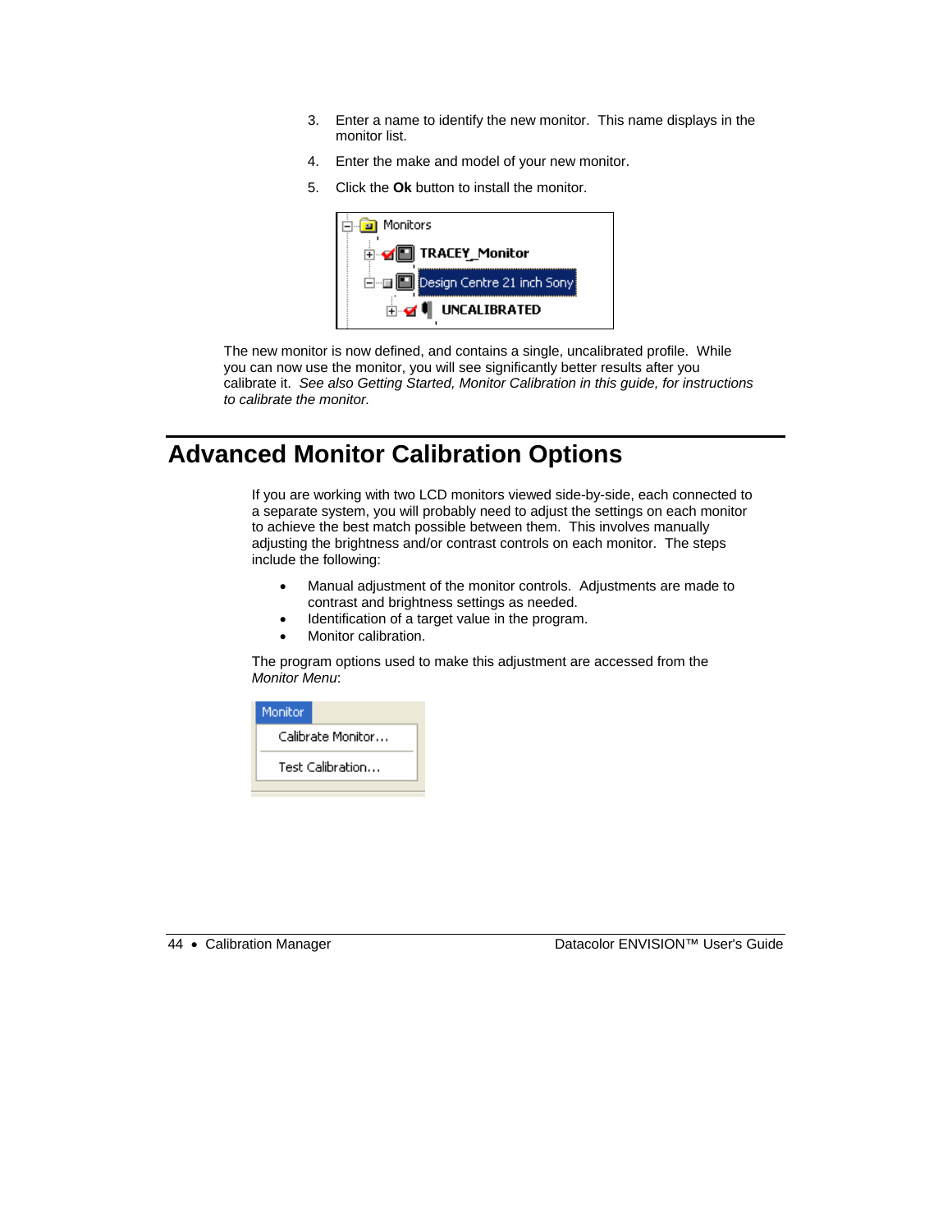3. Enter a name to identify the new monitor. This name displays in the monitor list.
4. Enter the make and model of your new monitor.
5. Click the **Ok** button to install the monitor.

The new monitor is now defined, and contains a single, uncalibrated profile. While you can now use the monitor, you will see significantly better results after you calibrate it. *See also Getting Started, Monitor Calibration in this guide, for instructions to calibrate the monitor.*

# Advanced Monitor Calibration Options

If you are working with two LCD monitors viewed side-by-side, each connected to a separate system, you will probably need to adjust the settings on each monitor to achieve the best match possible between them. This involves manually adjusting the brightness and/or contrast controls on each monitor. The steps include the following:

- Manual adjustment of the monitor controls. Adjustments are made to contrast and brightness settings as needed.
- Identification of a target value in the program.
- Monitor calibration.

The program options used to make this adjustment are accessed from the *Monitor Menu*: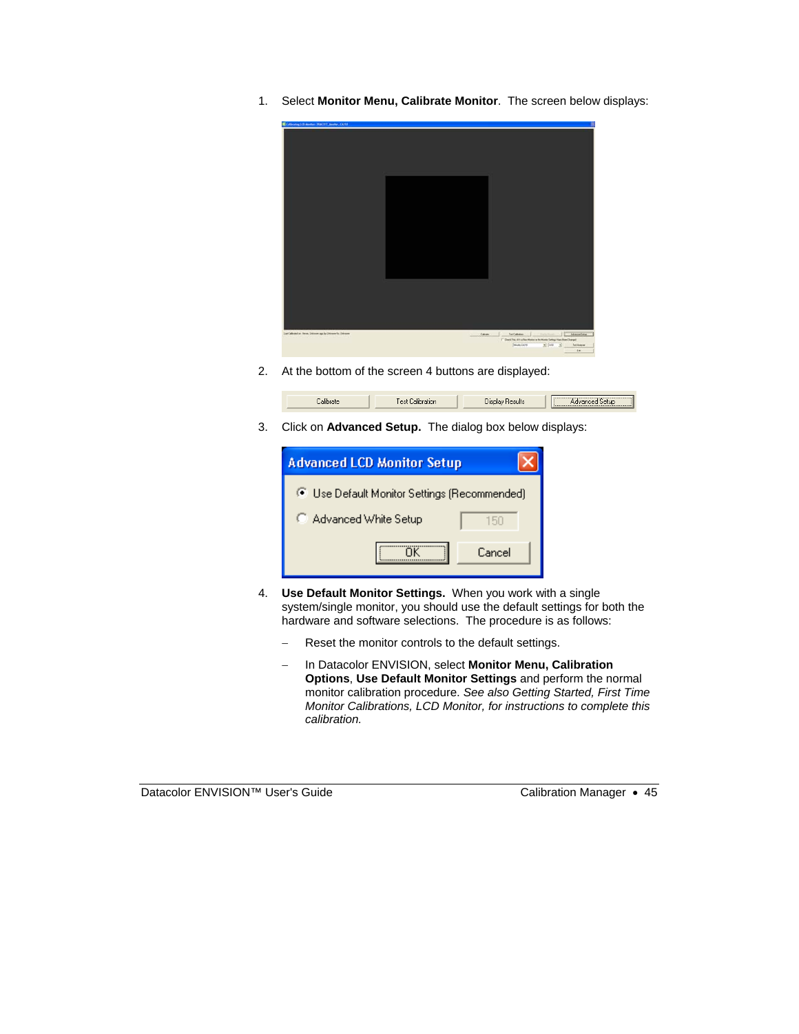1. Select **Monitor Menu, Calibrate Monitor**. The screen below displays:

2. At the bottom of the screen 4 buttons are displayed:

3. Click on **Advanced Setup.** The dialog box below displays:

4. **Use Default Monitor Settings.** When you work with a single system/single monitor, you should use the default settings for both the hardware and software selections. The procedure is as follows:

   – Reset the monitor controls to the default settings.

   – In Datacolor ENVISION, select **Monitor Menu, Calibration Options**, **Use Default Monitor Settings** and perform the normal monitor calibration procedure. *See also Getting Started, First Time Monitor Calibrations, LCD Monitor, for instructions to complete this calibration.*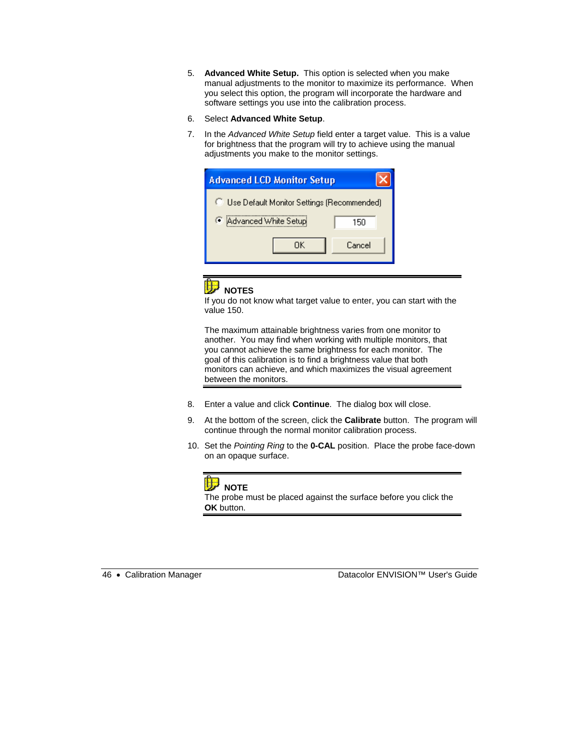5. **Advanced White Setup.** This option is selected when you make manual adjustments to the monitor to maximize its performance. When you select this option, the program will incorporate the hardware and software settings you use into the calibration process.

6. Select **Advanced White Setup**.

7. In the *Advanced White Setup* field enter a target value. This is a value for brightness that the program will try to achieve using the manual adjustments you make to the monitor settings.

**NOTES**

If you do not know what target value to enter, you can start with the value 150.

The maximum attainable brightness varies from one monitor to another. You may find when working with multiple monitors, that you cannot achieve the same brightness for each monitor. The goal of this calibration is to find a brightness value that both monitors can achieve, and which maximizes the visual agreement between the monitors.

8. Enter a value and click **Continue**. The dialog box will close.

9. At the bottom of the screen, click the **Calibrate** button. The program will continue through the normal monitor calibration process.

10. Set the *Pointing Ring* to the **0-CAL** position. Place the probe face-down on an opaque surface.

**NOTE**

The probe must be placed against the surface before you click the **OK** button.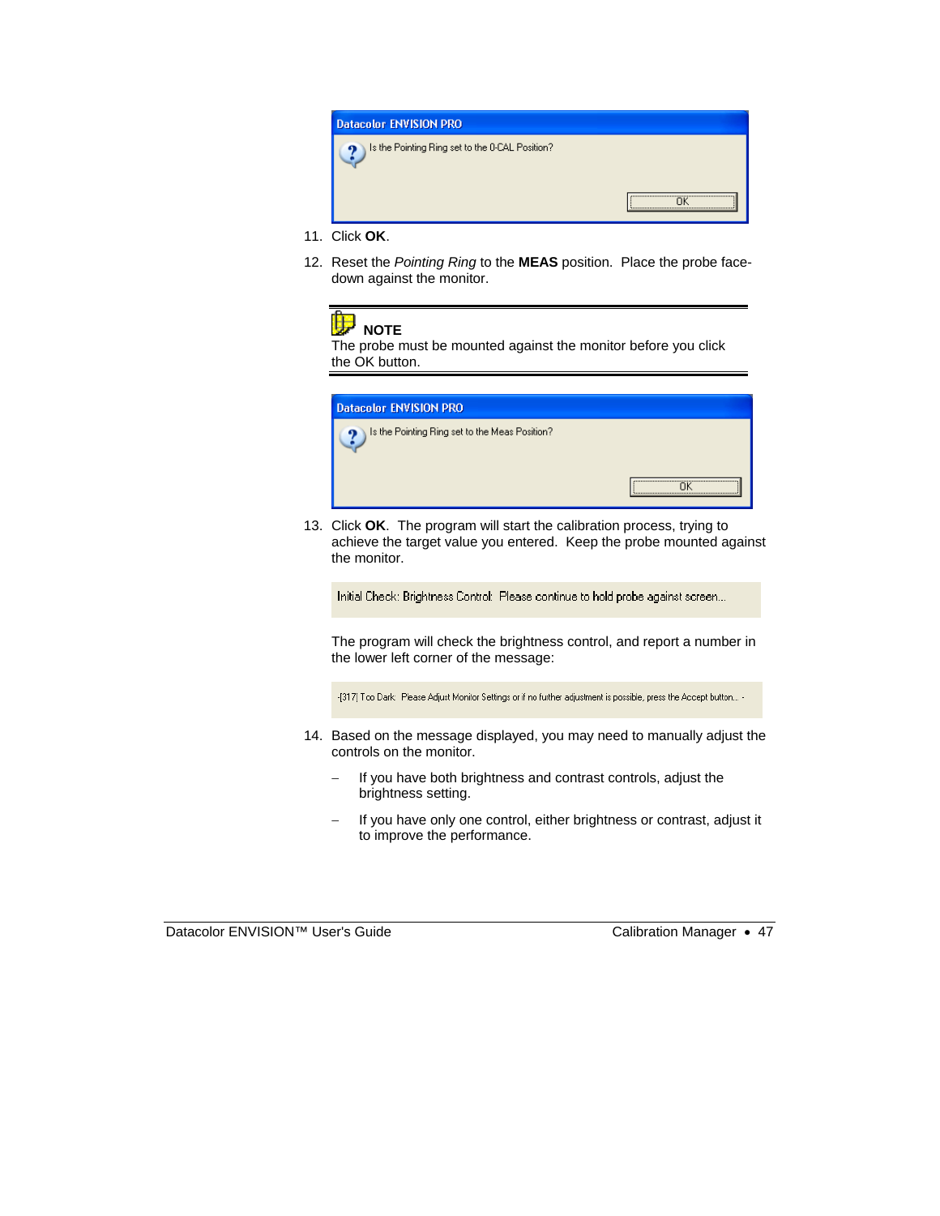Datacolor ENVISION PRO

Is the Pointing Ring set to the 0-CAL Position?

OK

11. Click **OK**.

12. Reset the *Pointing Ring* to the **MEAS** position. Place the probe face-down against the monitor.

> **NOTE**
> The probe must be mounted against the monitor before you click the OK button.

Datacolor ENVISION PRO

Is the Pointing Ring set to the Meas Position?

OK

13. Click **OK**. The program will start the calibration process, trying to achieve the target value you entered. Keep the probe mounted against the monitor.

    Initial Check: Brightness Control: Please continue to hold probe against screen...

    The program will check the brightness control, and report a number in the lower left corner of the message:

    -[317] Too Dark. Please Adjust Monitor Settings or if no futher adjustment is possible, press the Accept button... -

14. Based on the message displayed, you may need to manually adjust the controls on the monitor.

    – If you have both brightness and contrast controls, adjust the brightness setting.

    – If you have only one control, either brightness or contrast, adjust it to improve the performance.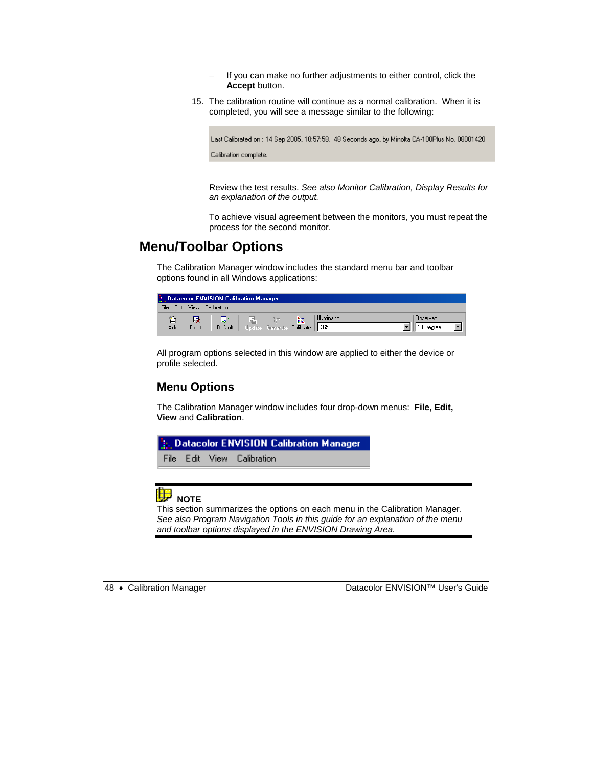- If you can make no further adjustments to either control, click the **Accept** button.

15. The calibration routine will continue as a normal calibration. When it is completed, you will see a message similar to the following:

Last Calibrated on : 14 Sep 2005, 10:57:58, 48 Seconds ago, by Minolta CA-100Plus No. 08001420

Calibration complete.

Review the test results. *See also Monitor Calibration, Display Results for an explanation of the output.*

To achieve visual agreement between the monitors, you must repeat the process for the second monitor.

## Menu/Toolbar Options

The Calibration Manager window includes the standard menu bar and toolbar options found in all Windows applications:

Datacolor ENVISION Calibration Manager
File Edit View Calibration
Add Delete Default Update Generate Calibrate Illuminant: D65 Observer: 10 Degree

All program options selected in this window are applied to either the device or profile selected.

### Menu Options

The Calibration Manager window includes four drop-down menus: **File, Edit, View** and **Calibration**.

Datacolor ENVISION Calibration Manager
File Edit View Calibration

---

**NOTE**
This section summarizes the options on each menu in the Calibration Manager. *See also Program Navigation Tools in this guide for an explanation of the menu and toolbar options displayed in the ENVISION Drawing Area.*

---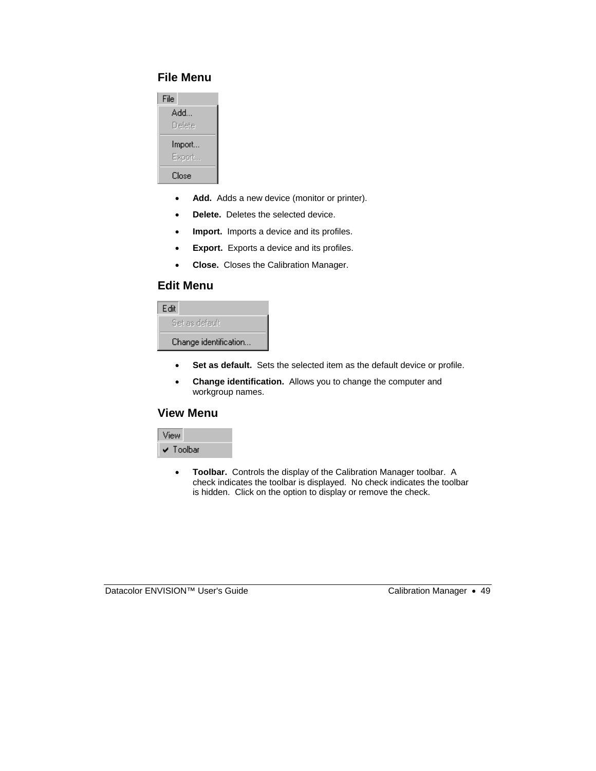## File Menu

- **Add.** Adds a new device (monitor or printer).
- **Delete.** Deletes the selected device.
- **Import.** Imports a device and its profiles.
- **Export.** Exports a device and its profiles.
- **Close.** Closes the Calibration Manager.

## Edit Menu

- **Set as default.** Sets the selected item as the default device or profile.
- **Change identification.** Allows you to change the computer and workgroup names.

## View Menu

- **Toolbar.** Controls the display of the Calibration Manager toolbar. A check indicates the toolbar is displayed. No check indicates the toolbar is hidden. Click on the option to display or remove the check.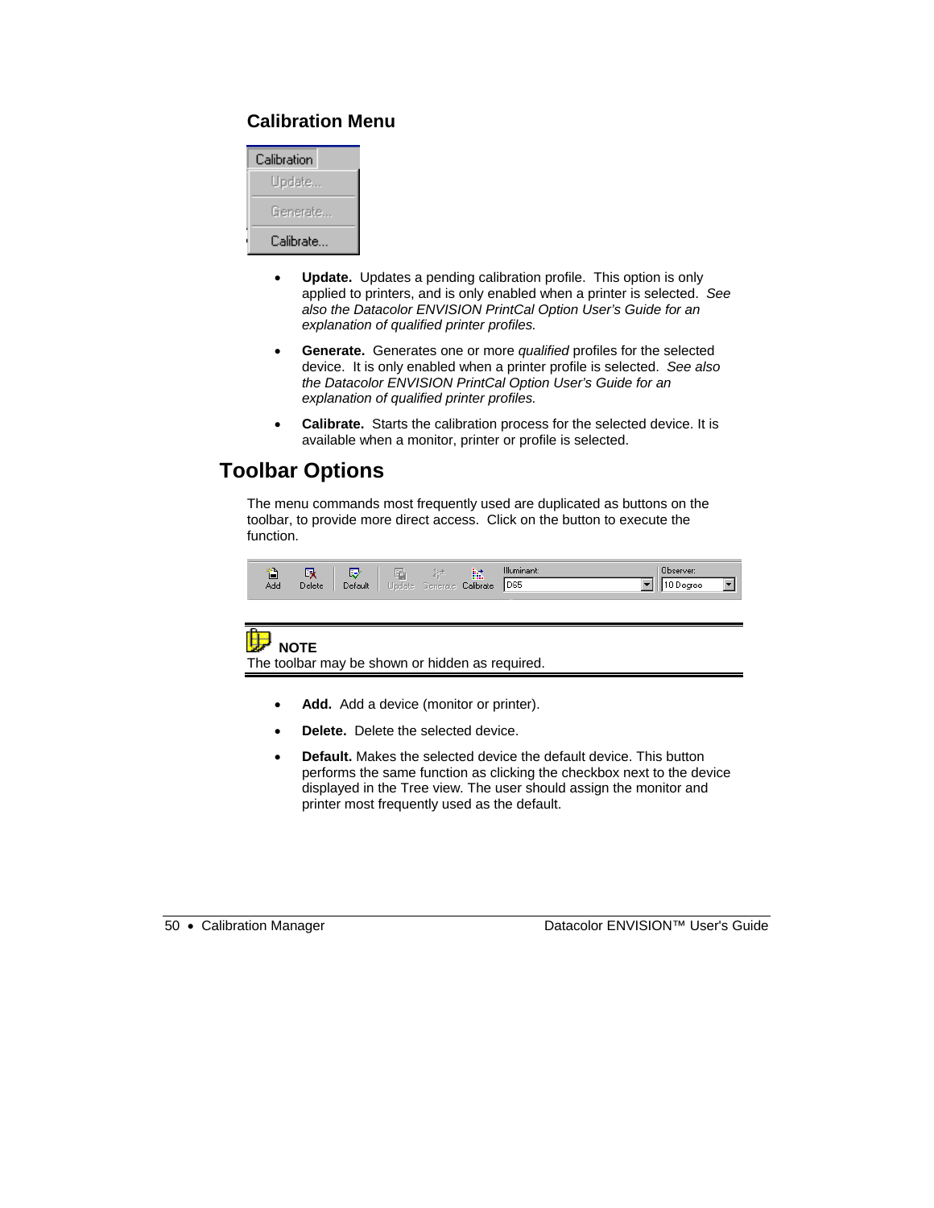### Calibration Menu

- **Update.** Updates a pending calibration profile. This option is only applied to printers, and is only enabled when a printer is selected. *See also the Datacolor ENVISION PrintCal Option User's Guide for an explanation of qualified printer profiles.*

- **Generate.** Generates one or more *qualified* profiles for the selected device. It is only enabled when a printer profile is selected. *See also the Datacolor ENVISION PrintCal Option User's Guide for an explanation of qualified printer profiles.*

- **Calibrate.** Starts the calibration process for the selected device. It is available when a monitor, printer or profile is selected.

## Toolbar Options

The menu commands most frequently used are duplicated as buttons on the toolbar, to provide more direct access. Click on the button to execute the function.

**NOTE**
The toolbar may be shown or hidden as required.

- **Add.** Add a device (monitor or printer).

- **Delete.** Delete the selected device.

- **Default.** Makes the selected device the default device. This button performs the same function as clicking the checkbox next to the device displayed in the Tree view. The user should assign the monitor and printer most frequently used as the default.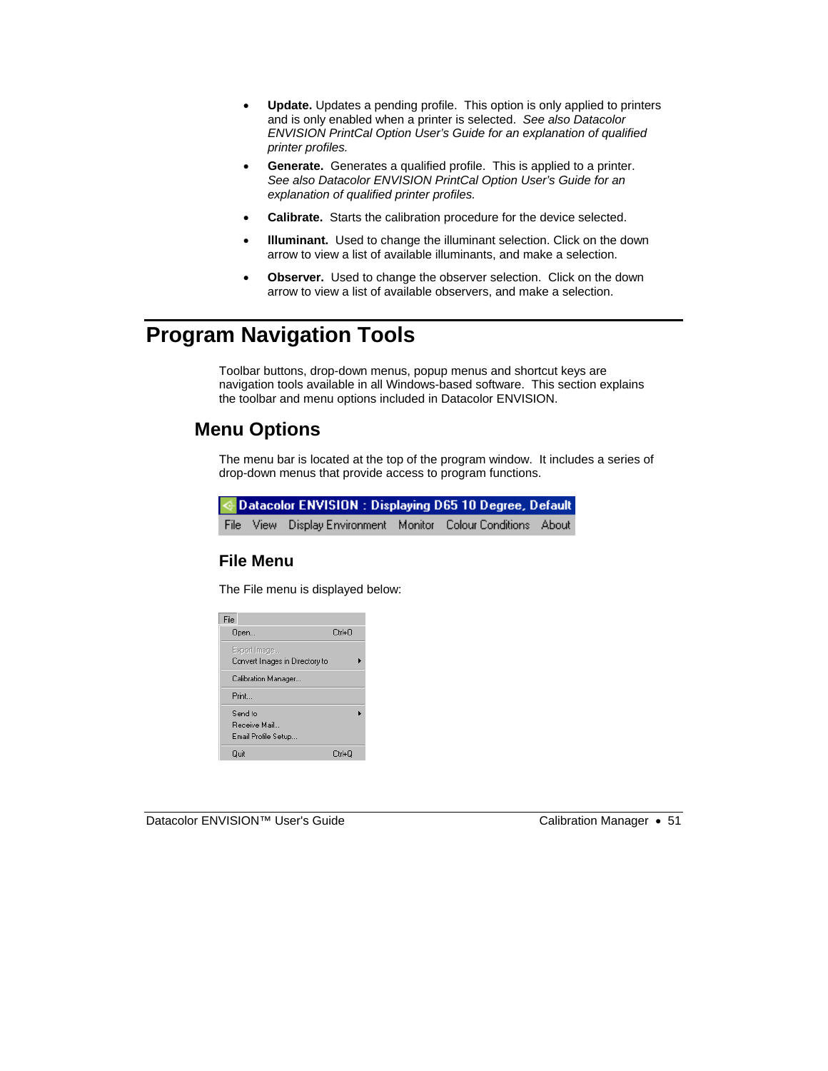- **Update.** Updates a pending profile. This option is only applied to printers and is only enabled when a printer is selected. *See also Datacolor ENVISION PrintCal Option User's Guide for an explanation of qualified printer profiles.*
- **Generate.** Generates a qualified profile. This is applied to a printer. *See also Datacolor ENVISION PrintCal Option User's Guide for an explanation of qualified printer profiles.*
- **Calibrate.** Starts the calibration procedure for the device selected.
- **Illuminant.** Used to change the illuminant selection. Click on the down arrow to view a list of available illuminants, and make a selection.
- **Observer.** Used to change the observer selection. Click on the down arrow to view a list of available observers, and make a selection.

# Program Navigation Tools

Toolbar buttons, drop-down menus, popup menus and shortcut keys are navigation tools available in all Windows-based software. This section explains the toolbar and menu options included in Datacolor ENVISION.

## Menu Options

The menu bar is located at the top of the program window. It includes a series of drop-down menus that provide access to program functions.

Datacolor ENVISION : Displaying D65 10 Degree, Default

File View Display Environment Monitor Colour Conditions About

### File Menu

The File menu is displayed below:

File
- Open... Ctrl+O
- Export Image...
- Convert Images in Directory to
- Calibration Manager...
- Print...
- Send to
- Receive Mail...
- Email Profile Setup...
- Quit Ctrl+Q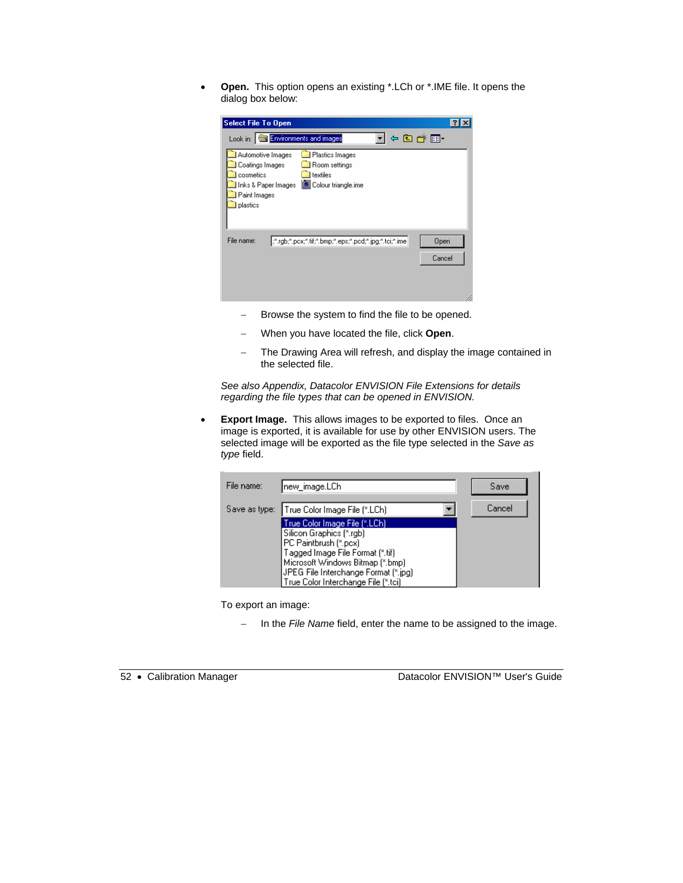- **Open.** This option opens an existing *.LCh or *.IME file. It opens the dialog box below:

  - Browse the system to find the file to be opened.
  - When you have located the file, click **Open**.
  - The Drawing Area will refresh, and display the image contained in the selected file.

  *See also Appendix, Datacolor ENVISION File Extensions for details regarding the file types that can be opened in ENVISION.*

- **Export Image.** This allows images to be exported to files. Once an image is exported, it is available for use by other ENVISION users. The selected image will be exported as the file type selected in the *Save as type* field.

  To export an image:

  - In the *File Name* field, enter the name to be assigned to the image.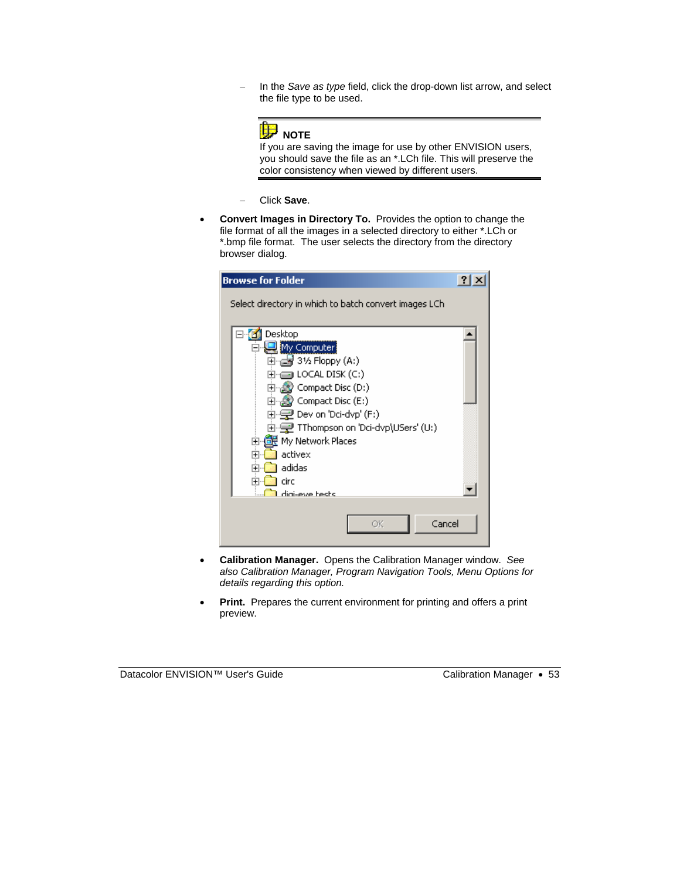- In the *Save as type* field, click the drop-down list arrow, and select the file type to be used.

**NOTE**
If you are saving the image for use by other ENVISION users, you should save the file as an *.LCh file. This will preserve the color consistency when viewed by different users.

- Click **Save**.

- **Convert Images in Directory To.** Provides the option to change the file format of all the images in a selected directory to either *.LCh or *.bmp file format. The user selects the directory from the directory browser dialog.

- **Calibration Manager.** Opens the Calibration Manager window. *See also Calibration Manager, Program Navigation Tools, Menu Options for details regarding this option.*

- **Print.** Prepares the current environment for printing and offers a print preview.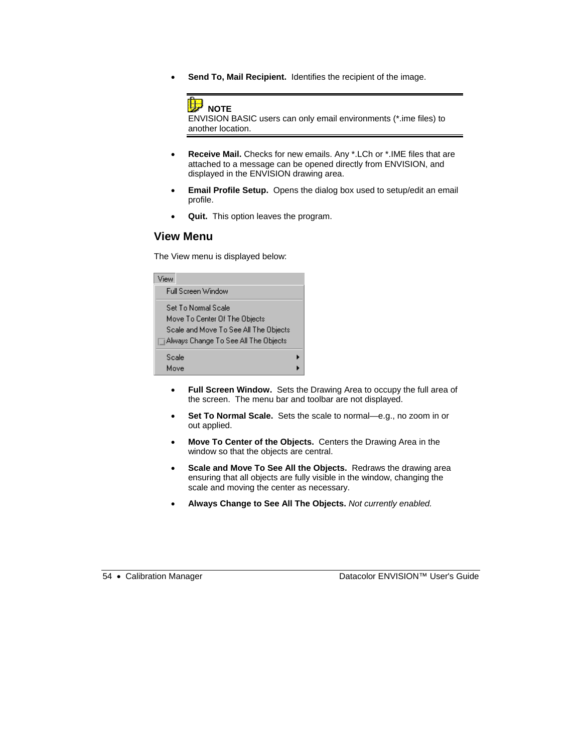- **Send To, Mail Recipient.** Identifies the recipient of the image.

> **NOTE**
> ENVISION BASIC users can only email environments (*.ime files) to another location.

- **Receive Mail.** Checks for new emails. Any *.LCh or *.IME files that are attached to a message can be opened directly from ENVISION, and displayed in the ENVISION drawing area.
- **Email Profile Setup.** Opens the dialog box used to setup/edit an email profile.
- **Quit.** This option leaves the program.

## View Menu

The View menu is displayed below:

| View |
|---|
| Full Screen Window |
| Set To Normal Scale |
| Move To Center Of The Objects |
| Scale and Move To See All The Objects |
| Always Change To See All The Objects |
| Scale ▸ |
| Move ▸ |

- **Full Screen Window.** Sets the Drawing Area to occupy the full area of the screen. The menu bar and toolbar are not displayed.
- **Set To Normal Scale.** Sets the scale to normal—e.g., no zoom in or out applied.
- **Move To Center of the Objects.** Centers the Drawing Area in the window so that the objects are central.
- **Scale and Move To See All the Objects.** Redraws the drawing area ensuring that all objects are fully visible in the window, changing the scale and moving the center as necessary.
- **Always Change to See All The Objects.** *Not currently enabled.*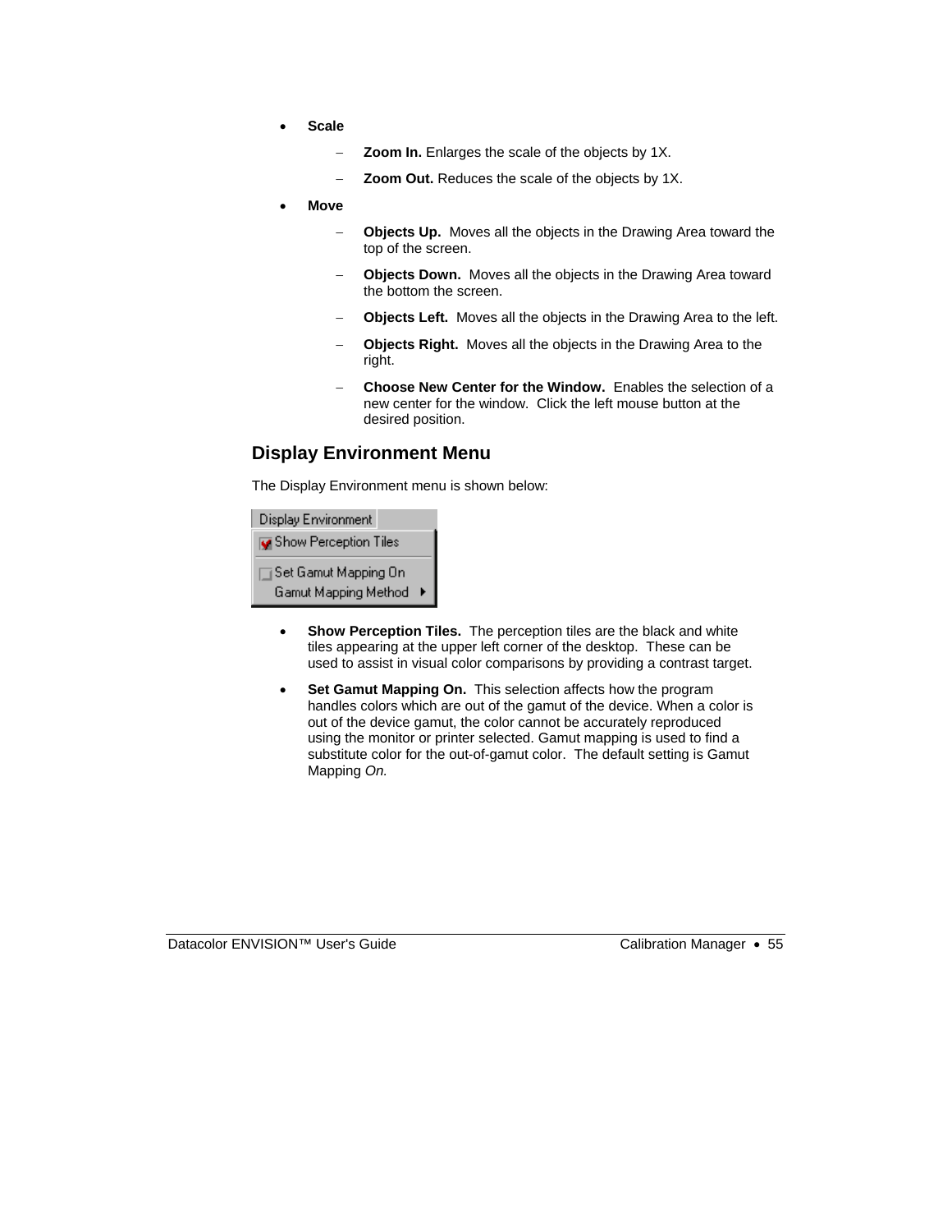- **Scale**
  - **Zoom In.** Enlarges the scale of the objects by 1X.
  - **Zoom Out.** Reduces the scale of the objects by 1X.
- **Move**
  - **Objects Up.** Moves all the objects in the Drawing Area toward the top of the screen.
  - **Objects Down.** Moves all the objects in the Drawing Area toward the bottom the screen.
  - **Objects Left.** Moves all the objects in the Drawing Area to the left.
  - **Objects Right.** Moves all the objects in the Drawing Area to the right.
  - **Choose New Center for the Window.** Enables the selection of a new center for the window. Click the left mouse button at the desired position.

## Display Environment Menu

The Display Environment menu is shown below:

Display Environment
Show Perception Tiles
Set Gamut Mapping On
Gamut Mapping Method

- **Show Perception Tiles.** The perception tiles are the black and white tiles appearing at the upper left corner of the desktop. These can be used to assist in visual color comparisons by providing a contrast target.
- **Set Gamut Mapping On.** This selection affects how the program handles colors which are out of the gamut of the device. When a color is out of the device gamut, the color cannot be accurately reproduced using the monitor or printer selected. Gamut mapping is used to find a substitute color for the out-of-gamut color. The default setting is Gamut Mapping *On.*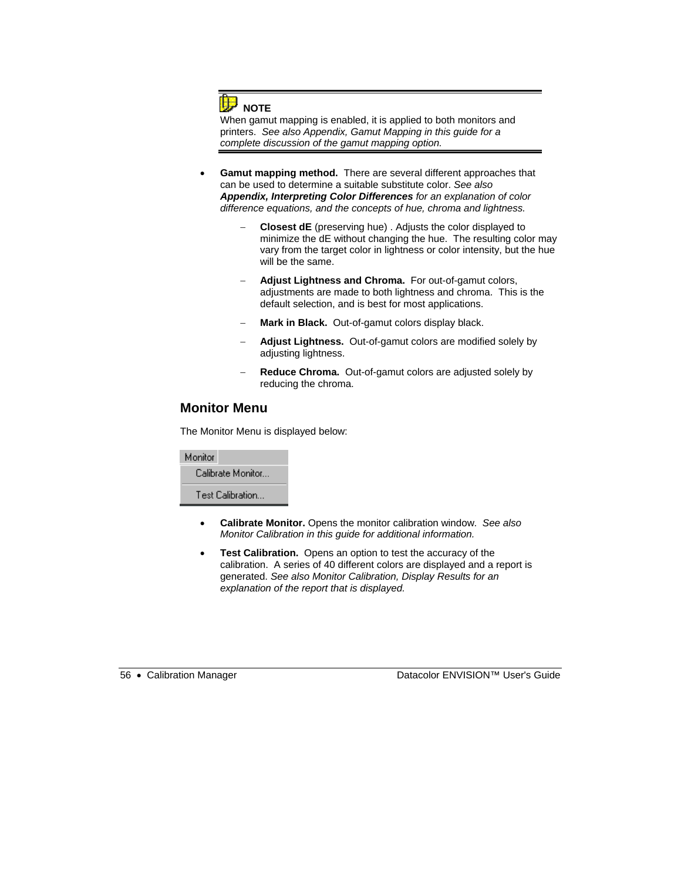> **NOTE**
> When gamut mapping is enabled, it is applied to both monitors and printers. *See also Appendix, Gamut Mapping in this guide for a complete discussion of the gamut mapping option.*

- **Gamut mapping method.** There are several different approaches that can be used to determine a suitable substitute color. *See also **Appendix, Interpreting Color Differences** for an explanation of color difference equations, and the concepts of hue, chroma and lightness.*
  - **Closest dE** (preserving hue) . Adjusts the color displayed to minimize the dE without changing the hue. The resulting color may vary from the target color in lightness or color intensity, but the hue will be the same.
  - **Adjust Lightness and Chroma.** For out-of-gamut colors, adjustments are made to both lightness and chroma. This is the default selection, and is best for most applications.
  - **Mark in Black.** Out-of-gamut colors display black.
  - **Adjust Lightness.** Out-of-gamut colors are modified solely by adjusting lightness.
  - **Reduce Chroma.** Out-of-gamut colors are adjusted solely by reducing the chroma.

## Monitor Menu

The Monitor Menu is displayed below:

Monitor
- Calibrate Monitor...
- Test Calibration...

- **Calibrate Monitor.** Opens the monitor calibration window. *See also Monitor Calibration in this guide for additional information.*
- **Test Calibration.** Opens an option to test the accuracy of the calibration. A series of 40 different colors are displayed and a report is generated. *See also Monitor Calibration, Display Results for an explanation of the report that is displayed.*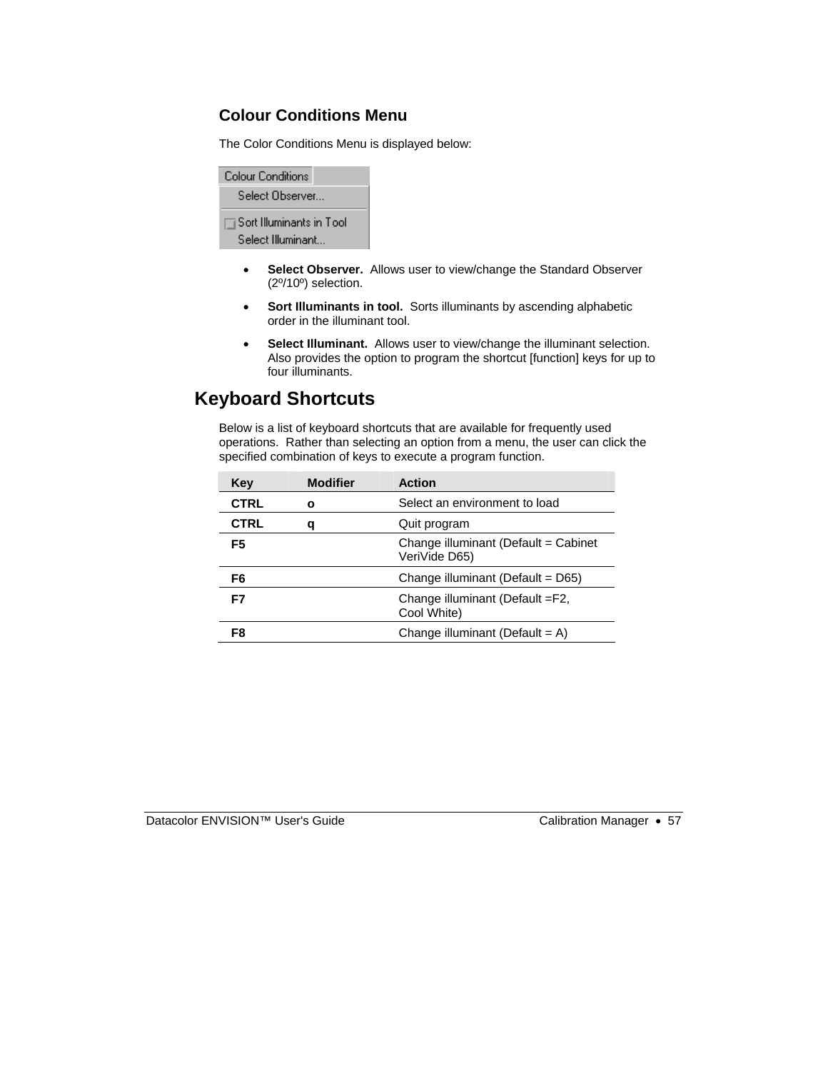### Colour Conditions Menu

The Color Conditions Menu is displayed below:

Colour Conditions
Select Observer...
Sort Illuminants in Tool
Select Illuminant...

- **Select Observer.** Allows user to view/change the Standard Observer (2º/10º) selection.
- **Sort Illuminants in tool.** Sorts illuminants by ascending alphabetic order in the illuminant tool.
- **Select Illuminant.** Allows user to view/change the illuminant selection. Also provides the option to program the shortcut [function] keys for up to four illuminants.

## Keyboard Shortcuts

Below is a list of keyboard shortcuts that are available for frequently used operations. Rather than selecting an option from a menu, the user can click the specified combination of keys to execute a program function.

| Key | Modifier | Action |
|---|---|---|
| **CTRL** | **o** | Select an environment to load |
| **CTRL** | **q** | Quit program |
| **F5** | | Change illuminant (Default = Cabinet VeriVide D65) |
| **F6** | | Change illuminant (Default = D65) |
| **F7** | | Change illuminant (Default =F2, Cool White) |
| **F8** | | Change illuminant (Default = A) |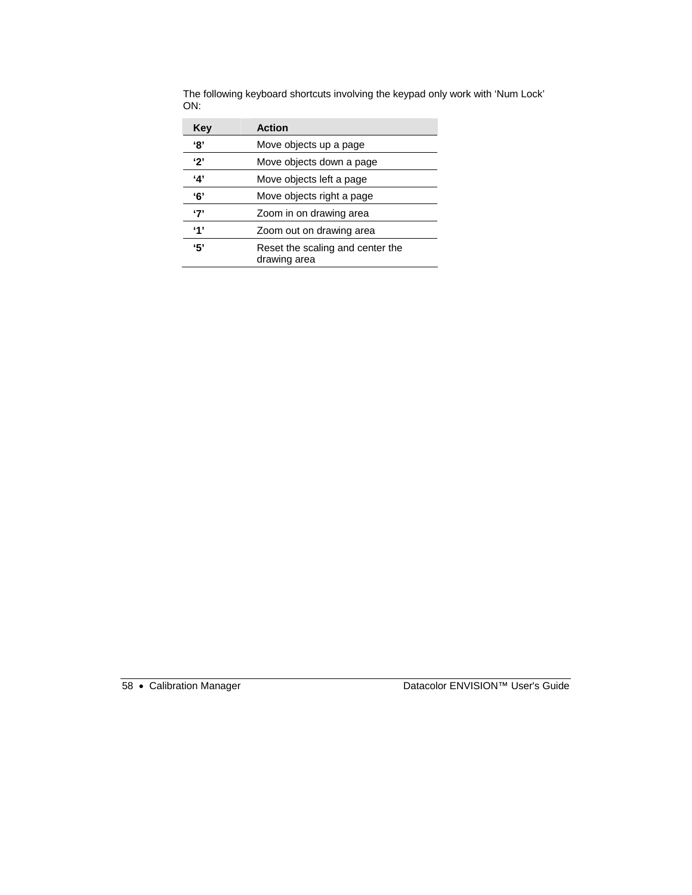The following keyboard shortcuts involving the keypad only work with ‘Num Lock’ ON:

| Key | Action |
| --- | --- |
| **‘8’** | Move objects up a page |
| **‘2’** | Move objects down a page |
| **‘4’** | Move objects left a page |
| **‘6’** | Move objects right a page |
| **‘7’** | Zoom in on drawing area |
| **‘1’** | Zoom out on drawing area |
| **‘5’** | Reset the scaling and center the drawing area |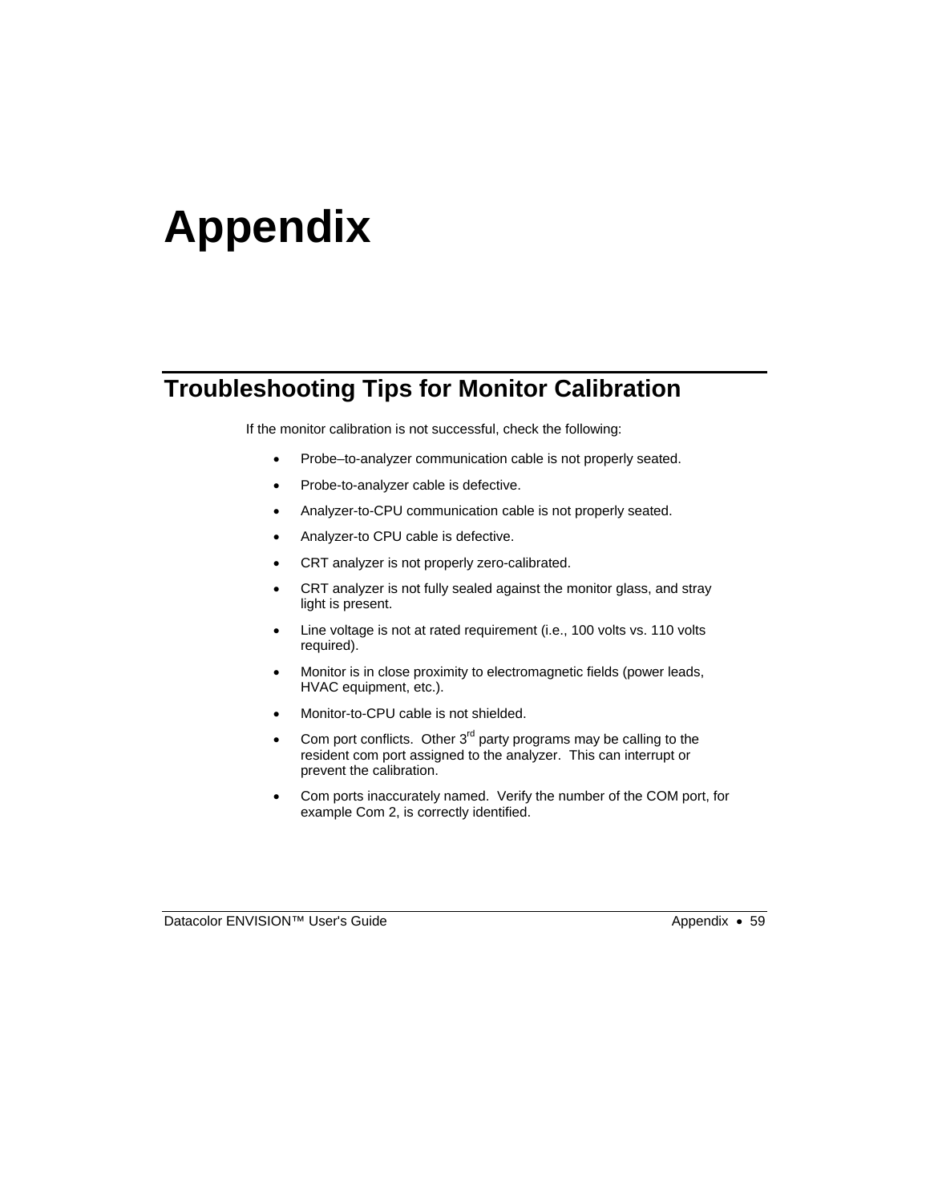# Appendix

## Troubleshooting Tips for Monitor Calibration

If the monitor calibration is not successful, check the following:

- Probe–to-analyzer communication cable is not properly seated.
- Probe-to-analyzer cable is defective.
- Analyzer-to-CPU communication cable is not properly seated.
- Analyzer-to CPU cable is defective.
- CRT analyzer is not properly zero-calibrated.
- CRT analyzer is not fully sealed against the monitor glass, and stray light is present.
- Line voltage is not at rated requirement (i.e., 100 volts vs. 110 volts required).
- Monitor is in close proximity to electromagnetic fields (power leads, HVAC equipment, etc.).
- Monitor-to-CPU cable is not shielded.
- Com port conflicts. Other 3rd party programs may be calling to the resident com port assigned to the analyzer. This can interrupt or prevent the calibration.
- Com ports inaccurately named. Verify the number of the COM port, for example Com 2, is correctly identified.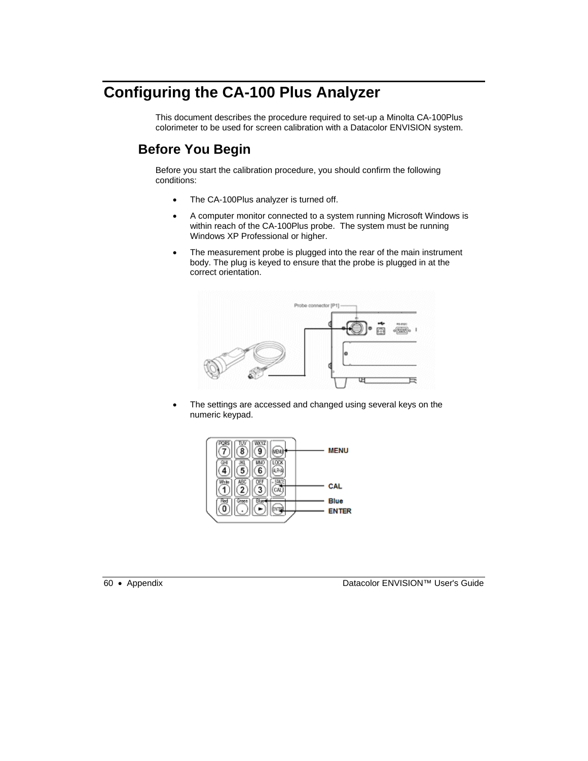# Configuring the CA-100 Plus Analyzer

This document describes the procedure required to set-up a Minolta CA-100Plus colorimeter to be used for screen calibration with a Datacolor ENVISION system.

## Before You Begin

Before you start the calibration procedure, you should confirm the following conditions:

- The CA-100Plus analyzer is turned off.
- A computer monitor connected to a system running Microsoft Windows is within reach of the CA-100Plus probe. The system must be running Windows XP Professional or higher.
- The measurement probe is plugged into the rear of the main instrument body. The plug is keyed to ensure that the probe is plugged in at the correct orientation.
- The settings are accessed and changed using several keys on the numeric keypad.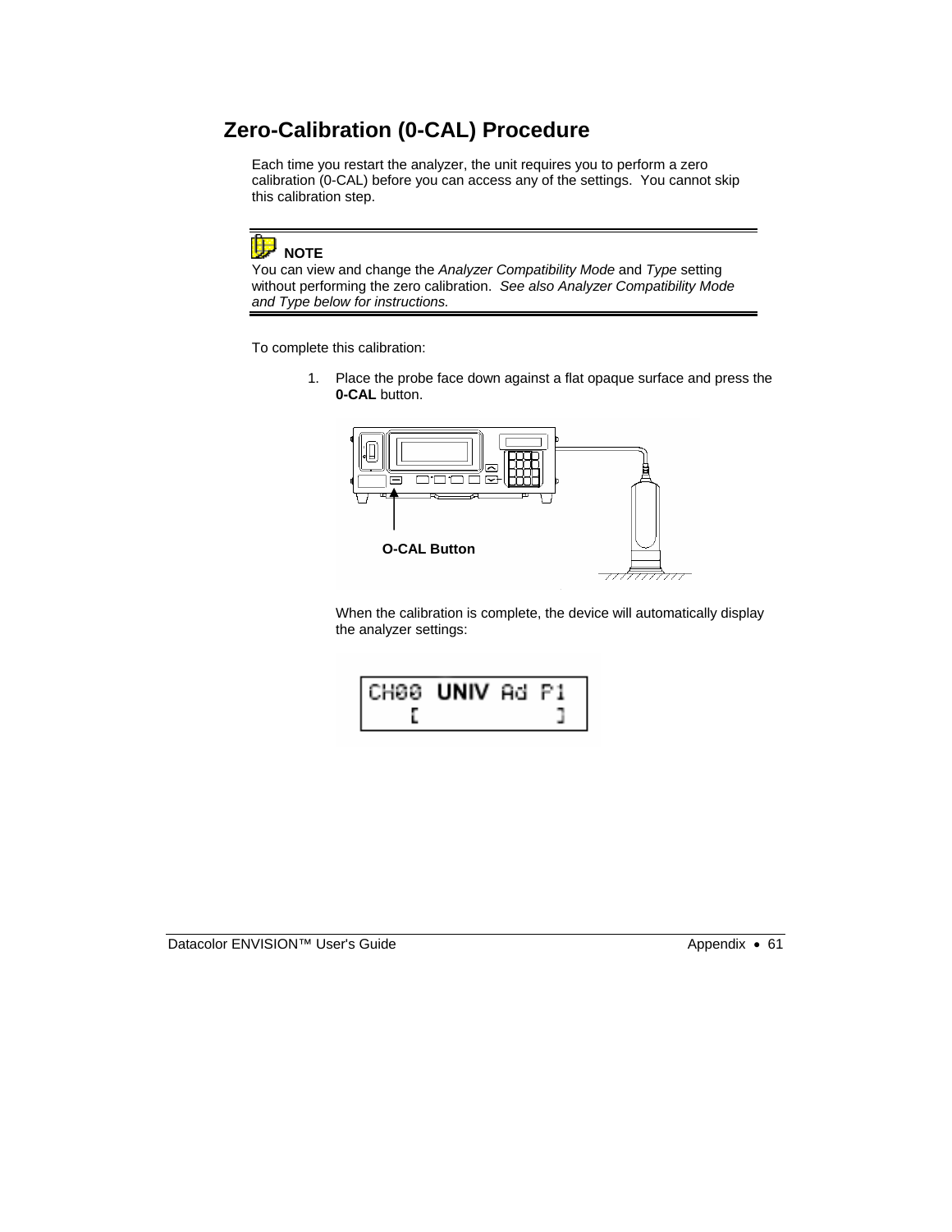## Zero-Calibration (0-CAL) Procedure

Each time you restart the analyzer, the unit requires you to perform a zero calibration (0-CAL) before you can access any of the settings. You cannot skip this calibration step.

**NOTE**
You can view and change the *Analyzer Compatibility Mode* and *Type* setting without performing the zero calibration. *See also Analyzer Compatibility Mode and Type below for instructions.*

To complete this calibration:

1. Place the probe face down against a flat opaque surface and press the **0-CAL** button.

   **O-CAL Button**

   When the calibration is complete, the device will automatically display the analyzer settings:

   CH00 **UNIV** Ad P1
   [ ]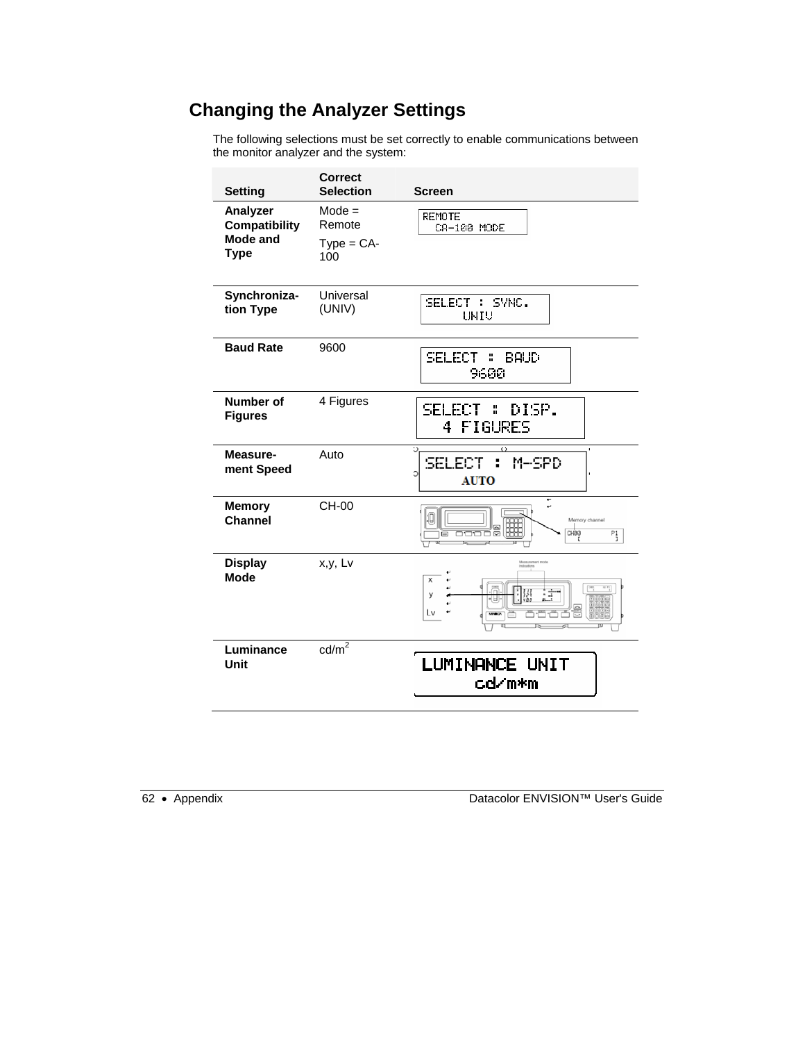## Changing the Analyzer Settings

The following selections must be set correctly to enable communications between the monitor analyzer and the system:

| Setting | Correct Selection | Screen |
|---|---|---|
| **Analyzer Compatibility Mode and Type** | Mode = Remote<br>Type = CA-100 | REMOTE<br>CA-100 MODE |
| **Synchronization Type** | Universal (UNIV) | SELECT : SYNC.<br>UNIV |
| **Baud Rate** | 9600 | SELECT : BAUD<br>9600 |
| **Number of Figures** | 4 Figures | SELECT : DISP.<br>4 FIGURES |
| **Measurement Speed** | Auto | SELECT : M-SPD<br>AUTO |
| **Memory Channel** | CH-00 | |
| **Display Mode** | x,y, Lv | |
| **Luminance Unit** | cd/m$^2$ | LUMINANCE UNIT<br>cd/m*m |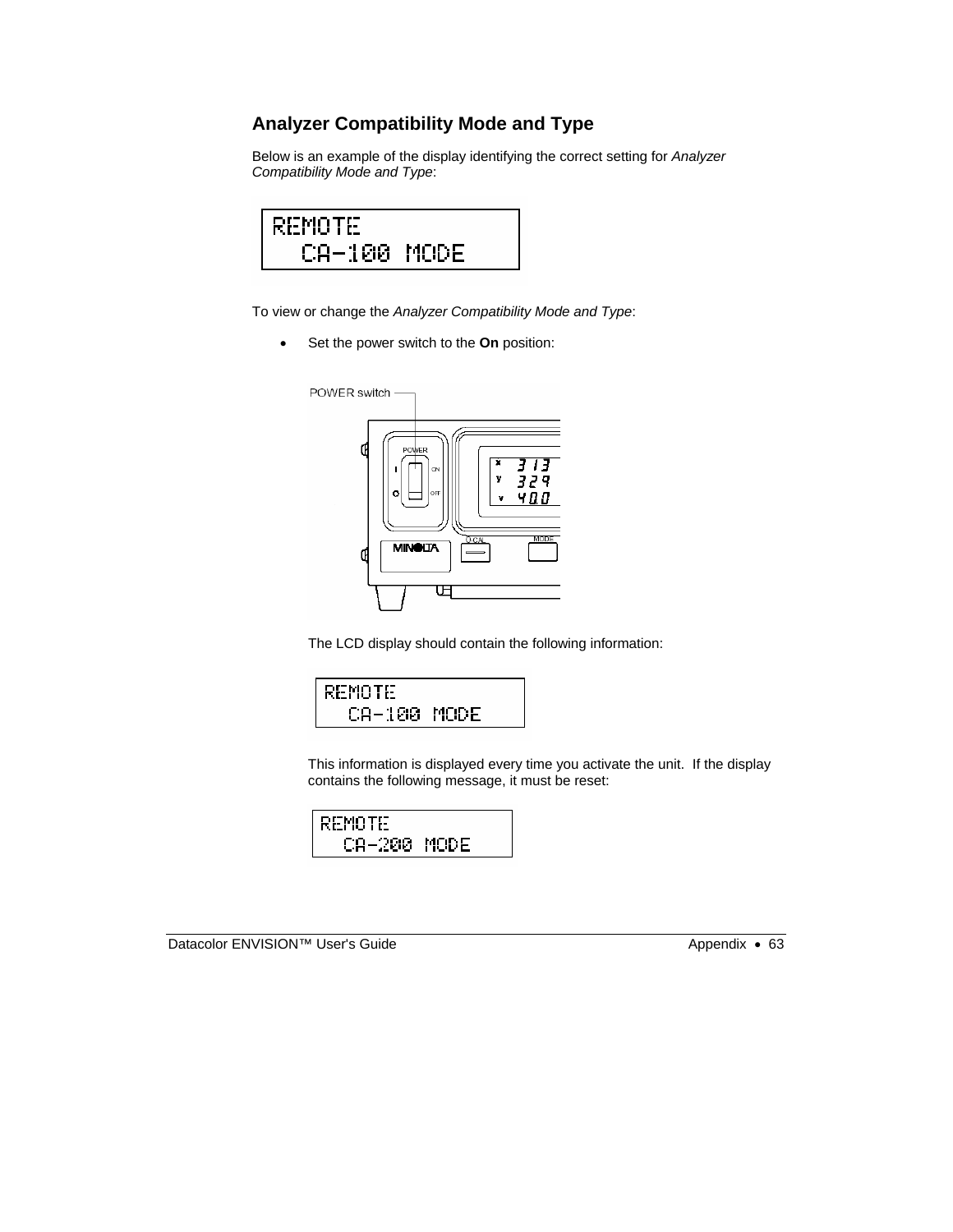## Analyzer Compatibility Mode and Type

Below is an example of the display identifying the correct setting for *Analyzer Compatibility Mode and Type*:

```
REMOTE
  CA-100 MODE
```

To view or change the *Analyzer Compatibility Mode and Type*:

- Set the power switch to the **On** position:

  The LCD display should contain the following information:

  ```
  REMOTE
    CA-100 MODE
  ```

  This information is displayed every time you activate the unit. If the display contains the following message, it must be reset:

  ```
  REMOTE
    CA-200 MODE
  ```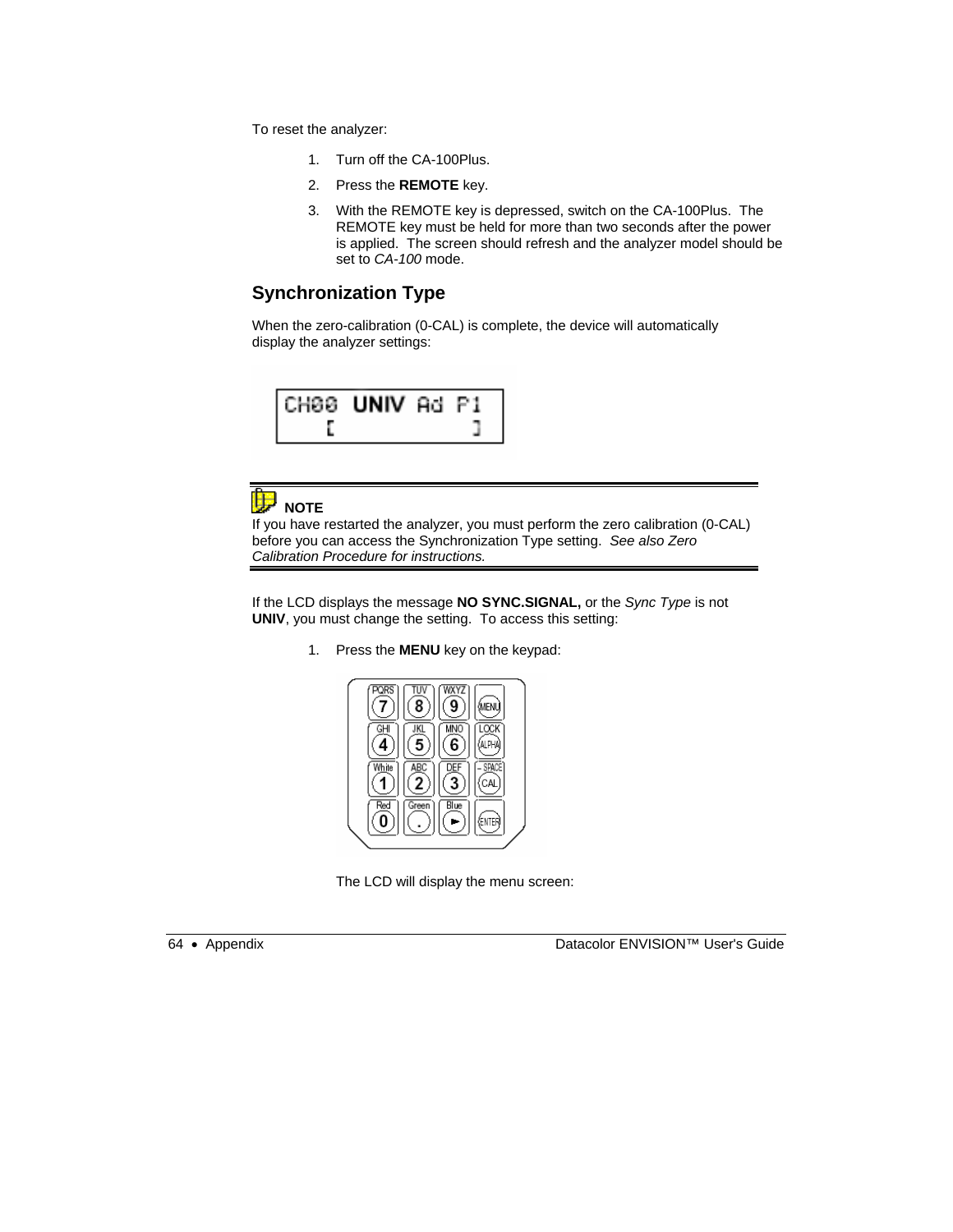To reset the analyzer:

1. Turn off the CA-100Plus.
2. Press the **REMOTE** key.
3. With the REMOTE key is depressed, switch on the CA-100Plus. The REMOTE key must be held for more than two seconds after the power is applied. The screen should refresh and the analyzer model should be set to *CA-100* mode.

## Synchronization Type

When the zero-calibration (0-CAL) is complete, the device will automatically display the analyzer settings:

---

**NOTE**

If you have restarted the analyzer, you must perform the zero calibration (0-CAL) before you can access the Synchronization Type setting. *See also Zero Calibration Procedure for instructions.*

---

If the LCD displays the message **NO SYNC.SIGNAL,** or the *Sync Type* is not **UNIV**, you must change the setting. To access this setting:

1. Press the **MENU** key on the keypad:

The LCD will display the menu screen: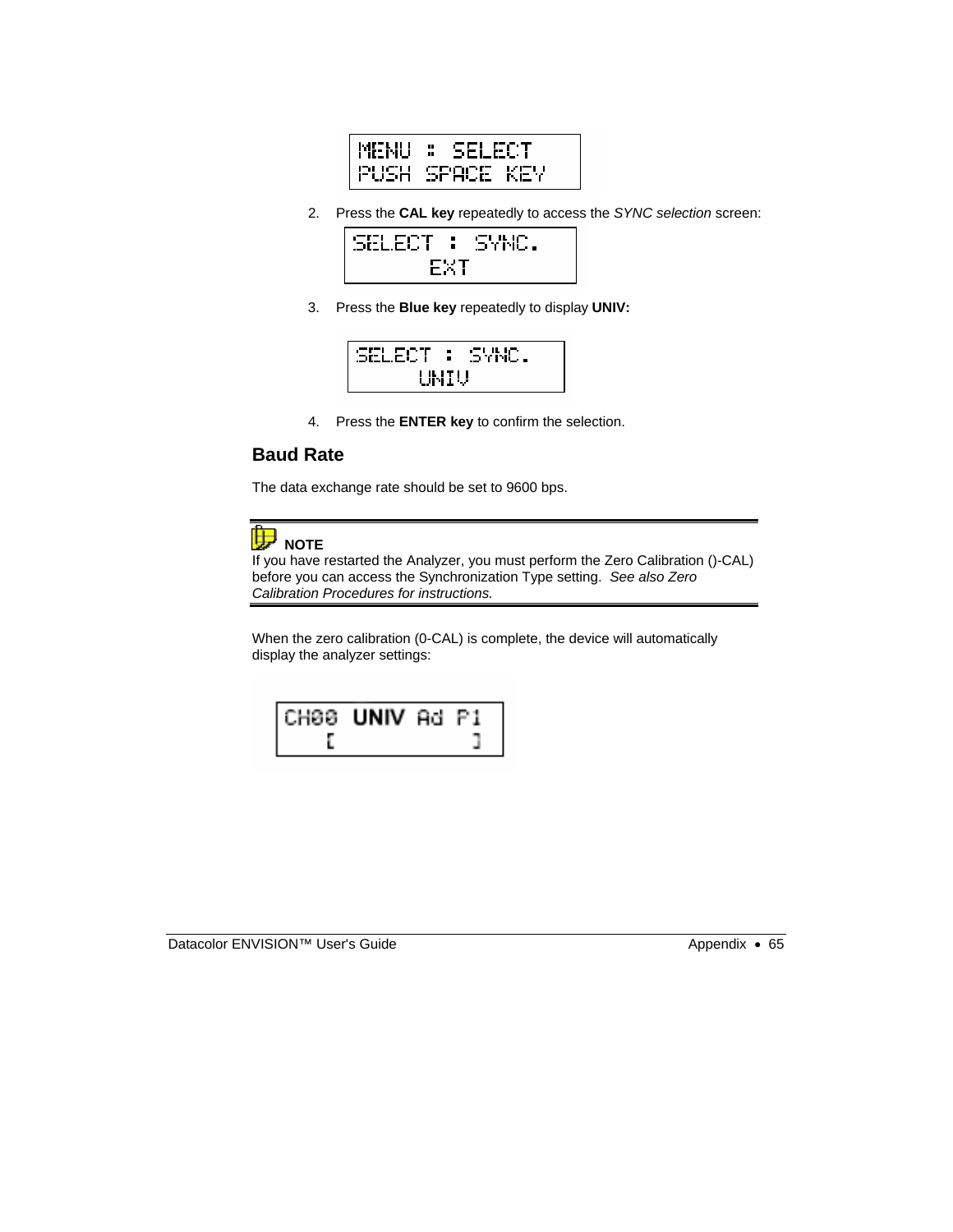```
MENU : SELECT
PUSH SPACE KEY
```

2. Press the **CAL key** repeatedly to access the *SYNC selection* screen:

```
SELECT : SYNC.
      EXT
```

3. Press the **Blue key** repeatedly to display **UNIV:**

```
SELECT : SYNC.
      UNIV
```

4. Press the **ENTER key** to confirm the selection.

## Baud Rate

The data exchange rate should be set to 9600 bps.

---

**NOTE**
If you have restarted the Analyzer, you must perform the Zero Calibration ()-CAL) before you can access the Synchronization Type setting. *See also Zero Calibration Procedures for instructions.*

---

When the zero calibration (0-CAL) is complete, the device will automatically display the analyzer settings:

```
CH00 UNIV Ad P1
   [          ]
```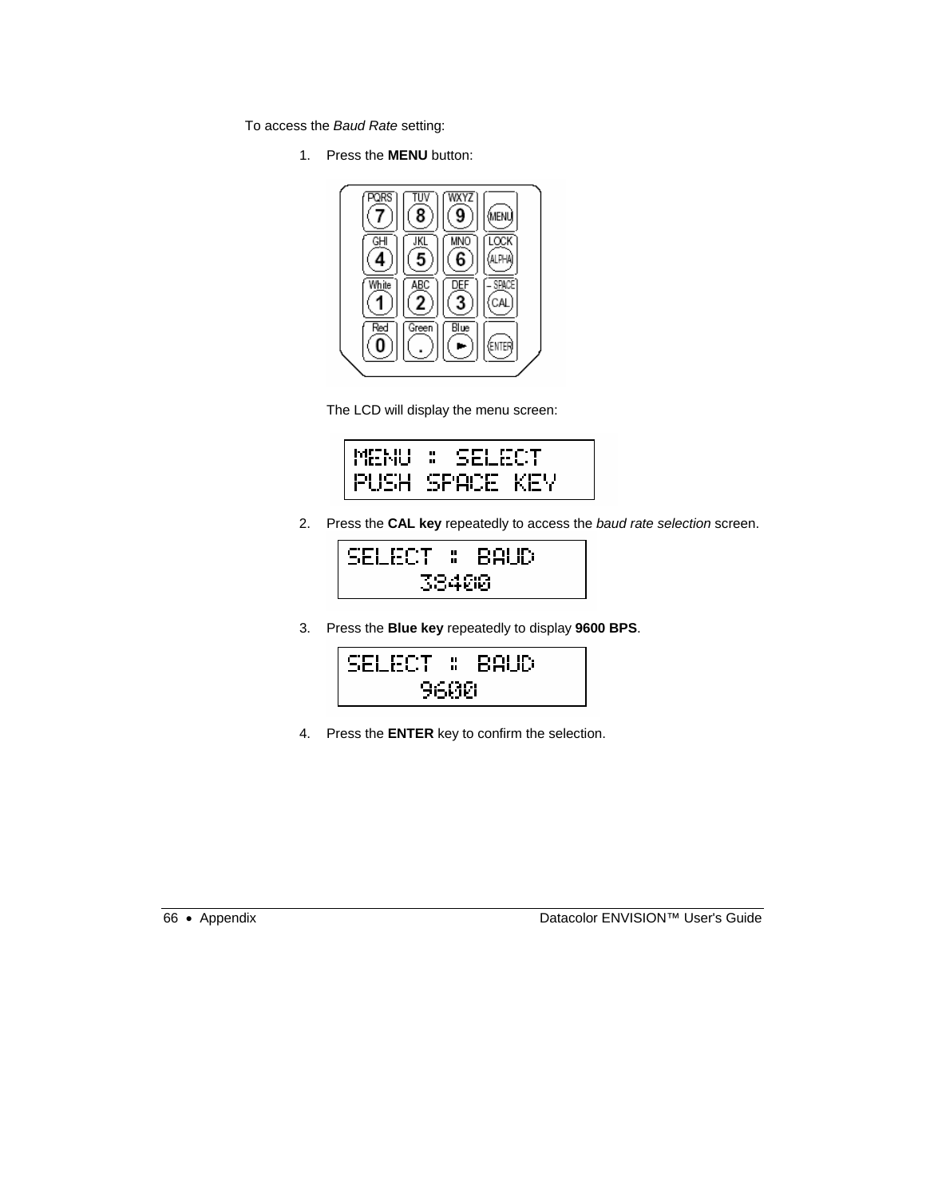To access the *Baud Rate* setting:

1. Press the **MENU** button:

   The LCD will display the menu screen:

   MENU : SELECT
   PUSH SPACE KEY

2. Press the **CAL key** repeatedly to access the *baud rate selection* screen.

   SELECT : BAUD
   38400

3. Press the **Blue key** repeatedly to display **9600 BPS**.

   SELECT : BAUD
   9600

4. Press the **ENTER** key to confirm the selection.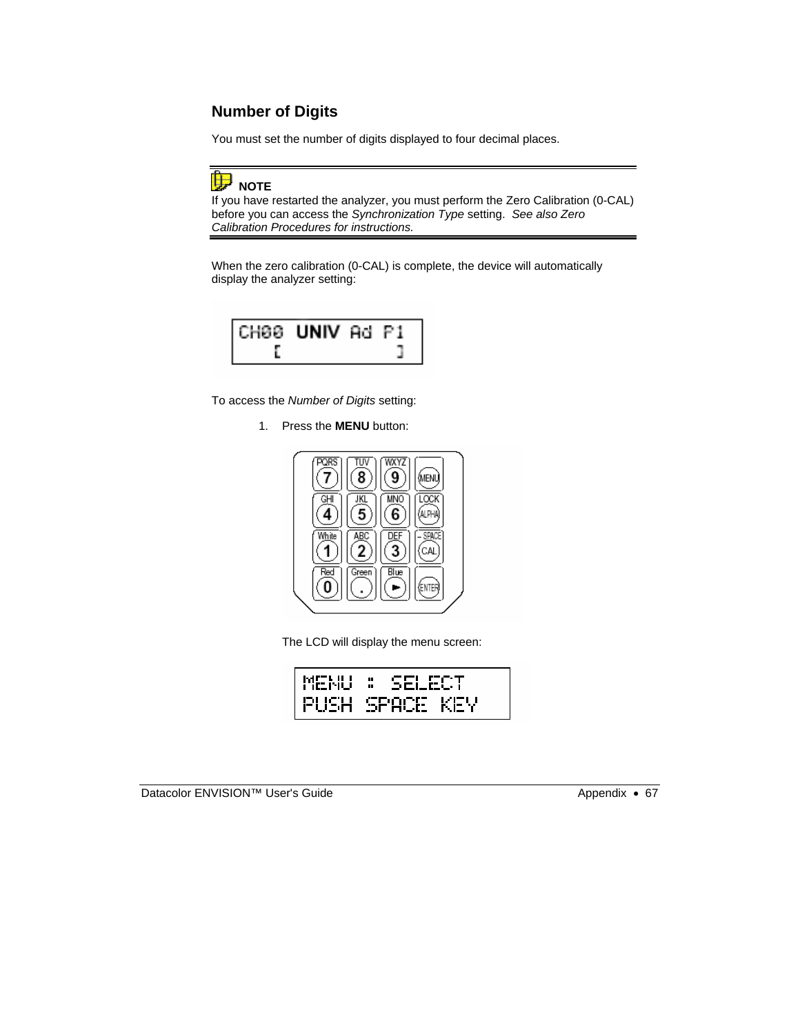## Number of Digits

You must set the number of digits displayed to four decimal places.

**NOTE**
If you have restarted the analyzer, you must perform the Zero Calibration (0-CAL) before you can access the *Synchronization Type* setting. *See also Zero Calibration Procedures for instructions.*

When the zero calibration (0-CAL) is complete, the device will automatically display the analyzer setting:

```
CH00  UNIV Ad P1
    [           ]
```

To access the *Number of Digits* setting:

1. Press the **MENU** button:

   The LCD will display the menu screen:

```
MENU  :  SELECT
PUSH SPACE KEY
```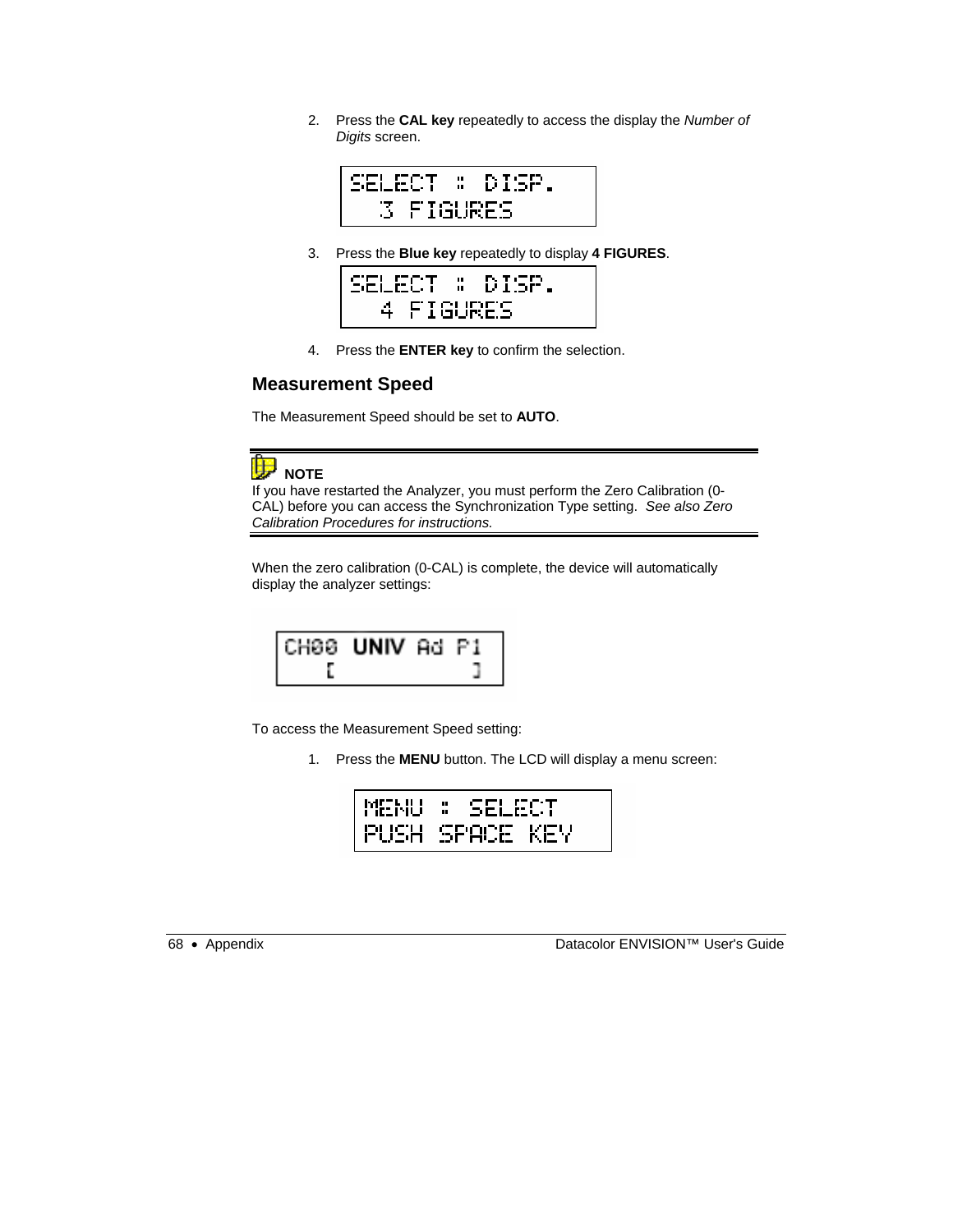2. Press the **CAL key** repeatedly to access the display the *Number of Digits* screen.

```
SELECT : DISP.
  3 FIGURES
```

3. Press the **Blue key** repeatedly to display **4 FIGURES**.

```
SELECT : DISP.
  4 FIGURES
```

4. Press the **ENTER key** to confirm the selection.

## Measurement Speed

The Measurement Speed should be set to **AUTO**.

**NOTE**
If you have restarted the Analyzer, you must perform the Zero Calibration (0-CAL) before you can access the Synchronization Type setting. *See also Zero Calibration Procedures for instructions.*

When the zero calibration (0-CAL) is complete, the device will automatically display the analyzer settings:

```
CH00 UNIV Ad P1
   [          ]
```

To access the Measurement Speed setting:

1. Press the **MENU** button. The LCD will display a menu screen:

```
MENU : SELECT
PUSH SPACE KEY
```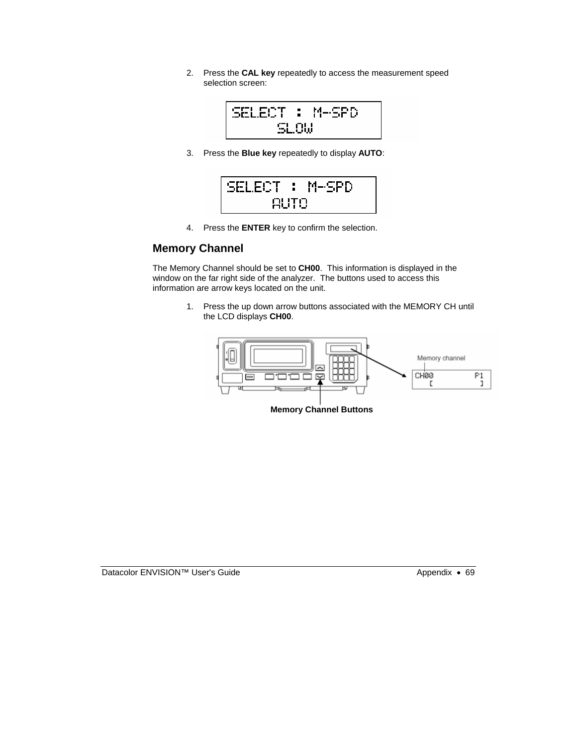2. Press the **CAL key** repeatedly to access the measurement speed selection screen:

```
SELECT : M-SPD
       SLOW
```

3. Press the **Blue key** repeatedly to display **AUTO**:

```
SELECT : M-SPD
       AUTO
```

4. Press the **ENTER** key to confirm the selection.

## Memory Channel

The Memory Channel should be set to **CH00**. This information is displayed in the window on the far right side of the analyzer. The buttons used to access this information are arrow keys located on the unit.

1. Press the up down arrow buttons associated with the MEMORY CH until the LCD displays **CH00**.

Memory channel

```
CH00         P1
   [          ]
```

**Memory Channel Buttons**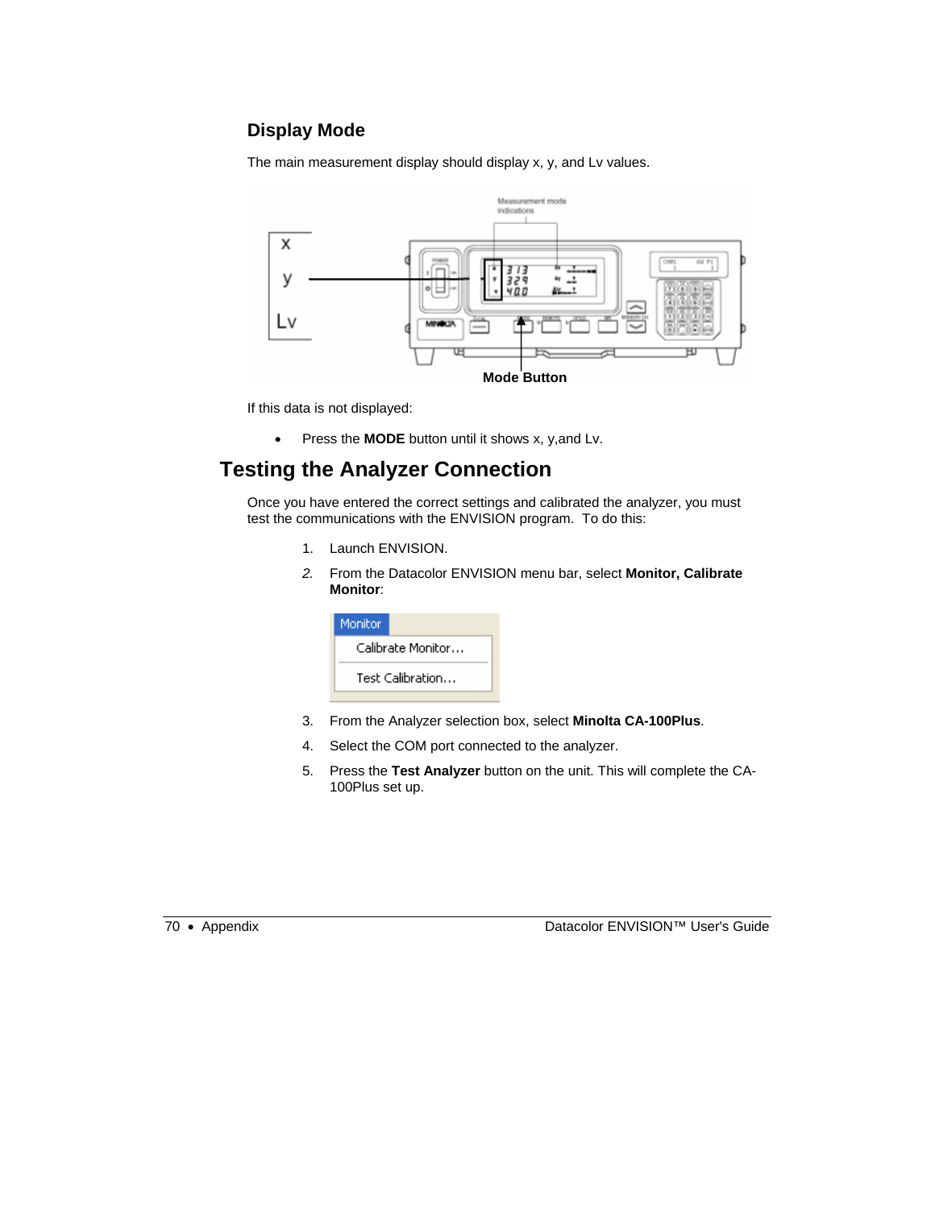### Display Mode

The main measurement display should display x, y, and Lv values.

Mode Button

If this data is not displayed:

- Press the **MODE** button until it shows x, y,and Lv.

## Testing the Analyzer Connection

Once you have entered the correct settings and calibrated the analyzer, you must test the communications with the ENVISION program. To do this:

1. Launch ENVISION.
2. From the Datacolor ENVISION menu bar, select **Monitor, Calibrate Monitor**:
3. From the Analyzer selection box, select **Minolta CA-100Plus**.
4. Select the COM port connected to the analyzer.
5. Press the **Test Analyzer** button on the unit. This will complete the CA-100Plus set up.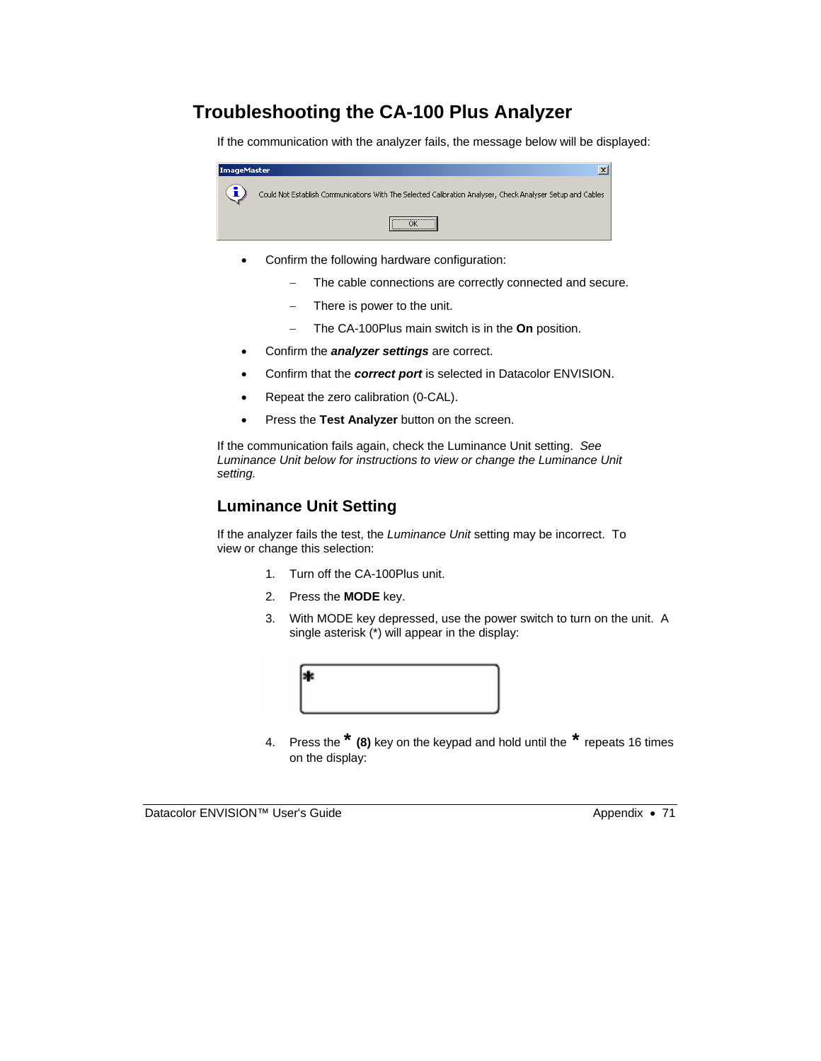# Troubleshooting the CA-100 Plus Analyzer

If the communication with the analyzer fails, the message below will be displayed:

ImageMaster

Could Not Establish Communications With The Selected Calibration Analyser, Check Analyser Setup and Cables

OK

- Confirm the following hardware configuration:
  - The cable connections are correctly connected and secure.
  - There is power to the unit.
  - The CA-100Plus main switch is in the **On** position.
- Confirm the ***analyzer settings*** are correct.
- Confirm that the ***correct port*** is selected in Datacolor ENVISION.
- Repeat the zero calibration (0-CAL).
- Press the **Test Analyzer** button on the screen.

If the communication fails again, check the Luminance Unit setting. *See Luminance Unit below for instructions to view or change the Luminance Unit setting.*

## Luminance Unit Setting

If the analyzer fails the test, the *Luminance Unit* setting may be incorrect. To view or change this selection:

1. Turn off the CA-100Plus unit.
2. Press the **MODE** key.
3. With MODE key depressed, use the power switch to turn on the unit. A single asterisk (*) will appear in the display:

   *

4. Press the * **(8)** key on the keypad and hold until the * repeats 16 times on the display: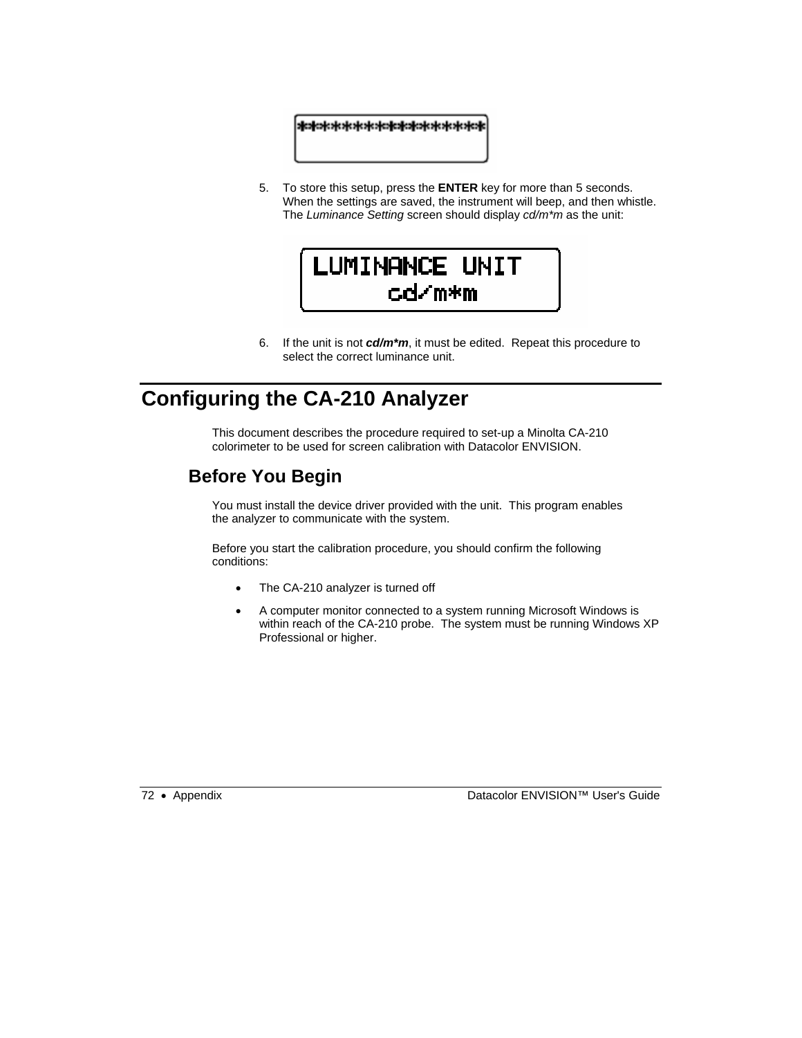```
****************
```

5. To store this setup, press the **ENTER** key for more than 5 seconds. When the settings are saved, the instrument will beep, and then whistle. The *Luminance Setting* screen should display *cd/m*m* as the unit:

```
LUMINANCE UNIT
        cd/m*m
```

6. If the unit is not ***cd/m*m***, it must be edited. Repeat this procedure to select the correct luminance unit.

# Configuring the CA-210 Analyzer

This document describes the procedure required to set-up a Minolta CA-210 colorimeter to be used for screen calibration with Datacolor ENVISION.

## Before You Begin

You must install the device driver provided with the unit. This program enables the analyzer to communicate with the system.

Before you start the calibration procedure, you should confirm the following conditions:

- The CA-210 analyzer is turned off
- A computer monitor connected to a system running Microsoft Windows is within reach of the CA-210 probe. The system must be running Windows XP Professional or higher.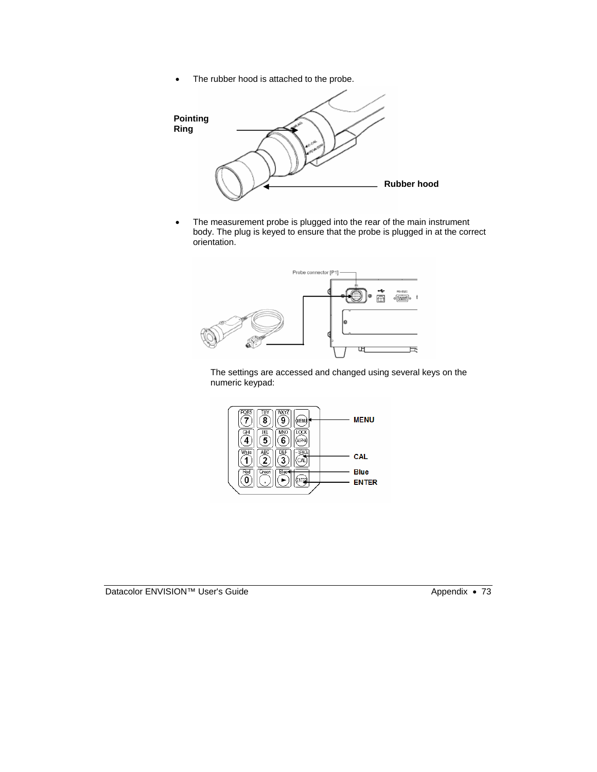- The rubber hood is attached to the probe.

- The measurement probe is plugged into the rear of the main instrument body. The plug is keyed to ensure that the probe is plugged in at the correct orientation.

The settings are accessed and changed using several keys on the numeric keypad: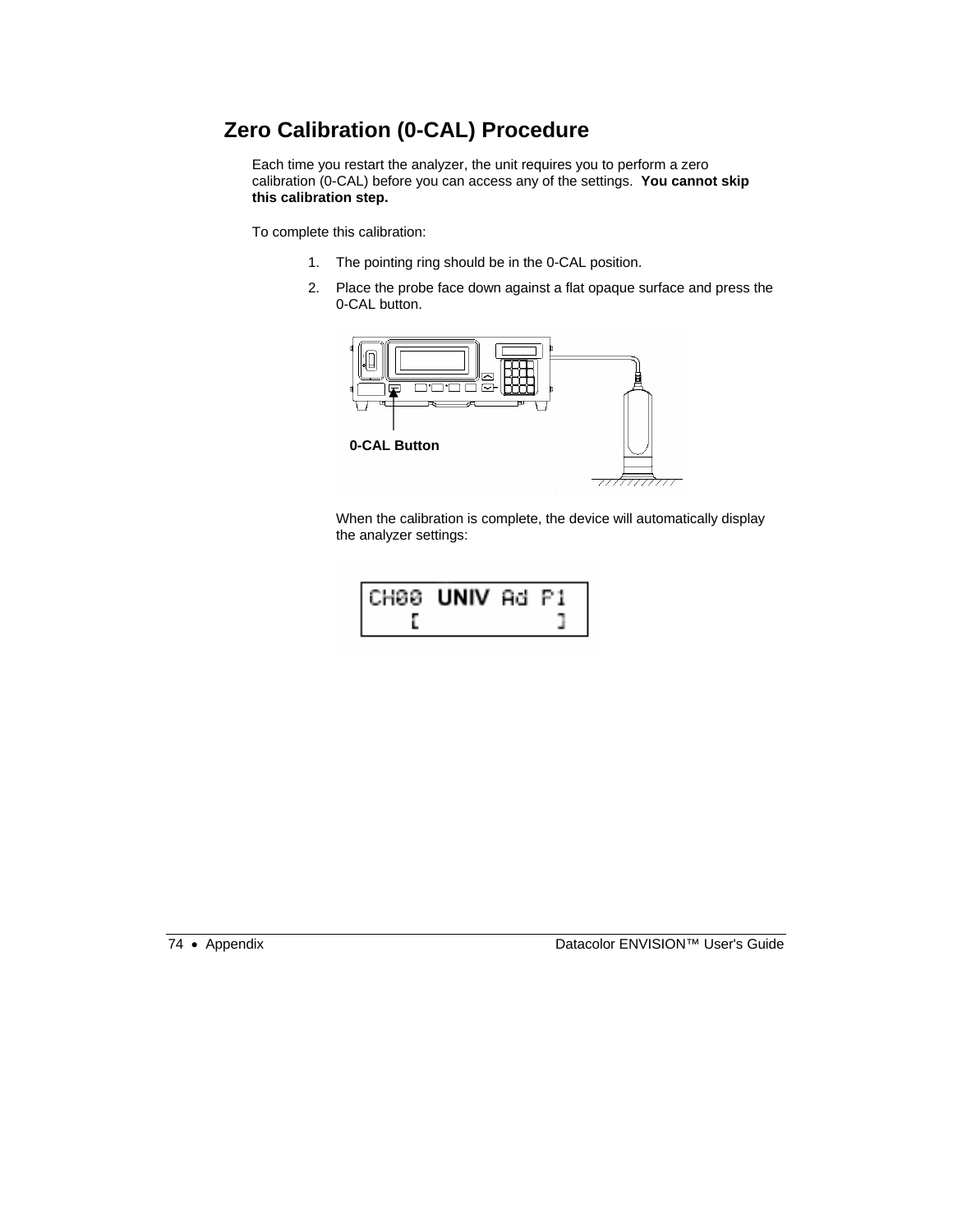## Zero Calibration (0-CAL) Procedure

Each time you restart the analyzer, the unit requires you to perform a zero calibration (0-CAL) before you can access any of the settings. **You cannot skip this calibration step.**

To complete this calibration:

1. The pointing ring should be in the 0-CAL position.
2. Place the probe face down against a flat opaque surface and press the 0-CAL button.

**0-CAL Button**

When the calibration is complete, the device will automatically display the analyzer settings:

```
CH00  UNIV  Ad  P1
   [             ]
```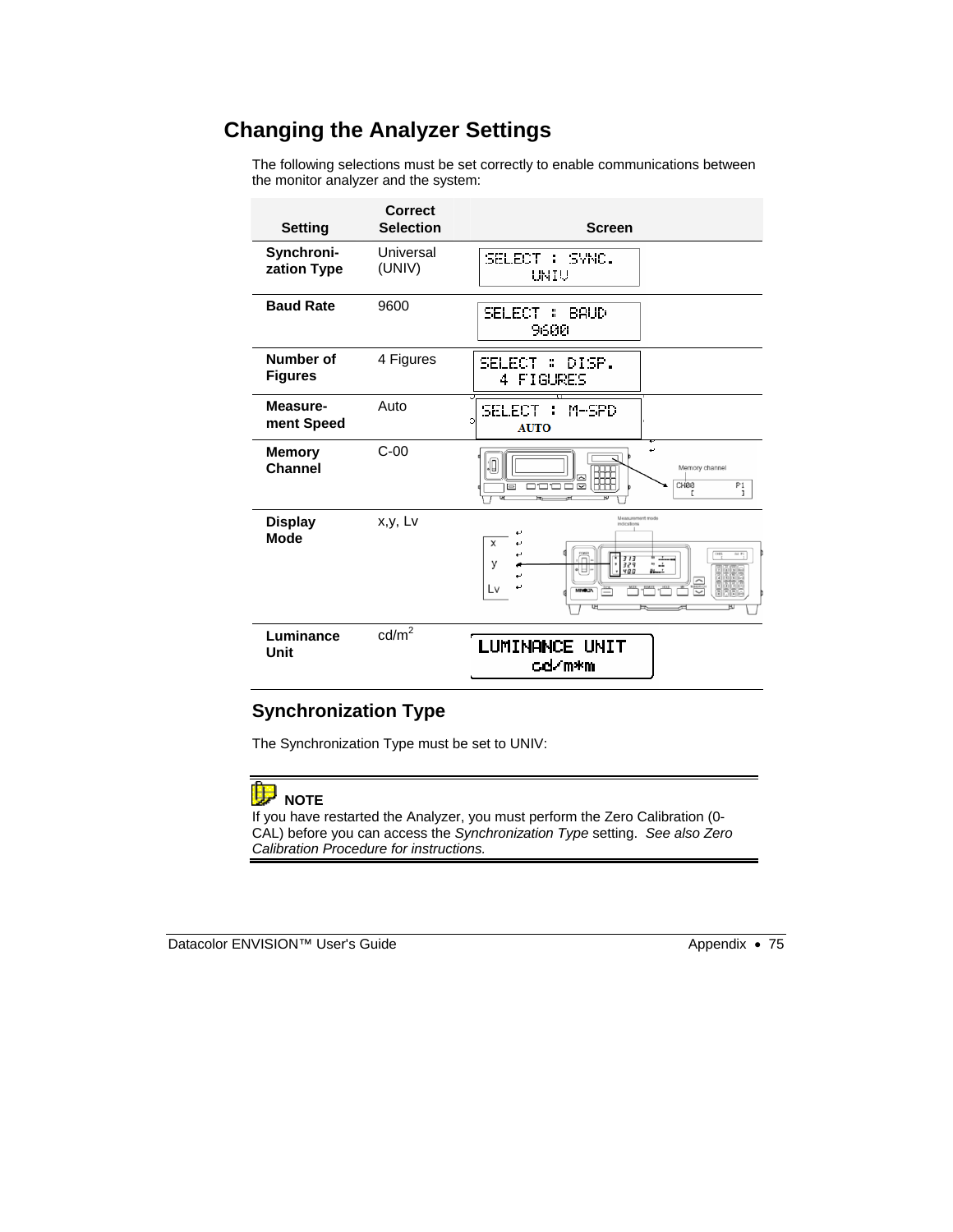## Changing the Analyzer Settings

The following selections must be set correctly to enable communications between the monitor analyzer and the system:

| Setting | Correct Selection | Screen |
|---|---|---|
| **Synchronization Type** | Universal (UNIV) | SELECT : SYNC. UNIV |
| **Baud Rate** | 9600 | SELECT : BAUD 9600 |
| **Number of Figures** | 4 Figures | SELECT : DISP. 4 FIGURES |
| **Measurement Speed** | Auto | SELECT : M-SPD AUTO |
| **Memory Channel** | C-00 | |
| **Display Mode** | x,y, Lv | |
| **Luminance Unit** | cd/m$^2$ | LUMINANCE UNIT cd/m*m |

### Synchronization Type

The Synchronization Type must be set to UNIV:

**NOTE**

If you have restarted the Analyzer, you must perform the Zero Calibration (0-CAL) before you can access the *Synchronization Type* setting. *See also Zero Calibration Procedure for instructions.*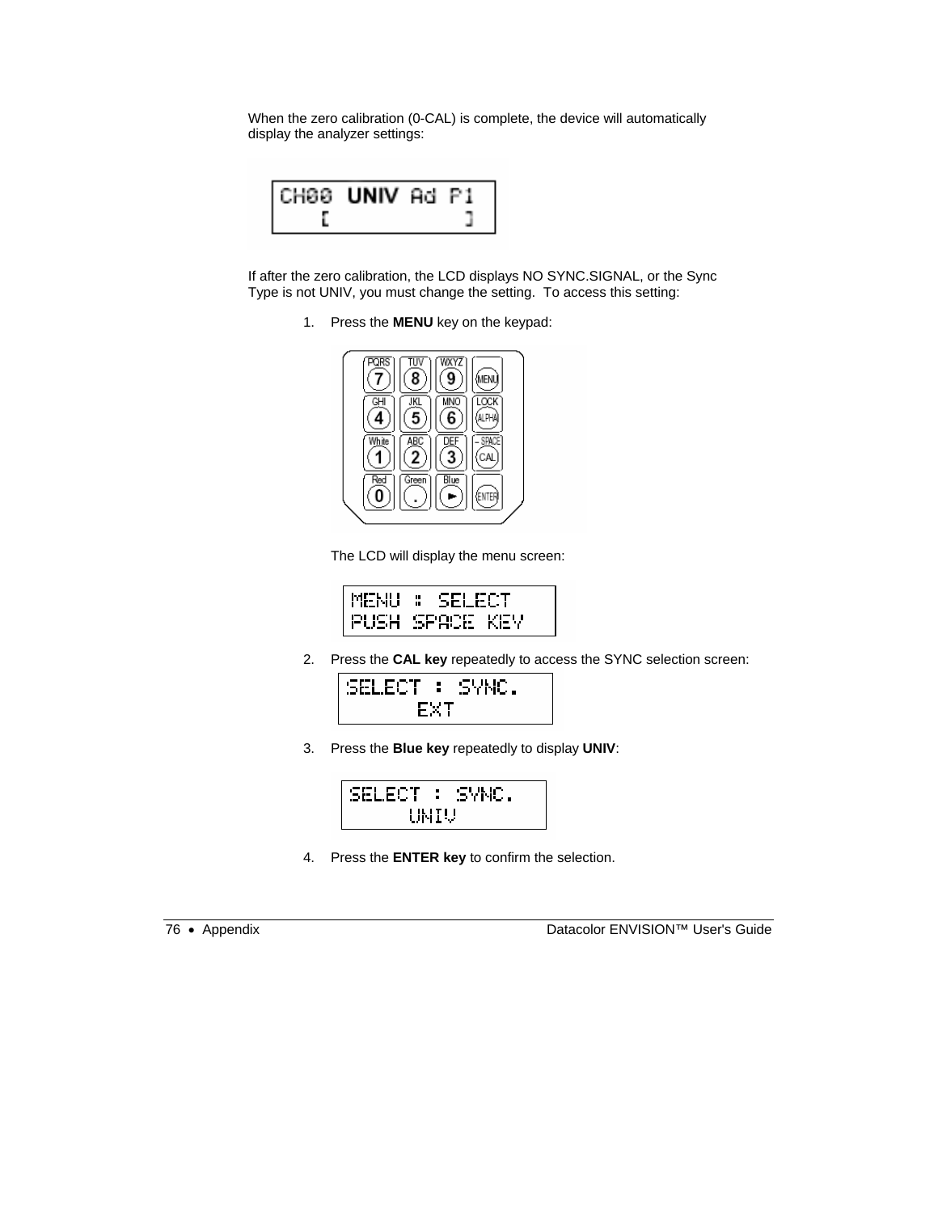When the zero calibration (0-CAL) is complete, the device will automatically display the analyzer settings:

```
CH00  UNIV  Ad  P1
    [              ]
```

If after the zero calibration, the LCD displays NO SYNC.SIGNAL, or the Sync Type is not UNIV, you must change the setting. To access this setting:

1. Press the **MENU** key on the keypad:

   The LCD will display the menu screen:

   ```
   MENU : SELECT
   PUSH SPACE KEY
   ```

2. Press the **CAL key** repeatedly to access the SYNC selection screen:

   ```
   SELECT : SYNC.
           EXT
   ```

3. Press the **Blue key** repeatedly to display **UNIV**:

   ```
   SELECT : SYNC.
          UNIV
   ```

4. Press the **ENTER key** to confirm the selection.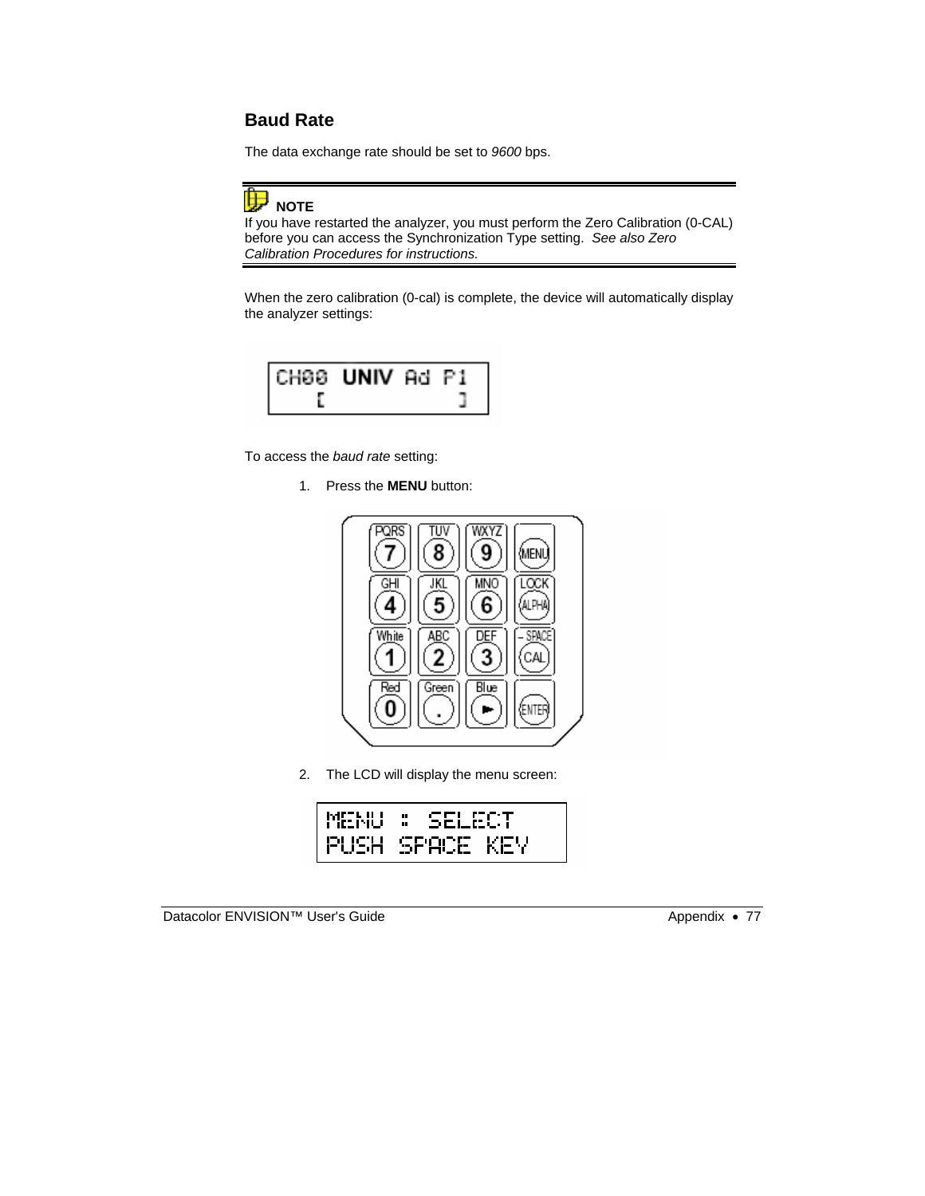## Baud Rate

The data exchange rate should be set to *9600* bps.

**NOTE**

If you have restarted the analyzer, you must perform the Zero Calibration (0-CAL) before you can access the Synchronization Type setting. *See also Zero Calibration Procedures for instructions.*

When the zero calibration (0-cal) is complete, the device will automatically display the analyzer settings:

To access the *baud rate* setting:

1. Press the **MENU** button:

2. The LCD will display the menu screen: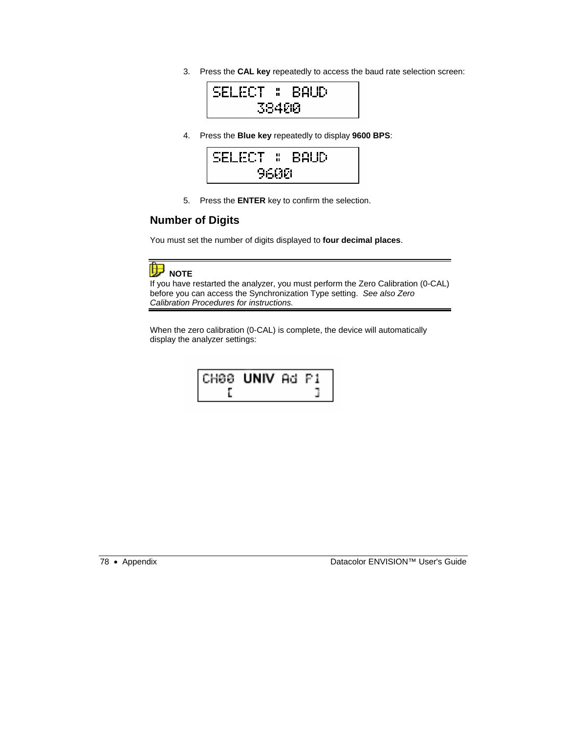3. Press the **CAL key** repeatedly to access the baud rate selection screen:

```
SELECT :: BAUD
     38400
```

4. Press the **Blue key** repeatedly to display **9600 BPS**:

```
SELECT :: BAUD
     9600
```

5. Press the **ENTER** key to confirm the selection.

## Number of Digits

You must set the number of digits displayed to **four decimal places**.

**NOTE**
If you have restarted the analyzer, you must perform the Zero Calibration (0-CAL) before you can access the Synchronization Type setting. *See also Zero Calibration Procedures for instructions.*

When the zero calibration (0-CAL) is complete, the device will automatically display the analyzer settings:

```
CH00 UNIV Ad P1
  [           ]
```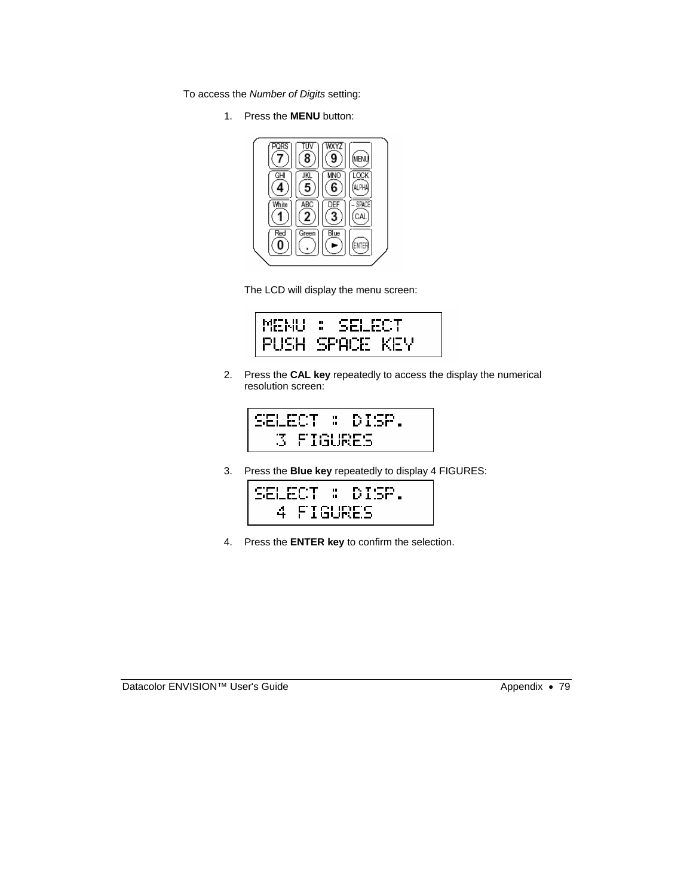To access the *Number of Digits* setting:

1. Press the **MENU** button:

   The LCD will display the menu screen:

   ```
   MENU : SELECT
   PUSH SPACE KEY
   ```

2. Press the **CAL key** repeatedly to access the display the numerical resolution screen:

   ```
   SELECT : DISP.
      3 FIGURES
   ```

3. Press the **Blue key** repeatedly to display 4 FIGURES:

   ```
   SELECT : DISP.
      4 FIGURES
   ```

4. Press the **ENTER key** to confirm the selection.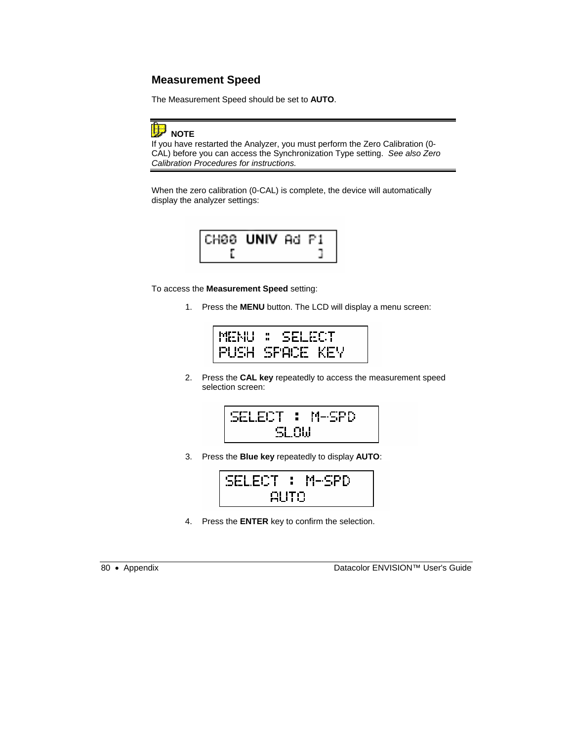## Measurement Speed

The Measurement Speed should be set to **AUTO**.

**NOTE**
If you have restarted the Analyzer, you must perform the Zero Calibration (0-CAL) before you can access the Synchronization Type setting. *See also Zero Calibration Procedures for instructions.*

When the zero calibration (0-CAL) is complete, the device will automatically display the analyzer settings:

```
CH00 UNIV Ad P1
   [          ]
```

To access the **Measurement Speed** setting:

1. Press the **MENU** button. The LCD will display a menu screen:

```
MENU : SELECT
PUSH SPACE KEY
```

2. Press the **CAL key** repeatedly to access the measurement speed selection screen:

```
SELECT : M-SPD
      SLOW
```

3. Press the **Blue key** repeatedly to display **AUTO**:

```
SELECT : M-SPD
      AUTO
```

4. Press the **ENTER** key to confirm the selection.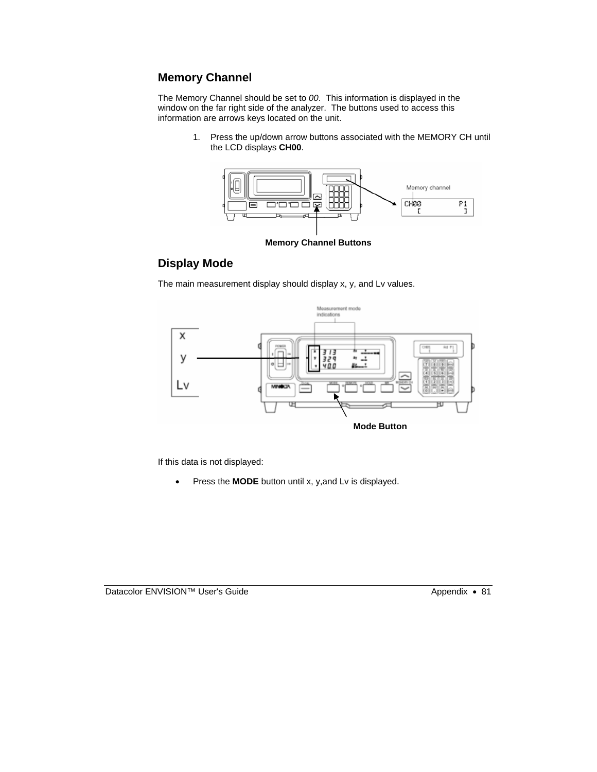## Memory Channel

The Memory Channel should be set to *00*. This information is displayed in the window on the far right side of the analyzer. The buttons used to access this information are arrows keys located on the unit.

1. Press the up/down arrow buttons associated with the MEMORY CH until the LCD displays **CH00**.

**Memory Channel Buttons**

## Display Mode

The main measurement display should display x, y, and Lv values.

**Mode Button**

If this data is not displayed:

- Press the **MODE** button until x, y,and Lv is displayed.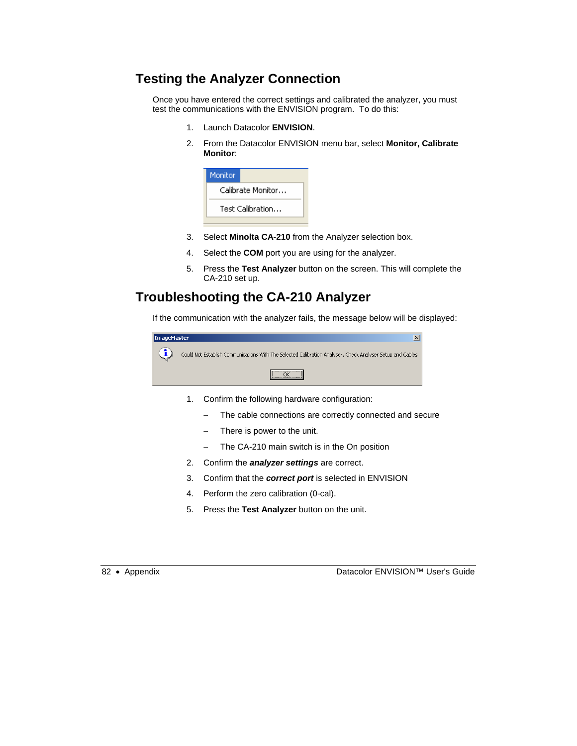## Testing the Analyzer Connection

Once you have entered the correct settings and calibrated the analyzer, you must test the communications with the ENVISION program. To do this:

1. Launch Datacolor **ENVISION**.
2. From the Datacolor ENVISION menu bar, select **Monitor, Calibrate Monitor**:

   Monitor
   - Calibrate Monitor...
   - Test Calibration...

3. Select **Minolta CA-210** from the Analyzer selection box.
4. Select the **COM** port you are using for the analyzer.
5. Press the **Test Analyzer** button on the screen. This will complete the CA-210 set up.

## Troubleshooting the CA-210 Analyzer

If the communication with the analyzer fails, the message below will be displayed:

ImageMaster

Could Not Establish Communications With The Selected Calibration Analyser, Check Analyser Setup and Cables

OK

1. Confirm the following hardware configuration:
   - The cable connections are correctly connected and secure
   - There is power to the unit.
   - The CA-210 main switch is in the On position
2. Confirm the ***analyzer settings*** are correct.
3. Confirm that the ***correct port*** is selected in ENVISION
4. Perform the zero calibration (0-cal).
5. Press the **Test Analyzer** button on the unit.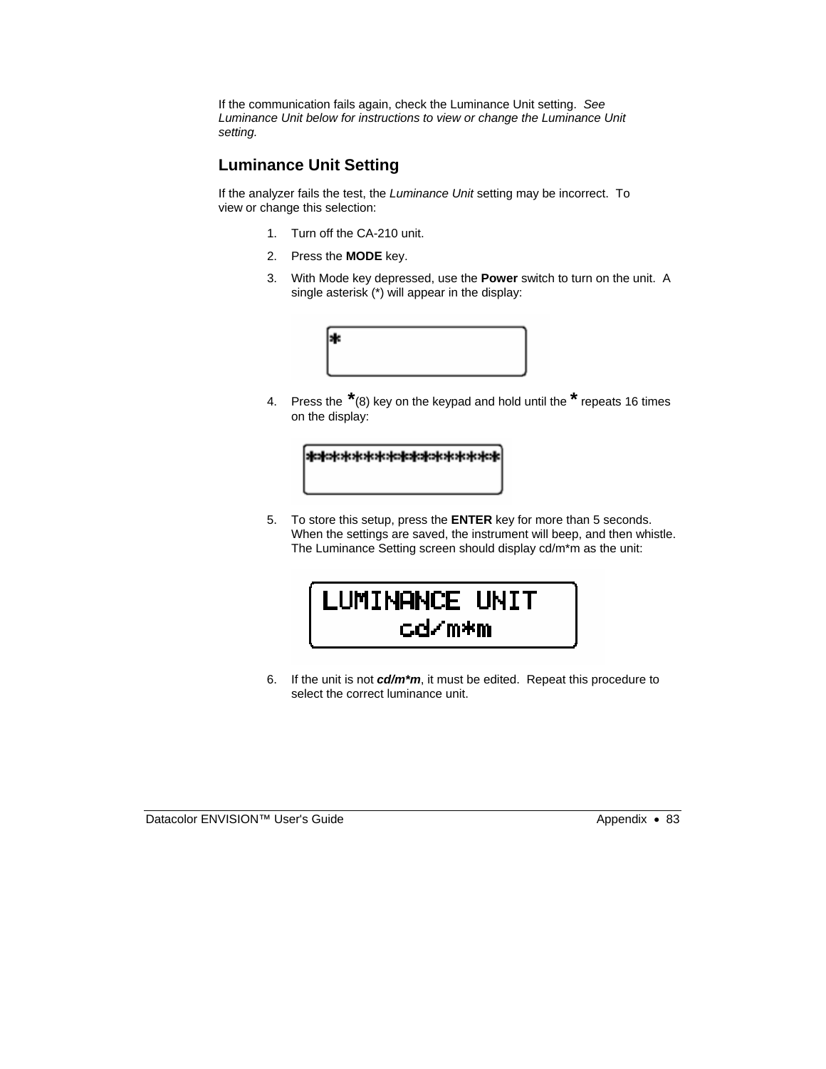If the communication fails again, check the Luminance Unit setting. *See Luminance Unit below for instructions to view or change the Luminance Unit setting.*

## Luminance Unit Setting

If the analyzer fails the test, the *Luminance Unit* setting may be incorrect. To view or change this selection:

1. Turn off the CA-210 unit.
2. Press the **MODE** key.
3. With Mode key depressed, use the **Power** switch to turn on the unit. A single asterisk (*) will appear in the display:
4. Press the *(8) key on the keypad and hold until the * repeats 16 times on the display:
5. To store this setup, press the **ENTER** key for more than 5 seconds. When the settings are saved, the instrument will beep, and then whistle. The Luminance Setting screen should display cd/m*m as the unit:
6. If the unit is not ***cd/m*m***, it must be edited. Repeat this procedure to select the correct luminance unit.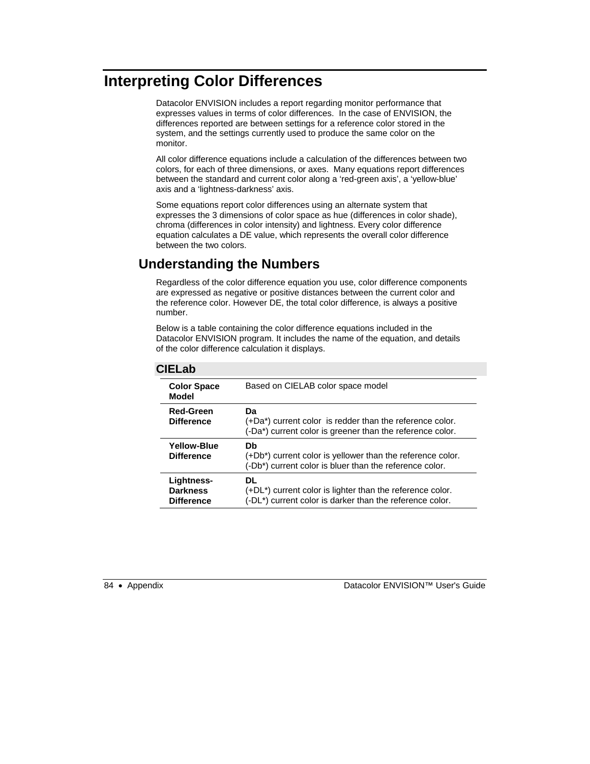# Interpreting Color Differences

Datacolor ENVISION includes a report regarding monitor performance that expresses values in terms of color differences. In the case of ENVISION, the differences reported are between settings for a reference color stored in the system, and the settings currently used to produce the same color on the monitor.

All color difference equations include a calculation of the differences between two colors, for each of three dimensions, or axes. Many equations report differences between the standard and current color along a 'red-green axis', a 'yellow-blue' axis and a 'lightness-darkness' axis.

Some equations report color differences using an alternate system that expresses the 3 dimensions of color space as hue (differences in color shade), chroma (differences in color intensity) and lightness. Every color difference equation calculates a DE value, which represents the overall color difference between the two colors.

## Understanding the Numbers

Regardless of the color difference equation you use, color difference components are expressed as negative or positive distances between the current color and the reference color. However DE, the total color difference, is always a positive number.

Below is a table containing the color difference equations included in the Datacolor ENVISION program. It includes the name of the equation, and details of the color difference calculation it displays.

### CIELab

| | |
|---|---|
| **Color Space Model** | Based on CIELAB color space model |
| **Red-Green Difference** | **Da**<br>(+Da*) current color is redder than the reference color.<br>(-Da*) current color is greener than the reference color. |
| **Yellow-Blue Difference** | **Db**<br>(+Db*) current color is yellower than the reference color.<br>(-Db*) current color is bluer than the reference color. |
| **Lightness-Darkness Difference** | **DL**<br>(+DL*) current color is lighter than the reference color.<br>(-DL*) current color is darker than the reference color. |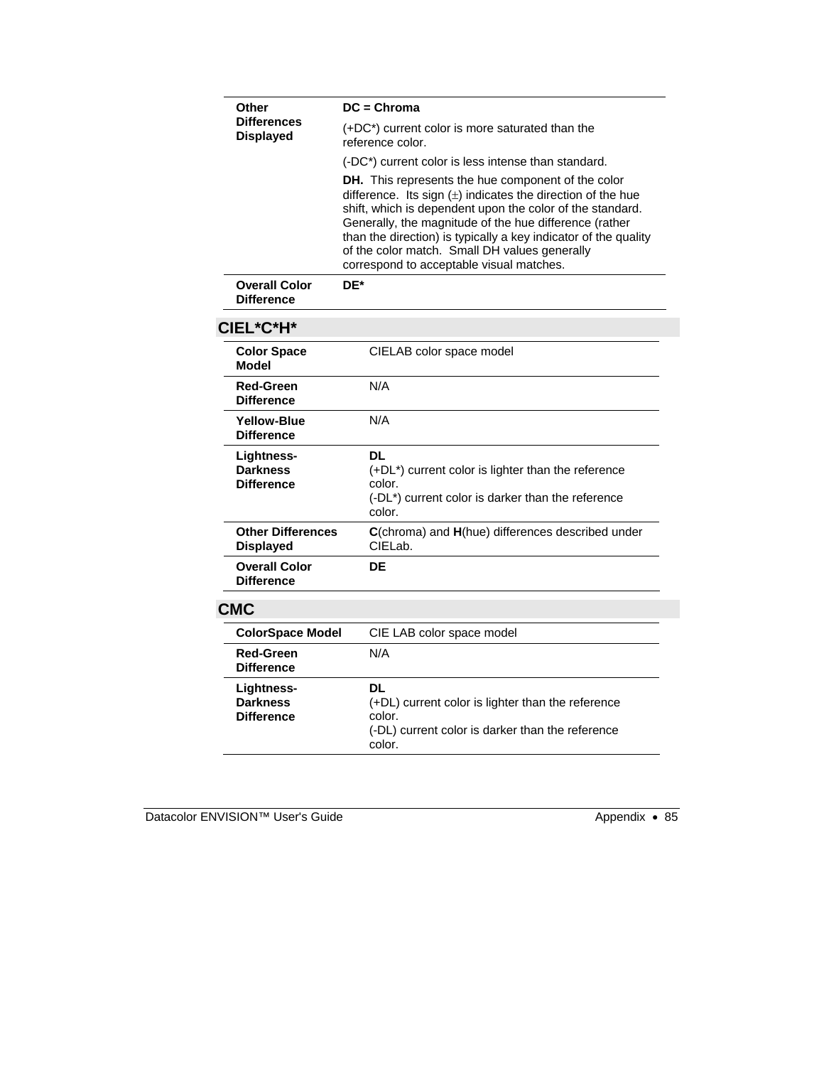| | |
|---|---|
| **Other Differences Displayed** | **DC = Chroma**<br>(+DC*) current color is more saturated than the reference color.<br>(-DC*) current color is less intense than standard.<br>**DH.** This represents the hue component of the color difference. Its sign (±) indicates the direction of the hue shift, which is dependent upon the color of the standard. Generally, the magnitude of the hue difference (rather than the direction) is typically a key indicator of the quality of the color match. Small DH values generally correspond to acceptable visual matches. |
| **Overall Color Difference** | **DE*** |

## CIEL*C*H*

| | |
|---|---|
| **Color Space Model** | CIELAB color space model |
| **Red-Green Difference** | N/A |
| **Yellow-Blue Difference** | N/A |
| **Lightness-Darkness Difference** | **DL**<br>(+DL*) current color is lighter than the reference color.<br>(-DL*) current color is darker than the reference color. |
| **Other Differences Displayed** | **C**(chroma) and **H**(hue) differences described under CIELab. |
| **Overall Color Difference** | **DE** |

## CMC

| | |
|---|---|
| **ColorSpace Model** | CIE LAB color space model |
| **Red-Green Difference** | N/A |
| **Lightness-Darkness Difference** | **DL**<br>(+DL) current color is lighter than the reference color.<br>(-DL) current color is darker than the reference color. |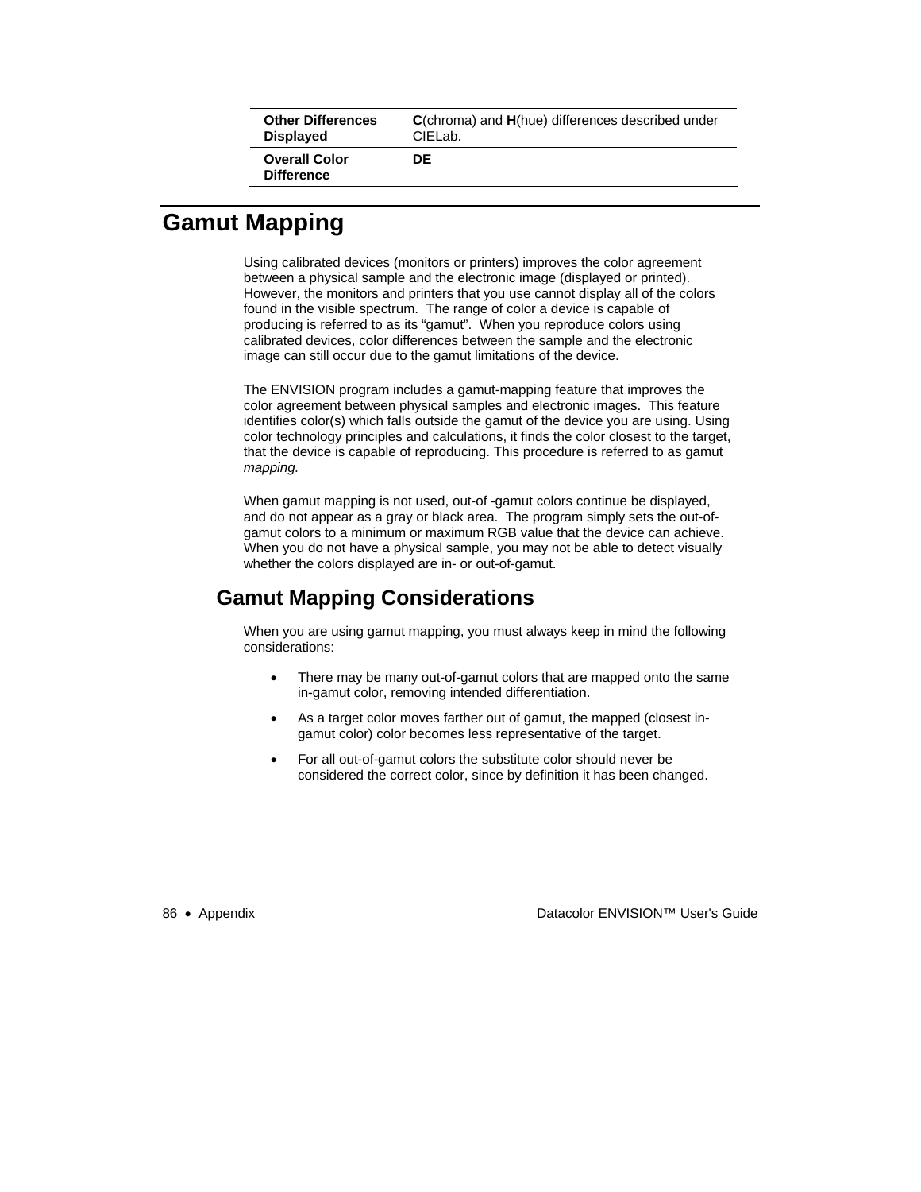| | |
|---|---|
| **Other Differences Displayed** | **C**(chroma) and **H**(hue) differences described under CIELab. |
| **Overall Color Difference** | **DE** |

# Gamut Mapping

Using calibrated devices (monitors or printers) improves the color agreement between a physical sample and the electronic image (displayed or printed). However, the monitors and printers that you use cannot display all of the colors found in the visible spectrum. The range of color a device is capable of producing is referred to as its "gamut". When you reproduce colors using calibrated devices, color differences between the sample and the electronic image can still occur due to the gamut limitations of the device.

The ENVISION program includes a gamut-mapping feature that improves the color agreement between physical samples and electronic images. This feature identifies color(s) which falls outside the gamut of the device you are using. Using color technology principles and calculations, it finds the color closest to the target, that the device is capable of reproducing. This procedure is referred to as gamut *mapping.*

When gamut mapping is not used, out-of -gamut colors continue be displayed, and do not appear as a gray or black area. The program simply sets the out-of-gamut colors to a minimum or maximum RGB value that the device can achieve. When you do not have a physical sample, you may not be able to detect visually whether the colors displayed are in- or out-of-gamut.

## Gamut Mapping Considerations

When you are using gamut mapping, you must always keep in mind the following considerations:

- There may be many out-of-gamut colors that are mapped onto the same in-gamut color, removing intended differentiation.
- As a target color moves farther out of gamut, the mapped (closest in-gamut color) color becomes less representative of the target.
- For all out-of-gamut colors the substitute color should never be considered the correct color, since by definition it has been changed.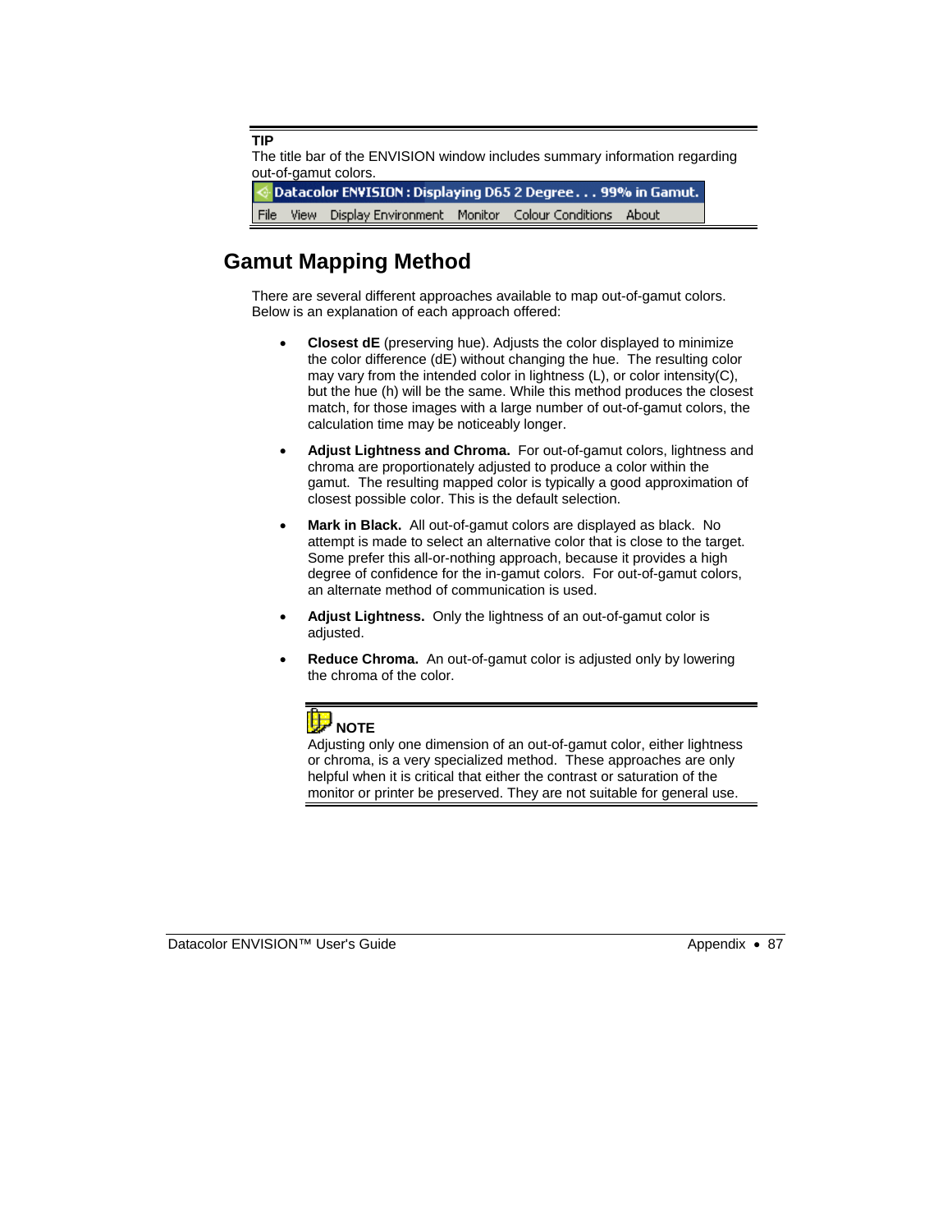**TIP**

The title bar of the ENVISION window includes summary information regarding out-of-gamut colors.

Datacolor ENVISION : Displaying D65 2 Degree . . . 99% in Gamut.

File View Display Environment Monitor Colour Conditions About

## Gamut Mapping Method

There are several different approaches available to map out-of-gamut colors. Below is an explanation of each approach offered:

- **Closest dE** (preserving hue). Adjusts the color displayed to minimize the color difference (dE) without changing the hue. The resulting color may vary from the intended color in lightness (L), or color intensity(C), but the hue (h) will be the same. While this method produces the closest match, for those images with a large number of out-of-gamut colors, the calculation time may be noticeably longer.
- **Adjust Lightness and Chroma.** For out-of-gamut colors, lightness and chroma are proportionately adjusted to produce a color within the gamut. The resulting mapped color is typically a good approximation of closest possible color. This is the default selection.
- **Mark in Black.** All out-of-gamut colors are displayed as black. No attempt is made to select an alternative color that is close to the target. Some prefer this all-or-nothing approach, because it provides a high degree of confidence for the in-gamut colors. For out-of-gamut colors, an alternate method of communication is used.
- **Adjust Lightness.** Only the lightness of an out-of-gamut color is adjusted.
- **Reduce Chroma.** An out-of-gamut color is adjusted only by lowering the chroma of the color.

**NOTE**

Adjusting only one dimension of an out-of-gamut color, either lightness or chroma, is a very specialized method. These approaches are only helpful when it is critical that either the contrast or saturation of the monitor or printer be preserved. They are not suitable for general use.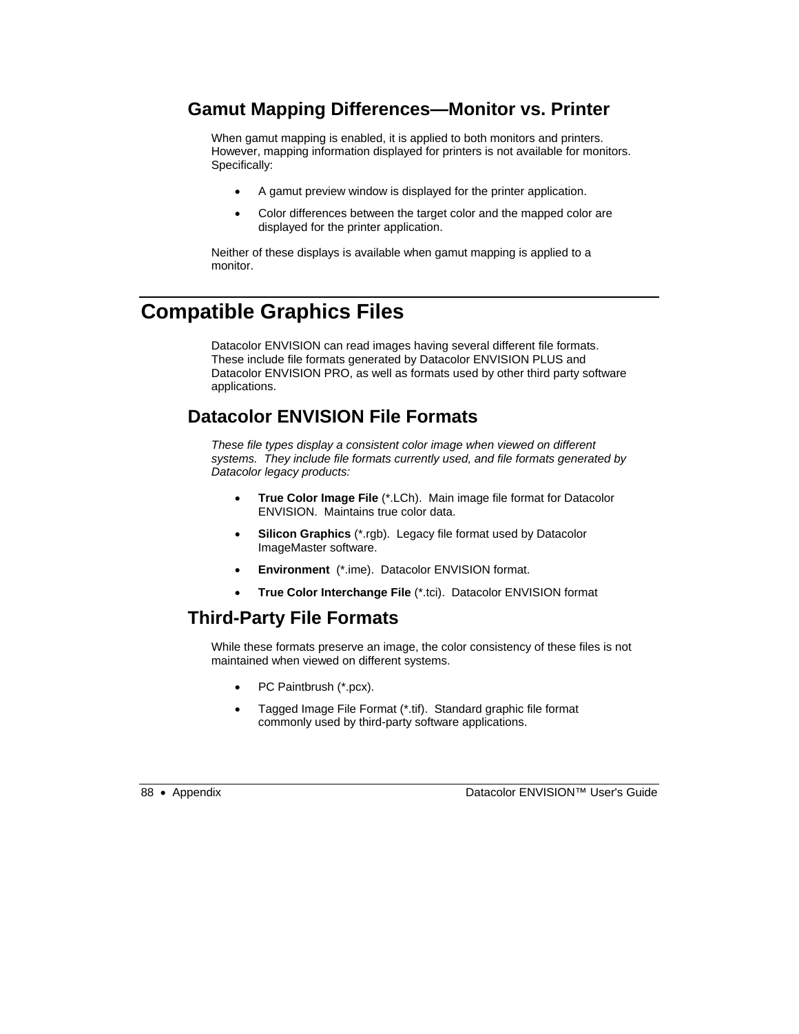## Gamut Mapping Differences—Monitor vs. Printer

When gamut mapping is enabled, it is applied to both monitors and printers. However, mapping information displayed for printers is not available for monitors. Specifically:

- A gamut preview window is displayed for the printer application.
- Color differences between the target color and the mapped color are displayed for the printer application.

Neither of these displays is available when gamut mapping is applied to a monitor.

# Compatible Graphics Files

Datacolor ENVISION can read images having several different file formats. These include file formats generated by Datacolor ENVISION PLUS and Datacolor ENVISION PRO, as well as formats used by other third party software applications.

## Datacolor ENVISION File Formats

*These file types display a consistent color image when viewed on different systems. They include file formats currently used, and file formats generated by Datacolor legacy products:*

- **True Color Image File** (*.LCh). Main image file format for Datacolor ENVISION. Maintains true color data.
- **Silicon Graphics** (*.rgb). Legacy file format used by Datacolor ImageMaster software.
- **Environment** (*.ime). Datacolor ENVISION format.
- **True Color Interchange File** (*.tci). Datacolor ENVISION format

## Third-Party File Formats

While these formats preserve an image, the color consistency of these files is not maintained when viewed on different systems.

- PC Paintbrush (*.pcx).
- Tagged Image File Format (*.tif). Standard graphic file format commonly used by third-party software applications.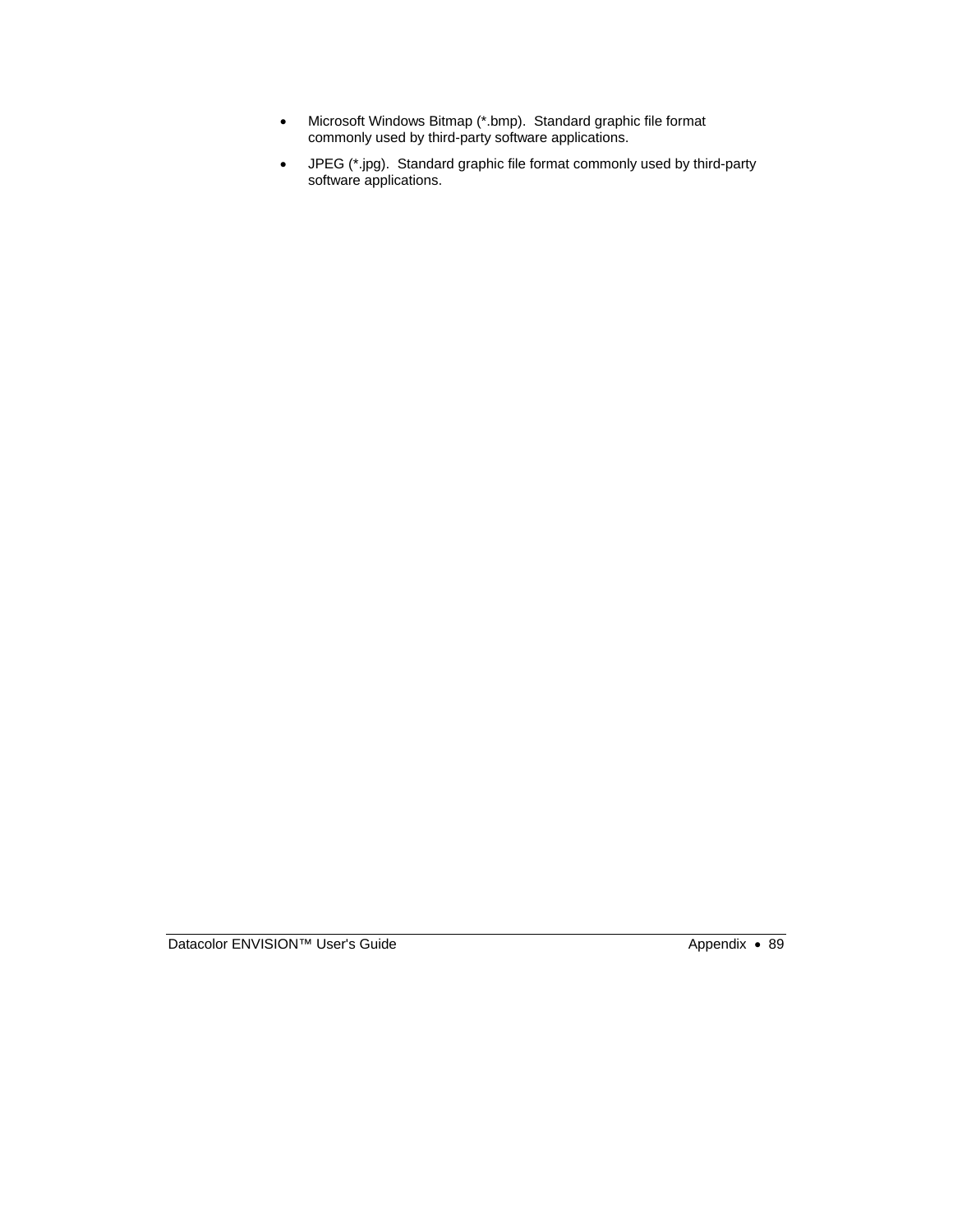- Microsoft Windows Bitmap (*.bmp).  Standard graphic file format commonly used by third-party software applications.
- JPEG (*.jpg).  Standard graphic file format commonly used by third-party software applications.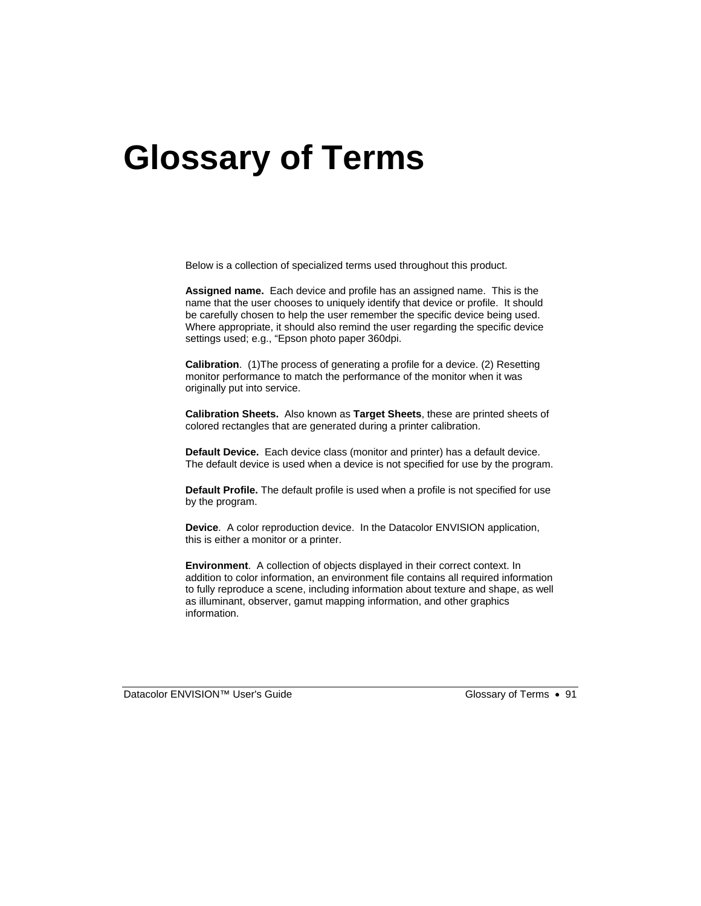# Glossary of Terms

Below is a collection of specialized terms used throughout this product.

**Assigned name.** Each device and profile has an assigned name. This is the name that the user chooses to uniquely identify that device or profile. It should be carefully chosen to help the user remember the specific device being used. Where appropriate, it should also remind the user regarding the specific device settings used; e.g., “Epson photo paper 360dpi.

**Calibration**. (1)The process of generating a profile for a device. (2) Resetting monitor performance to match the performance of the monitor when it was originally put into service.

**Calibration Sheets.** Also known as **Target Sheets**, these are printed sheets of colored rectangles that are generated during a printer calibration.

**Default Device.** Each device class (monitor and printer) has a default device. The default device is used when a device is not specified for use by the program.

**Default Profile.** The default profile is used when a profile is not specified for use by the program.

**Device**. A color reproduction device. In the Datacolor ENVISION application, this is either a monitor or a printer.

**Environment**. A collection of objects displayed in their correct context. In addition to color information, an environment file contains all required information to fully reproduce a scene, including information about texture and shape, as well as illuminant, observer, gamut mapping information, and other graphics information.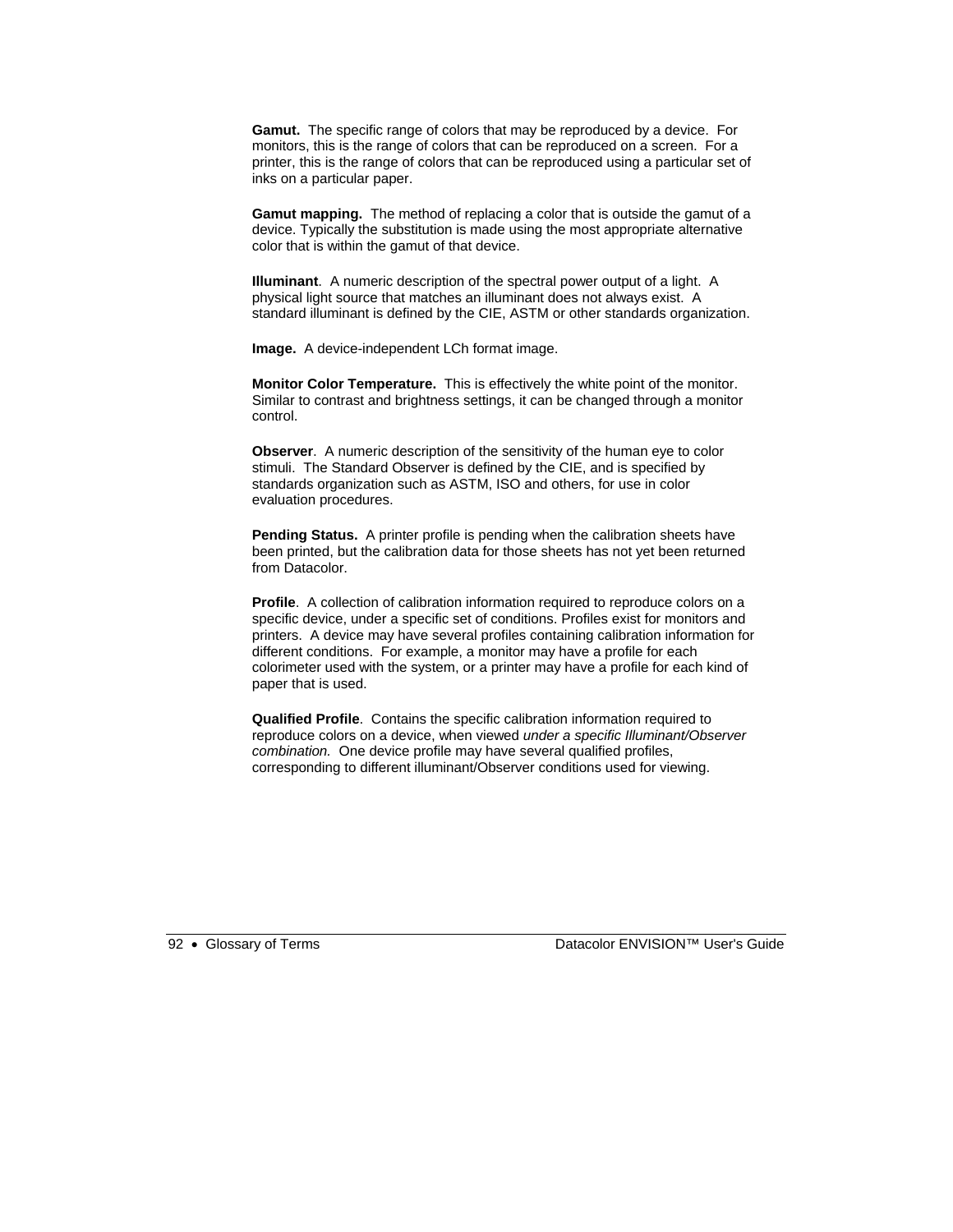**Gamut.** The specific range of colors that may be reproduced by a device. For monitors, this is the range of colors that can be reproduced on a screen. For a printer, this is the range of colors that can be reproduced using a particular set of inks on a particular paper.

**Gamut mapping.** The method of replacing a color that is outside the gamut of a device. Typically the substitution is made using the most appropriate alternative color that is within the gamut of that device.

**Illuminant**. A numeric description of the spectral power output of a light. A physical light source that matches an illuminant does not always exist. A standard illuminant is defined by the CIE, ASTM or other standards organization.

**Image.** A device-independent LCh format image.

**Monitor Color Temperature.** This is effectively the white point of the monitor. Similar to contrast and brightness settings, it can be changed through a monitor control.

**Observer**. A numeric description of the sensitivity of the human eye to color stimuli. The Standard Observer is defined by the CIE, and is specified by standards organization such as ASTM, ISO and others, for use in color evaluation procedures.

**Pending Status.** A printer profile is pending when the calibration sheets have been printed, but the calibration data for those sheets has not yet been returned from Datacolor.

**Profile**. A collection of calibration information required to reproduce colors on a specific device, under a specific set of conditions. Profiles exist for monitors and printers. A device may have several profiles containing calibration information for different conditions. For example, a monitor may have a profile for each colorimeter used with the system, or a printer may have a profile for each kind of paper that is used.

**Qualified Profile**. Contains the specific calibration information required to reproduce colors on a device, when viewed *under a specific Illuminant/Observer combination.* One device profile may have several qualified profiles, corresponding to different illuminant/Observer conditions used for viewing.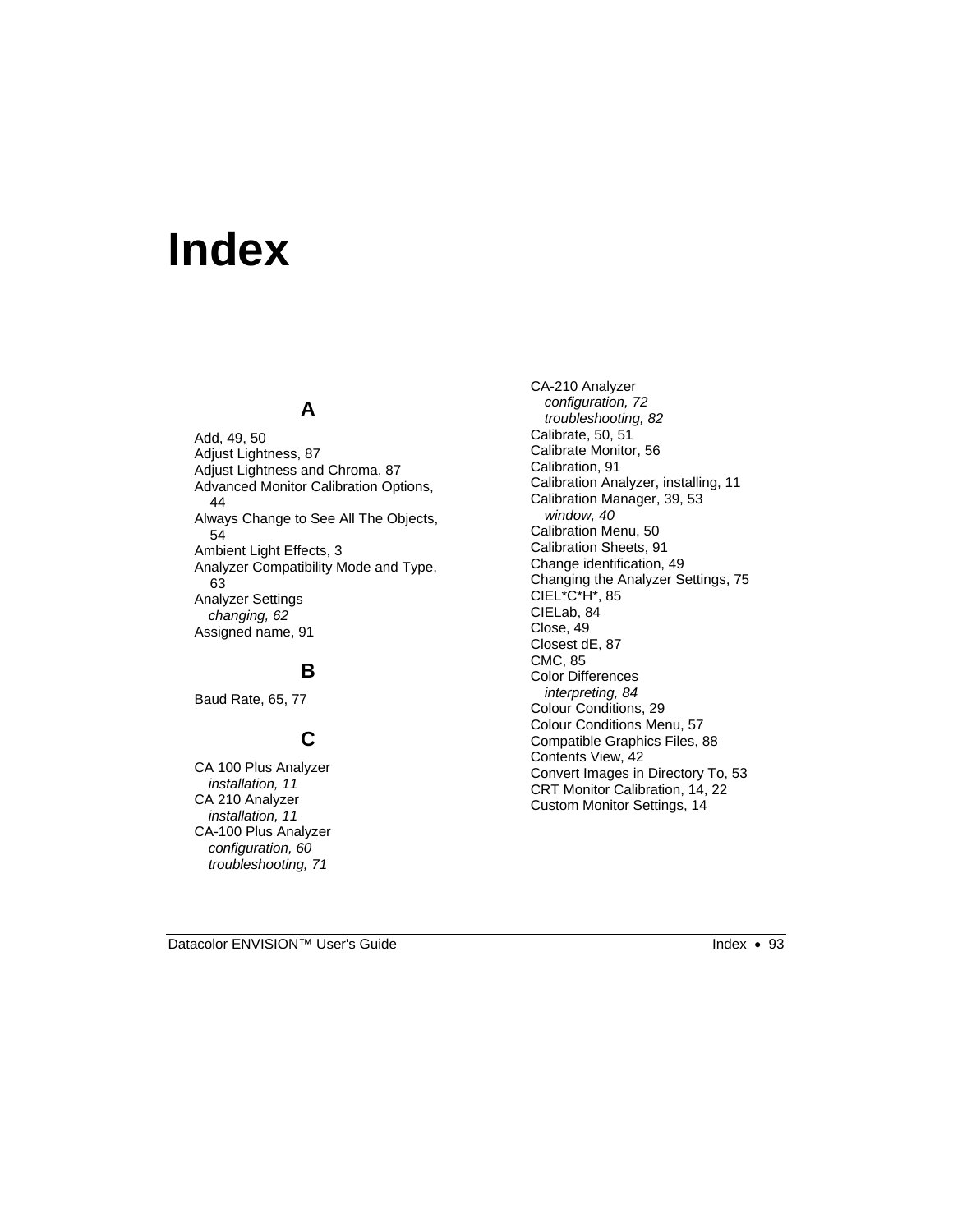# Index

## A

Add, 49, 50
Adjust Lightness, 87
Adjust Lightness and Chroma, 87
Advanced Monitor Calibration Options, 44
Always Change to See All The Objects, 54
Ambient Light Effects, 3
Analyzer Compatibility Mode and Type, 63
Analyzer Settings
  *changing, 62*
Assigned name, 91

## B

Baud Rate, 65, 77

## C

CA 100 Plus Analyzer
  *installation, 11*
CA 210 Analyzer
  *installation, 11*
CA-100 Plus Analyzer
  *configuration, 60*
  *troubleshooting, 71*
CA-210 Analyzer
  *configuration, 72*
  *troubleshooting, 82*
Calibrate, 50, 51
Calibrate Monitor, 56
Calibration, 91
Calibration Analyzer, installing, 11
Calibration Manager, 39, 53
  *window, 40*
Calibration Menu, 50
Calibration Sheets, 91
Change identification, 49
Changing the Analyzer Settings, 75
CIEL*C*H*, 85
CIELab, 84
Close, 49
Closest dE, 87
CMC, 85
Color Differences
  *interpreting, 84*
Colour Conditions, 29
Colour Conditions Menu, 57
Compatible Graphics Files, 88
Contents View, 42
Convert Images in Directory To, 53
CRT Monitor Calibration, 14, 22
Custom Monitor Settings, 14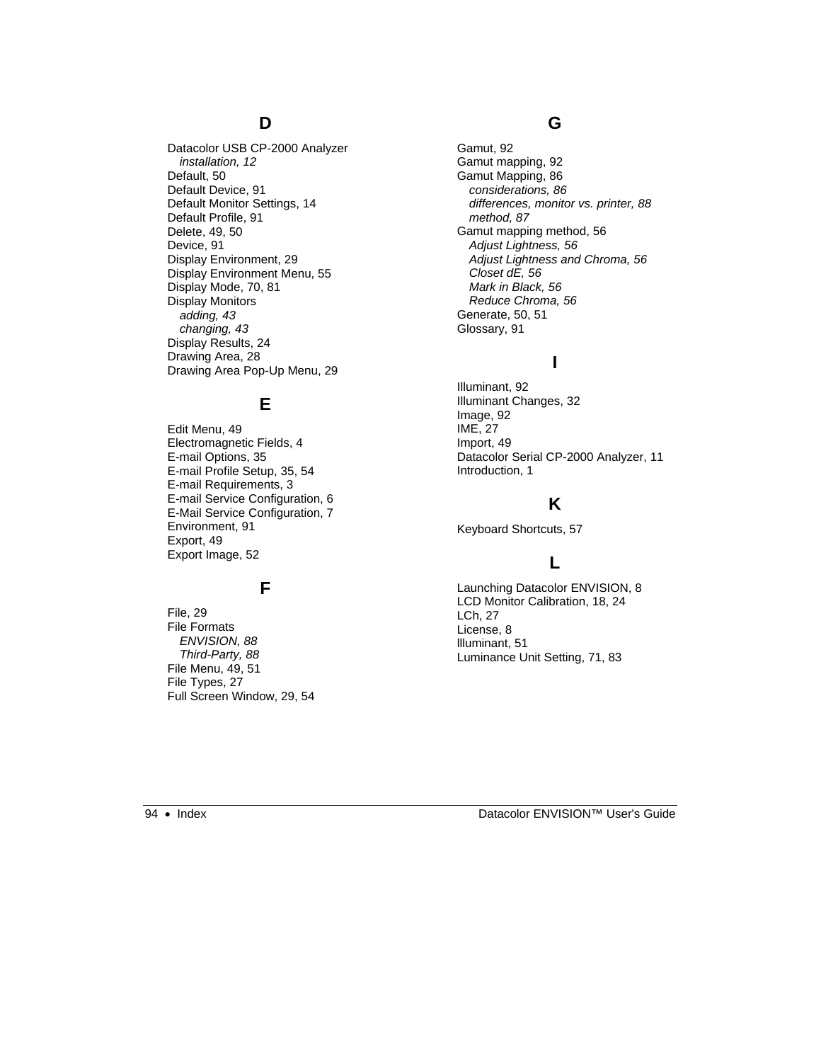## D

Datacolor USB CP-2000 Analyzer
- *installation, 12*

Default, 50
Default Device, 91
Default Monitor Settings, 14
Default Profile, 91
Delete, 49, 50
Device, 91
Display Environment, 29
Display Environment Menu, 55
Display Mode, 70, 81
Display Monitors
- *adding, 43*
- *changing, 43*

Display Results, 24
Drawing Area, 28
Drawing Area Pop-Up Menu, 29

## E

Edit Menu, 49
Electromagnetic Fields, 4
E-mail Options, 35
E-mail Profile Setup, 35, 54
E-mail Requirements, 3
E-mail Service Configuration, 6
E-Mail Service Configuration, 7
Environment, 91
Export, 49
Export Image, 52

## F

File, 29
File Formats
- *ENVISION, 88*
- *Third-Party, 88*

File Menu, 49, 51
File Types, 27
Full Screen Window, 29, 54

## G

Gamut, 92
Gamut mapping, 92
Gamut Mapping, 86
- *considerations, 86*
- *differences, monitor vs. printer, 88*
- *method, 87*

Gamut mapping method, 56
- *Adjust Lightness, 56*
- *Adjust Lightness and Chroma, 56*
- *Closet dE, 56*
- *Mark in Black, 56*
- *Reduce Chroma, 56*

Generate, 50, 51
Glossary, 91

## I

Illuminant, 92
Illuminant Changes, 32
Image, 92
IME, 27
Import, 49
Datacolor Serial CP-2000 Analyzer, 11
Introduction, 1

## K

Keyboard Shortcuts, 57

## L

Launching Datacolor ENVISION, 8
LCD Monitor Calibration, 18, 24
LCh, 27
License, 8
llluminant, 51
Luminance Unit Setting, 71, 83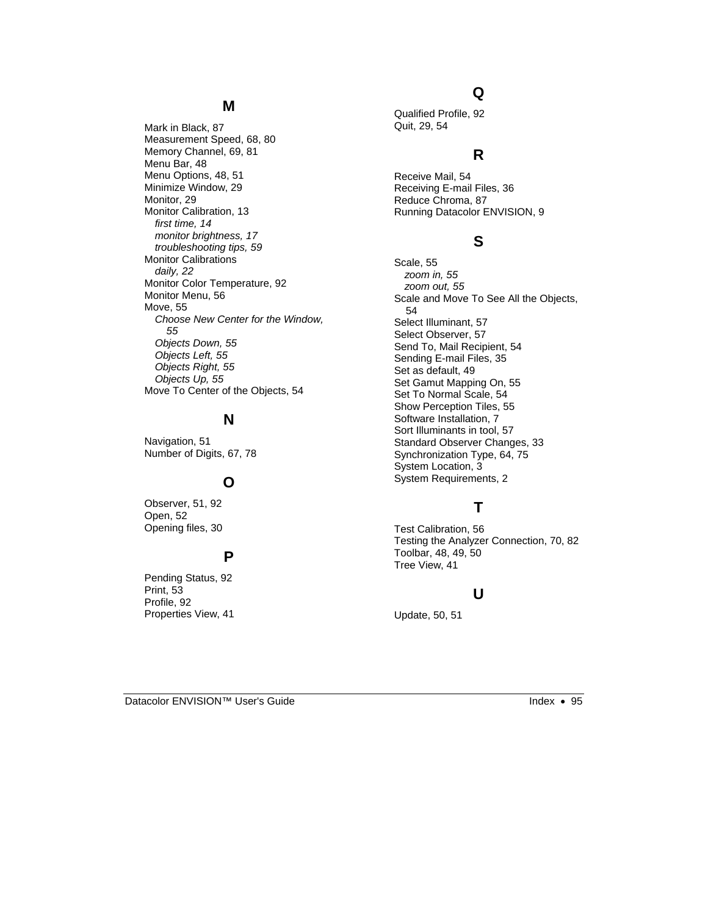## M

Mark in Black, 87
Measurement Speed, 68, 80
Memory Channel, 69, 81
Menu Bar, 48
Menu Options, 48, 51
Minimize Window, 29
Monitor, 29
Monitor Calibration, 13
  *first time, 14*
  *monitor brightness, 17*
  *troubleshooting tips, 59*
Monitor Calibrations
  *daily, 22*
Monitor Color Temperature, 92
Monitor Menu, 56
Move, 55
  *Choose New Center for the Window, 55*
  *Objects Down, 55*
  *Objects Left, 55*
  *Objects Right, 55*
  *Objects Up, 55*
Move To Center of the Objects, 54

## N

Navigation, 51
Number of Digits, 67, 78

## O

Observer, 51, 92
Open, 52
Opening files, 30

## P

Pending Status, 92
Print, 53
Profile, 92
Properties View, 41

## Q

Qualified Profile, 92
Quit, 29, 54

## R

Receive Mail, 54
Receiving E-mail Files, 36
Reduce Chroma, 87
Running Datacolor ENVISION, 9

## S

Scale, 55
  *zoom in, 55*
  *zoom out, 55*
Scale and Move To See All the Objects, 54
Select Illuminant, 57
Select Observer, 57
Send To, Mail Recipient, 54
Sending E-mail Files, 35
Set as default, 49
Set Gamut Mapping On, 55
Set To Normal Scale, 54
Show Perception Tiles, 55
Software Installation, 7
Sort Illuminants in tool, 57
Standard Observer Changes, 33
Synchronization Type, 64, 75
System Location, 3
System Requirements, 2

## T

Test Calibration, 56
Testing the Analyzer Connection, 70, 82
Toolbar, 48, 49, 50
Tree View, 41

## U

Update, 50, 51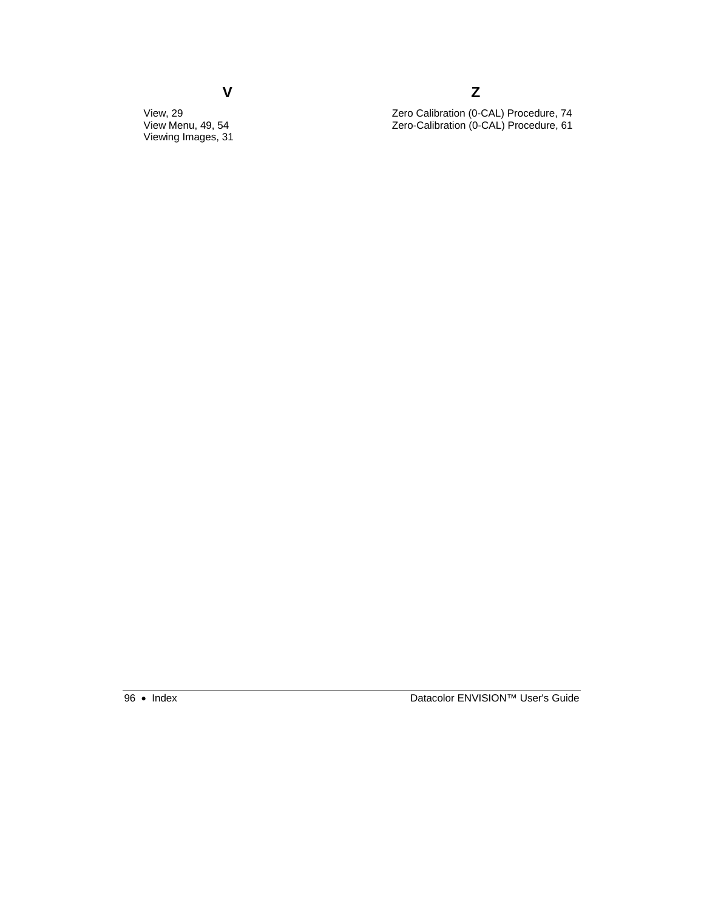## V

View, 29
View Menu, 49, 54
Viewing Images, 31

## Z

Zero Calibration (0-CAL) Procedure, 74
Zero-Calibration (0-CAL) Procedure, 61